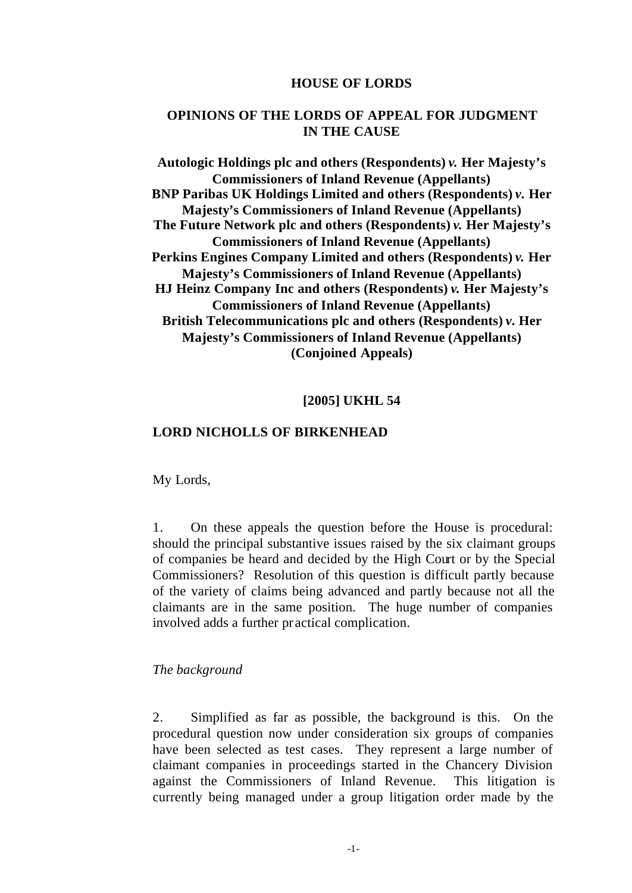**HOUSE OF LORDS**

**OPINIONS OF THE LORDS OF APPEAL FOR JUDGMENT IN THE CAUSE**

**Autologic Holdings plc and others (Respondents) *v.* Her Majesty's Commissioners of Inland Revenue (Appellants)**
**BNP Paribas UK Holdings Limited and others (Respondents) *v.* Her Majesty's Commissioners of Inland Revenue (Appellants)**
**The Future Network plc and others (Respondents) *v.* Her Majesty's Commissioners of Inland Revenue (Appellants)**
**Perkins Engines Company Limited and others (Respondents) *v.* Her Majesty's Commissioners of Inland Revenue (Appellants)**
**HJ Heinz Company Inc and others (Respondents) *v.* Her Majesty's Commissioners of Inland Revenue (Appellants)**
**British Telecommunications plc and others (Respondents) *v.* Her Majesty's Commissioners of Inland Revenue (Appellants)**
**(Conjoined Appeals)**

**[2005] UKHL 54**

**LORD NICHOLLS OF BIRKENHEAD**

My Lords,

1. On these appeals the question before the House is procedural: should the principal substantive issues raised by the six claimant groups of companies be heard and decided by the High Court or by the Special Commissioners? Resolution of this question is difficult partly because of the variety of claims being advanced and partly because not all the claimants are in the same position. The huge number of companies involved adds a further practical complication.

*The background*

2. Simplified as far as possible, the background is this. On the procedural question now under consideration six groups of companies have been selected as test cases. They represent a large number of claimant companies in proceedings started in the Chancery Division against the Commissioners of Inland Revenue. This litigation is currently being managed under a group litigation order made by the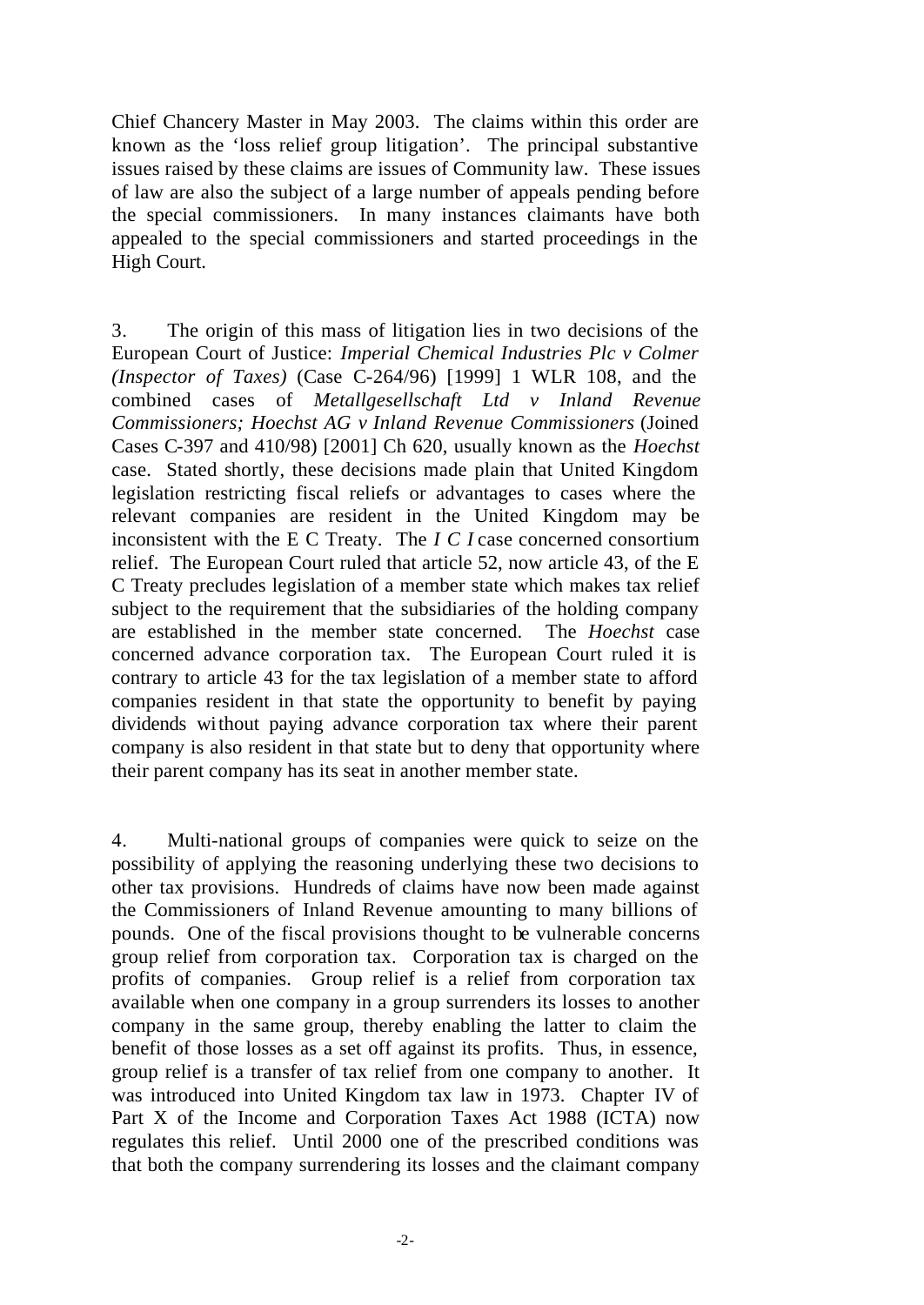Chief Chancery Master in May 2003. The claims within this order are known as the 'loss relief group litigation'. The principal substantive issues raised by these claims are issues of Community law. These issues of law are also the subject of a large number of appeals pending before the special commissioners. In many instances claimants have both appealed to the special commissioners and started proceedings in the High Court.

3. The origin of this mass of litigation lies in two decisions of the European Court of Justice: *Imperial Chemical Industries Plc v Colmer (Inspector of Taxes)* (Case C-264/96) [1999] 1 WLR 108, and the combined cases of *Metallgesellschaft Ltd v Inland Revenue Commissioners; Hoechst AG v Inland Revenue Commissioners* (Joined Cases C-397 and 410/98) [2001] Ch 620, usually known as the *Hoechst* case. Stated shortly, these decisions made plain that United Kingdom legislation restricting fiscal reliefs or advantages to cases where the relevant companies are resident in the United Kingdom may be inconsistent with the E C Treaty. The *I C I* case concerned consortium relief. The European Court ruled that article 52, now article 43, of the E C Treaty precludes legislation of a member state which makes tax relief subject to the requirement that the subsidiaries of the holding company are established in the member state concerned. The *Hoechst* case concerned advance corporation tax. The European Court ruled it is contrary to article 43 for the tax legislation of a member state to afford companies resident in that state the opportunity to benefit by paying dividends without paying advance corporation tax where their parent company is also resident in that state but to deny that opportunity where their parent company has its seat in another member state.

4. Multi-national groups of companies were quick to seize on the possibility of applying the reasoning underlying these two decisions to other tax provisions. Hundreds of claims have now been made against the Commissioners of Inland Revenue amounting to many billions of pounds. One of the fiscal provisions thought to be vulnerable concerns group relief from corporation tax. Corporation tax is charged on the profits of companies. Group relief is a relief from corporation tax available when one company in a group surrenders its losses to another company in the same group, thereby enabling the latter to claim the benefit of those losses as a set off against its profits. Thus, in essence, group relief is a transfer of tax relief from one company to another. It was introduced into United Kingdom tax law in 1973. Chapter IV of Part X of the Income and Corporation Taxes Act 1988 (ICTA) now regulates this relief. Until 2000 one of the prescribed conditions was that both the company surrendering its losses and the claimant company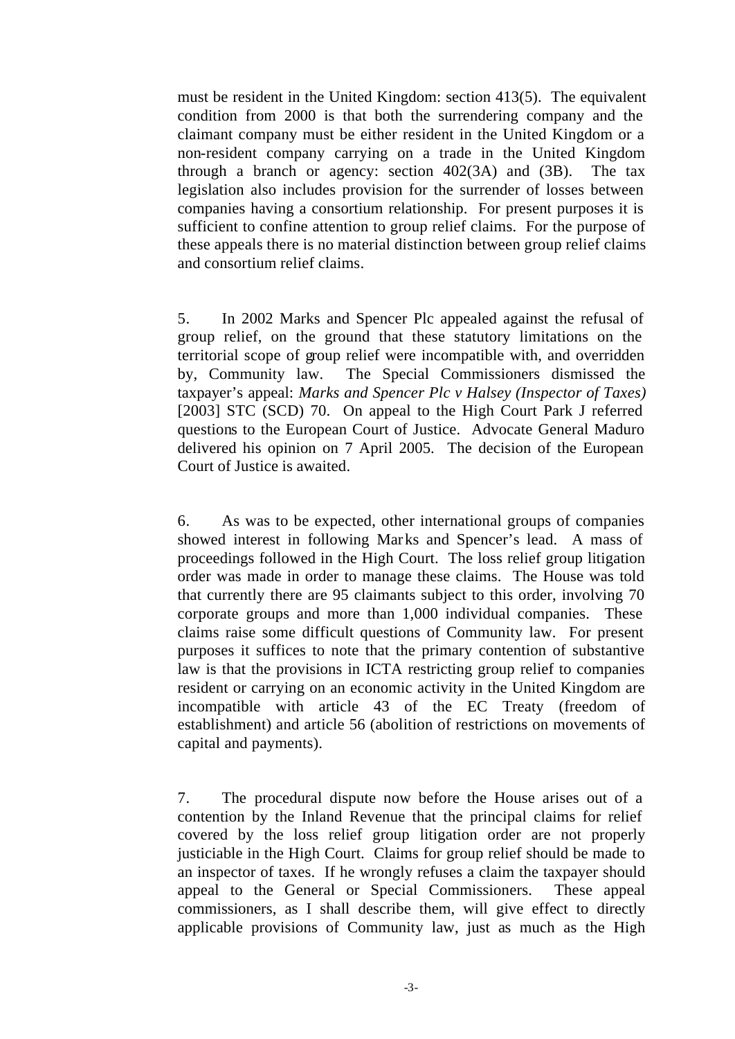must be resident in the United Kingdom: section 413(5). The equivalent condition from 2000 is that both the surrendering company and the claimant company must be either resident in the United Kingdom or a non-resident company carrying on a trade in the United Kingdom through a branch or agency: section 402(3A) and (3B). The tax legislation also includes provision for the surrender of losses between companies having a consortium relationship. For present purposes it is sufficient to confine attention to group relief claims. For the purpose of these appeals there is no material distinction between group relief claims and consortium relief claims.

5. In 2002 Marks and Spencer Plc appealed against the refusal of group relief, on the ground that these statutory limitations on the territorial scope of group relief were incompatible with, and overridden by, Community law. The Special Commissioners dismissed the taxpayer's appeal: *Marks and Spencer Plc v Halsey (Inspector of Taxes)* [2003] STC (SCD) 70. On appeal to the High Court Park J referred questions to the European Court of Justice. Advocate General Maduro delivered his opinion on 7 April 2005. The decision of the European Court of Justice is awaited.

6. As was to be expected, other international groups of companies showed interest in following Marks and Spencer's lead. A mass of proceedings followed in the High Court. The loss relief group litigation order was made in order to manage these claims. The House was told that currently there are 95 claimants subject to this order, involving 70 corporate groups and more than 1,000 individual companies. These claims raise some difficult questions of Community law. For present purposes it suffices to note that the primary contention of substantive law is that the provisions in ICTA restricting group relief to companies resident or carrying on an economic activity in the United Kingdom are incompatible with article 43 of the EC Treaty (freedom of establishment) and article 56 (abolition of restrictions on movements of capital and payments).

7. The procedural dispute now before the House arises out of a contention by the Inland Revenue that the principal claims for relief covered by the loss relief group litigation order are not properly justiciable in the High Court. Claims for group relief should be made to an inspector of taxes. If he wrongly refuses a claim the taxpayer should appeal to the General or Special Commissioners. These appeal commissioners, as I shall describe them, will give effect to directly applicable provisions of Community law, just as much as the High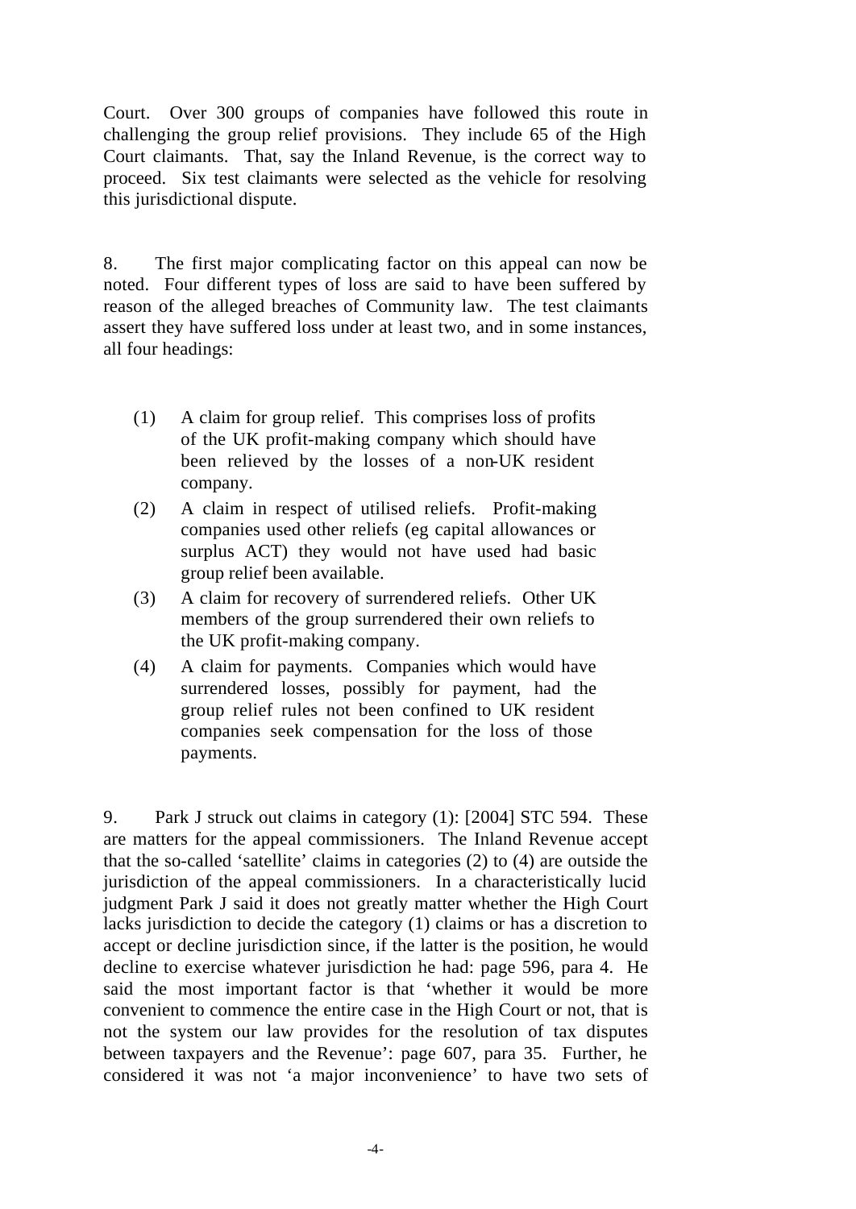Court. Over 300 groups of companies have followed this route in challenging the group relief provisions. They include 65 of the High Court claimants. That, say the Inland Revenue, is the correct way to proceed. Six test claimants were selected as the vehicle for resolving this jurisdictional dispute.

8. The first major complicating factor on this appeal can now be noted. Four different types of loss are said to have been suffered by reason of the alleged breaches of Community law. The test claimants assert they have suffered loss under at least two, and in some instances, all four headings:

(1) A claim for group relief. This comprises loss of profits of the UK profit-making company which should have been relieved by the losses of a non-UK resident company.

(2) A claim in respect of utilised reliefs. Profit-making companies used other reliefs (eg capital allowances or surplus ACT) they would not have used had basic group relief been available.

(3) A claim for recovery of surrendered reliefs. Other UK members of the group surrendered their own reliefs to the UK profit-making company.

(4) A claim for payments. Companies which would have surrendered losses, possibly for payment, had the group relief rules not been confined to UK resident companies seek compensation for the loss of those payments.

9. Park J struck out claims in category (1): [2004] STC 594. These are matters for the appeal commissioners. The Inland Revenue accept that the so-called 'satellite' claims in categories (2) to (4) are outside the jurisdiction of the appeal commissioners. In a characteristically lucid judgment Park J said it does not greatly matter whether the High Court lacks jurisdiction to decide the category (1) claims or has a discretion to accept or decline jurisdiction since, if the latter is the position, he would decline to exercise whatever jurisdiction he had: page 596, para 4. He said the most important factor is that 'whether it would be more convenient to commence the entire case in the High Court or not, that is not the system our law provides for the resolution of tax disputes between taxpayers and the Revenue': page 607, para 35. Further, he considered it was not 'a major inconvenience' to have two sets of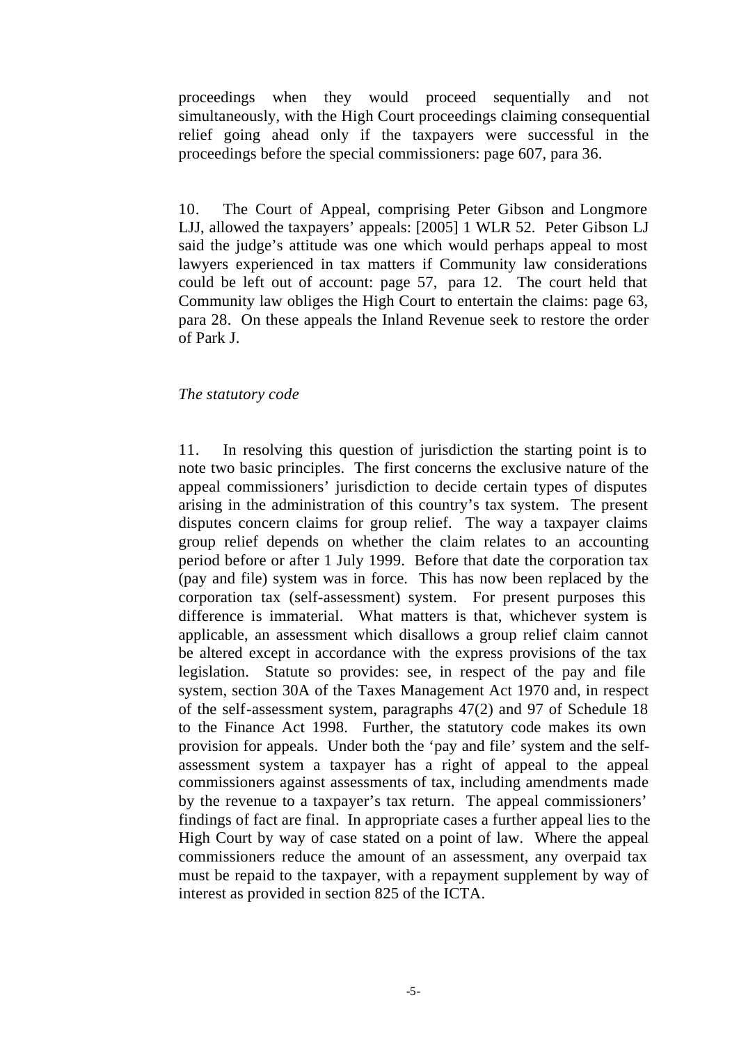proceedings when they would proceed sequentially and not simultaneously, with the High Court proceedings claiming consequential relief going ahead only if the taxpayers were successful in the proceedings before the special commissioners: page 607, para 36.

10. The Court of Appeal, comprising Peter Gibson and Longmore LJJ, allowed the taxpayers' appeals: [2005] 1 WLR 52. Peter Gibson LJ said the judge's attitude was one which would perhaps appeal to most lawyers experienced in tax matters if Community law considerations could be left out of account: page 57, para 12. The court held that Community law obliges the High Court to entertain the claims: page 63, para 28. On these appeals the Inland Revenue seek to restore the order of Park J.

*The statutory code*

11. In resolving this question of jurisdiction the starting point is to note two basic principles. The first concerns the exclusive nature of the appeal commissioners' jurisdiction to decide certain types of disputes arising in the administration of this country's tax system. The present disputes concern claims for group relief. The way a taxpayer claims group relief depends on whether the claim relates to an accounting period before or after 1 July 1999. Before that date the corporation tax (pay and file) system was in force. This has now been replaced by the corporation tax (self-assessment) system. For present purposes this difference is immaterial. What matters is that, whichever system is applicable, an assessment which disallows a group relief claim cannot be altered except in accordance with the express provisions of the tax legislation. Statute so provides: see, in respect of the pay and file system, section 30A of the Taxes Management Act 1970 and, in respect of the self-assessment system, paragraphs 47(2) and 97 of Schedule 18 to the Finance Act 1998. Further, the statutory code makes its own provision for appeals. Under both the 'pay and file' system and the self-assessment system a taxpayer has a right of appeal to the appeal commissioners against assessments of tax, including amendments made by the revenue to a taxpayer's tax return. The appeal commissioners' findings of fact are final. In appropriate cases a further appeal lies to the High Court by way of case stated on a point of law. Where the appeal commissioners reduce the amount of an assessment, any overpaid tax must be repaid to the taxpayer, with a repayment supplement by way of interest as provided in section 825 of the ICTA.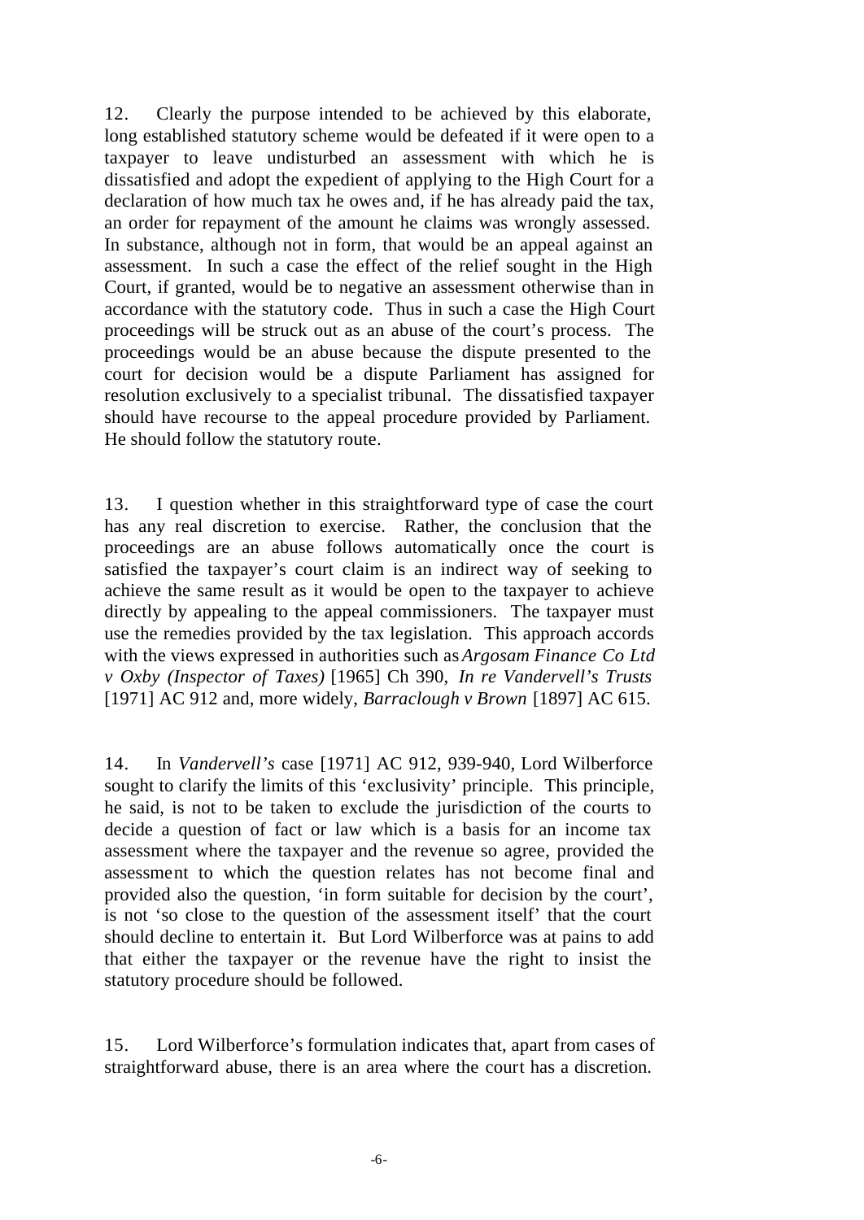12. Clearly the purpose intended to be achieved by this elaborate, long established statutory scheme would be defeated if it were open to a taxpayer to leave undisturbed an assessment with which he is dissatisfied and adopt the expedient of applying to the High Court for a declaration of how much tax he owes and, if he has already paid the tax, an order for repayment of the amount he claims was wrongly assessed. In substance, although not in form, that would be an appeal against an assessment. In such a case the effect of the relief sought in the High Court, if granted, would be to negative an assessment otherwise than in accordance with the statutory code. Thus in such a case the High Court proceedings will be struck out as an abuse of the court's process. The proceedings would be an abuse because the dispute presented to the court for decision would be a dispute Parliament has assigned for resolution exclusively to a specialist tribunal. The dissatisfied taxpayer should have recourse to the appeal procedure provided by Parliament. He should follow the statutory route.

13. I question whether in this straightforward type of case the court has any real discretion to exercise. Rather, the conclusion that the proceedings are an abuse follows automatically once the court is satisfied the taxpayer's court claim is an indirect way of seeking to achieve the same result as it would be open to the taxpayer to achieve directly by appealing to the appeal commissioners. The taxpayer must use the remedies provided by the tax legislation. This approach accords with the views expressed in authorities such as *Argosam Finance Co Ltd v Oxby (Inspector of Taxes)* [1965] Ch 390, *In re Vandervell's Trusts* [1971] AC 912 and, more widely, *Barraclough v Brown* [1897] AC 615.

14. In *Vandervell's* case [1971] AC 912, 939-940, Lord Wilberforce sought to clarify the limits of this 'exclusivity' principle. This principle, he said, is not to be taken to exclude the jurisdiction of the courts to decide a question of fact or law which is a basis for an income tax assessment where the taxpayer and the revenue so agree, provided the assessment to which the question relates has not become final and provided also the question, 'in form suitable for decision by the court', is not 'so close to the question of the assessment itself' that the court should decline to entertain it. But Lord Wilberforce was at pains to add that either the taxpayer or the revenue have the right to insist the statutory procedure should be followed.

15. Lord Wilberforce's formulation indicates that, apart from cases of straightforward abuse, there is an area where the court has a discretion.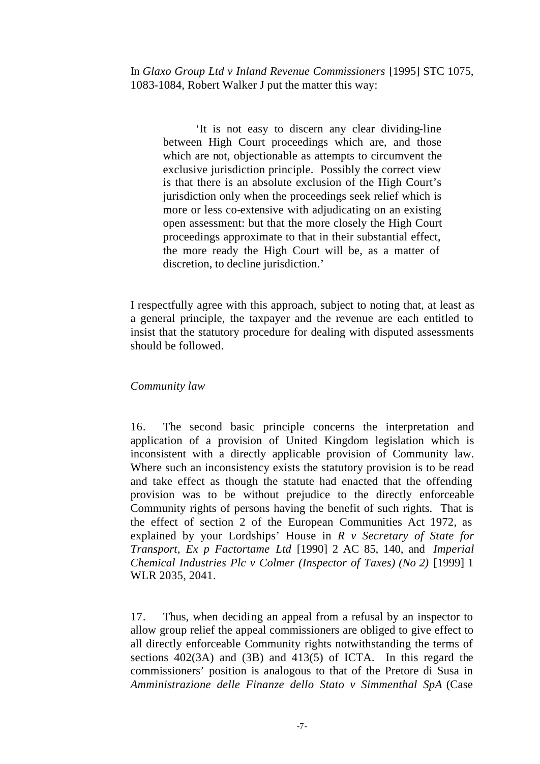In *Glaxo Group Ltd v Inland Revenue Commissioners* [1995] STC 1075, 1083-1084, Robert Walker J put the matter this way:

> 'It is not easy to discern any clear dividing-line between High Court proceedings which are, and those which are not, objectionable as attempts to circumvent the exclusive jurisdiction principle. Possibly the correct view is that there is an absolute exclusion of the High Court's jurisdiction only when the proceedings seek relief which is more or less co-extensive with adjudicating on an existing open assessment: but that the more closely the High Court proceedings approximate to that in their substantial effect, the more ready the High Court will be, as a matter of discretion, to decline jurisdiction.'

I respectfully agree with this approach, subject to noting that, at least as a general principle, the taxpayer and the revenue are each entitled to insist that the statutory procedure for dealing with disputed assessments should be followed.

*Community law*

16. The second basic principle concerns the interpretation and application of a provision of United Kingdom legislation which is inconsistent with a directly applicable provision of Community law. Where such an inconsistency exists the statutory provision is to be read and take effect as though the statute had enacted that the offending provision was to be without prejudice to the directly enforceable Community rights of persons having the benefit of such rights. That is the effect of section 2 of the European Communities Act 1972, as explained by your Lordships' House in *R v Secretary of State for Transport, Ex p Factortame Ltd* [1990] 2 AC 85, 140, and *Imperial Chemical Industries Plc v Colmer (Inspector of Taxes) (No 2)* [1999] 1 WLR 2035, 2041.

17. Thus, when deciding an appeal from a refusal by an inspector to allow group relief the appeal commissioners are obliged to give effect to all directly enforceable Community rights notwithstanding the terms of sections 402(3A) and (3B) and 413(5) of ICTA. In this regard the commissioners' position is analogous to that of the Pretore di Susa in *Amministrazione delle Finanze dello Stato v Simmenthal SpA* (Case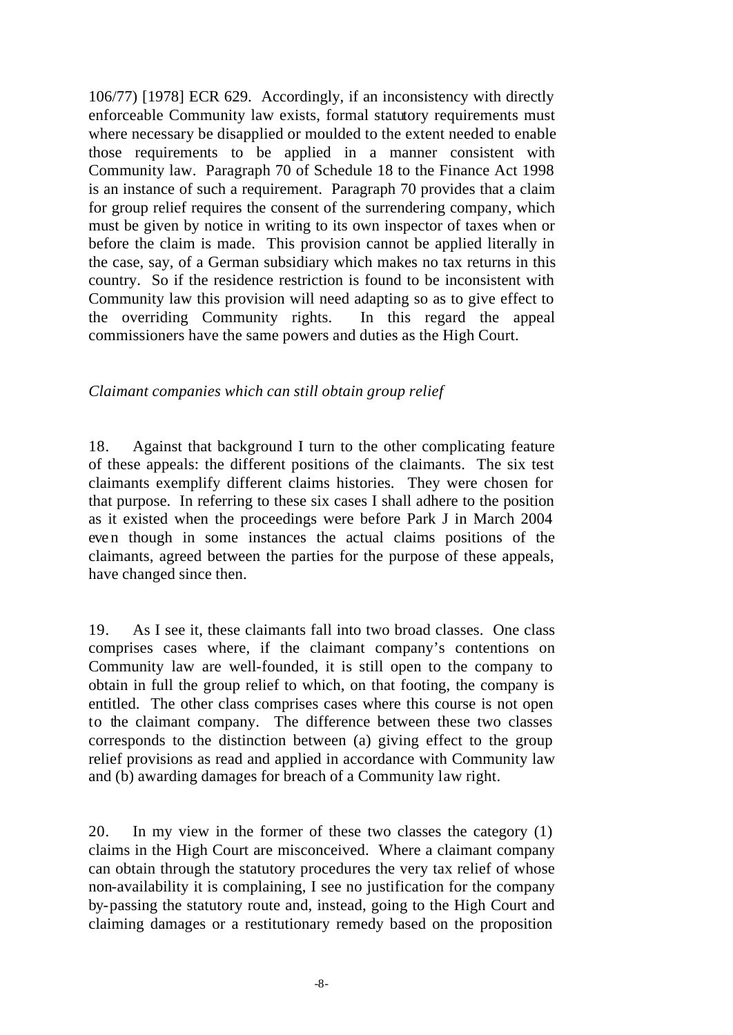106/77) [1978] ECR 629. Accordingly, if an inconsistency with directly enforceable Community law exists, formal statutory requirements must where necessary be disapplied or moulded to the extent needed to enable those requirements to be applied in a manner consistent with Community law. Paragraph 70 of Schedule 18 to the Finance Act 1998 is an instance of such a requirement. Paragraph 70 provides that a claim for group relief requires the consent of the surrendering company, which must be given by notice in writing to its own inspector of taxes when or before the claim is made. This provision cannot be applied literally in the case, say, of a German subsidiary which makes no tax returns in this country. So if the residence restriction is found to be inconsistent with Community law this provision will need adapting so as to give effect to the overriding Community rights. In this regard the appeal commissioners have the same powers and duties as the High Court.

*Claimant companies which can still obtain group relief*

18. Against that background I turn to the other complicating feature of these appeals: the different positions of the claimants. The six test claimants exemplify different claims histories. They were chosen for that purpose. In referring to these six cases I shall adhere to the position as it existed when the proceedings were before Park J in March 2004 even though in some instances the actual claims positions of the claimants, agreed between the parties for the purpose of these appeals, have changed since then.

19. As I see it, these claimants fall into two broad classes. One class comprises cases where, if the claimant company's contentions on Community law are well-founded, it is still open to the company to obtain in full the group relief to which, on that footing, the company is entitled. The other class comprises cases where this course is not open to the claimant company. The difference between these two classes corresponds to the distinction between (a) giving effect to the group relief provisions as read and applied in accordance with Community law and (b) awarding damages for breach of a Community law right.

20. In my view in the former of these two classes the category (1) claims in the High Court are misconceived. Where a claimant company can obtain through the statutory procedures the very tax relief of whose non-availability it is complaining, I see no justification for the company by-passing the statutory route and, instead, going to the High Court and claiming damages or a restitutionary remedy based on the proposition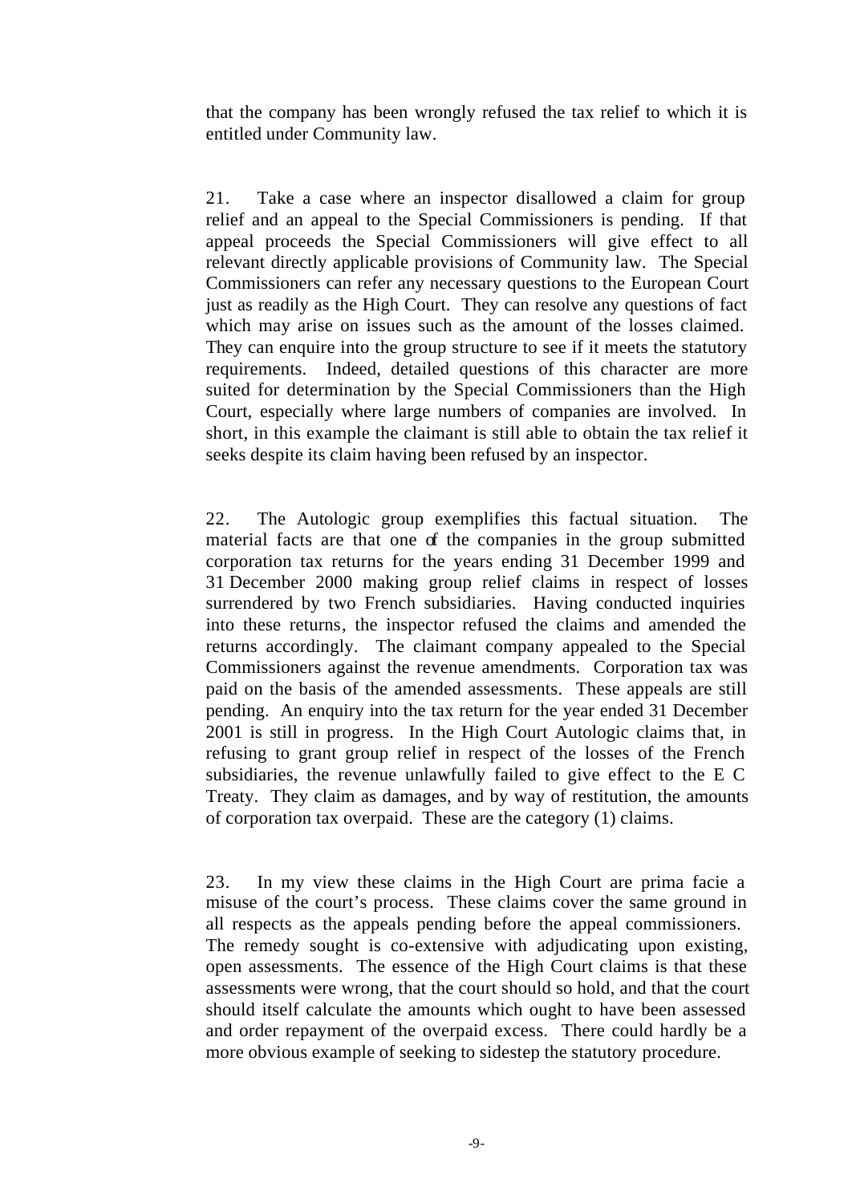that the company has been wrongly refused the tax relief to which it is entitled under Community law.

21. Take a case where an inspector disallowed a claim for group relief and an appeal to the Special Commissioners is pending. If that appeal proceeds the Special Commissioners will give effect to all relevant directly applicable provisions of Community law. The Special Commissioners can refer any necessary questions to the European Court just as readily as the High Court. They can resolve any questions of fact which may arise on issues such as the amount of the losses claimed. They can enquire into the group structure to see if it meets the statutory requirements. Indeed, detailed questions of this character are more suited for determination by the Special Commissioners than the High Court, especially where large numbers of companies are involved. In short, in this example the claimant is still able to obtain the tax relief it seeks despite its claim having been refused by an inspector.

22. The Autologic group exemplifies this factual situation. The material facts are that one of the companies in the group submitted corporation tax returns for the years ending 31 December 1999 and 31 December 2000 making group relief claims in respect of losses surrendered by two French subsidiaries. Having conducted inquiries into these returns, the inspector refused the claims and amended the returns accordingly. The claimant company appealed to the Special Commissioners against the revenue amendments. Corporation tax was paid on the basis of the amended assessments. These appeals are still pending. An enquiry into the tax return for the year ended 31 December 2001 is still in progress. In the High Court Autologic claims that, in refusing to grant group relief in respect of the losses of the French subsidiaries, the revenue unlawfully failed to give effect to the E C Treaty. They claim as damages, and by way of restitution, the amounts of corporation tax overpaid. These are the category (1) claims.

23. In my view these claims in the High Court are prima facie a misuse of the court's process. These claims cover the same ground in all respects as the appeals pending before the appeal commissioners. The remedy sought is co-extensive with adjudicating upon existing, open assessments. The essence of the High Court claims is that these assessments were wrong, that the court should so hold, and that the court should itself calculate the amounts which ought to have been assessed and order repayment of the overpaid excess. There could hardly be a more obvious example of seeking to sidestep the statutory procedure.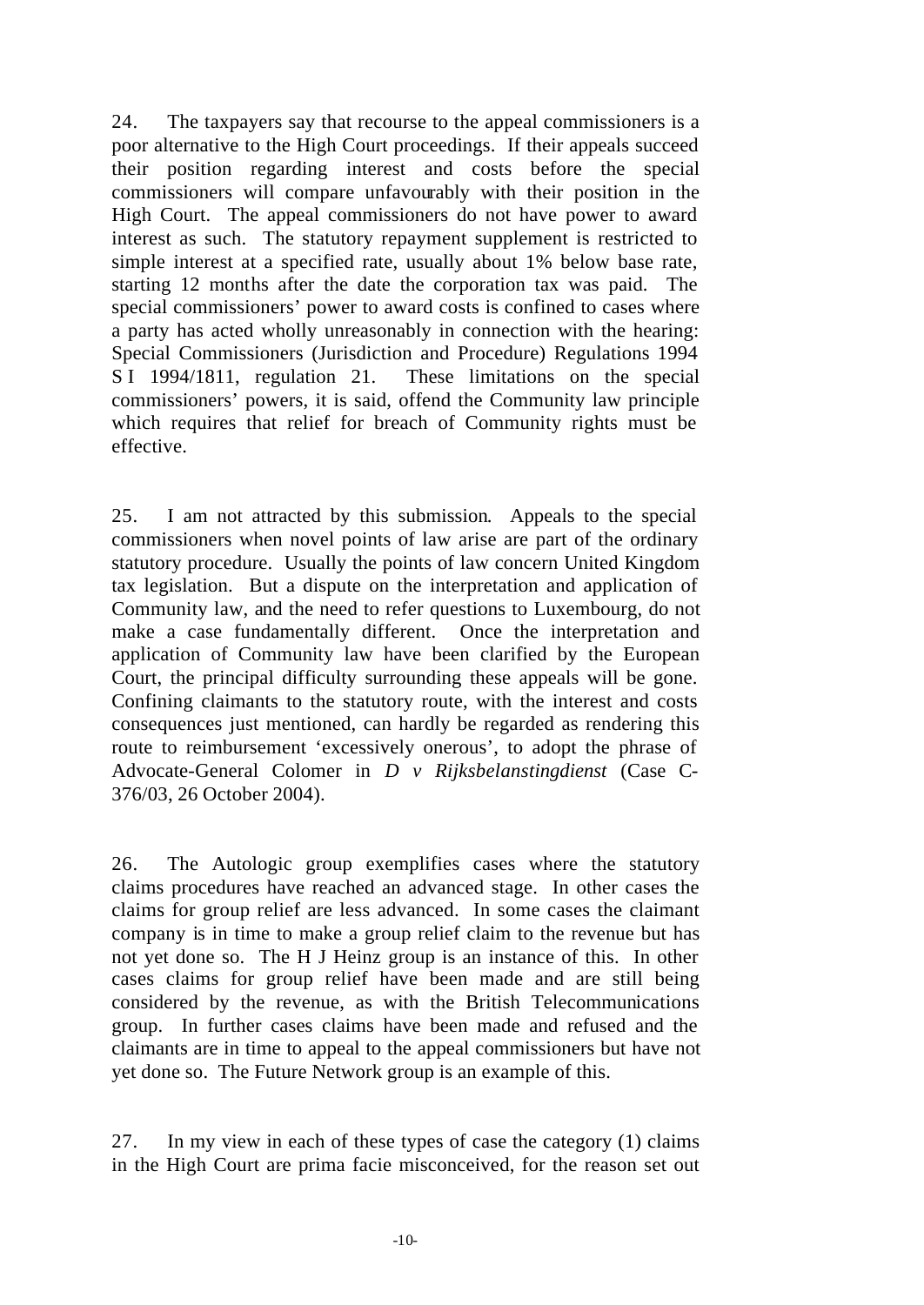24. The taxpayers say that recourse to the appeal commissioners is a poor alternative to the High Court proceedings. If their appeals succeed their position regarding interest and costs before the special commissioners will compare unfavourably with their position in the High Court. The appeal commissioners do not have power to award interest as such. The statutory repayment supplement is restricted to simple interest at a specified rate, usually about 1% below base rate, starting 12 months after the date the corporation tax was paid. The special commissioners' power to award costs is confined to cases where a party has acted wholly unreasonably in connection with the hearing: Special Commissioners (Jurisdiction and Procedure) Regulations 1994 S I 1994/1811, regulation 21. These limitations on the special commissioners' powers, it is said, offend the Community law principle which requires that relief for breach of Community rights must be effective.

25. I am not attracted by this submission. Appeals to the special commissioners when novel points of law arise are part of the ordinary statutory procedure. Usually the points of law concern United Kingdom tax legislation. But a dispute on the interpretation and application of Community law, and the need to refer questions to Luxembourg, do not make a case fundamentally different. Once the interpretation and application of Community law have been clarified by the European Court, the principal difficulty surrounding these appeals will be gone. Confining claimants to the statutory route, with the interest and costs consequences just mentioned, can hardly be regarded as rendering this route to reimbursement 'excessively onerous', to adopt the phrase of Advocate-General Colomer in *D v Rijksbelanstingdienst* (Case C-376/03, 26 October 2004).

26. The Autologic group exemplifies cases where the statutory claims procedures have reached an advanced stage. In other cases the claims for group relief are less advanced. In some cases the claimant company is in time to make a group relief claim to the revenue but has not yet done so. The H J Heinz group is an instance of this. In other cases claims for group relief have been made and are still being considered by the revenue, as with the British Telecommunications group. In further cases claims have been made and refused and the claimants are in time to appeal to the appeal commissioners but have not yet done so. The Future Network group is an example of this.

27. In my view in each of these types of case the category (1) claims in the High Court are prima facie misconceived, for the reason set out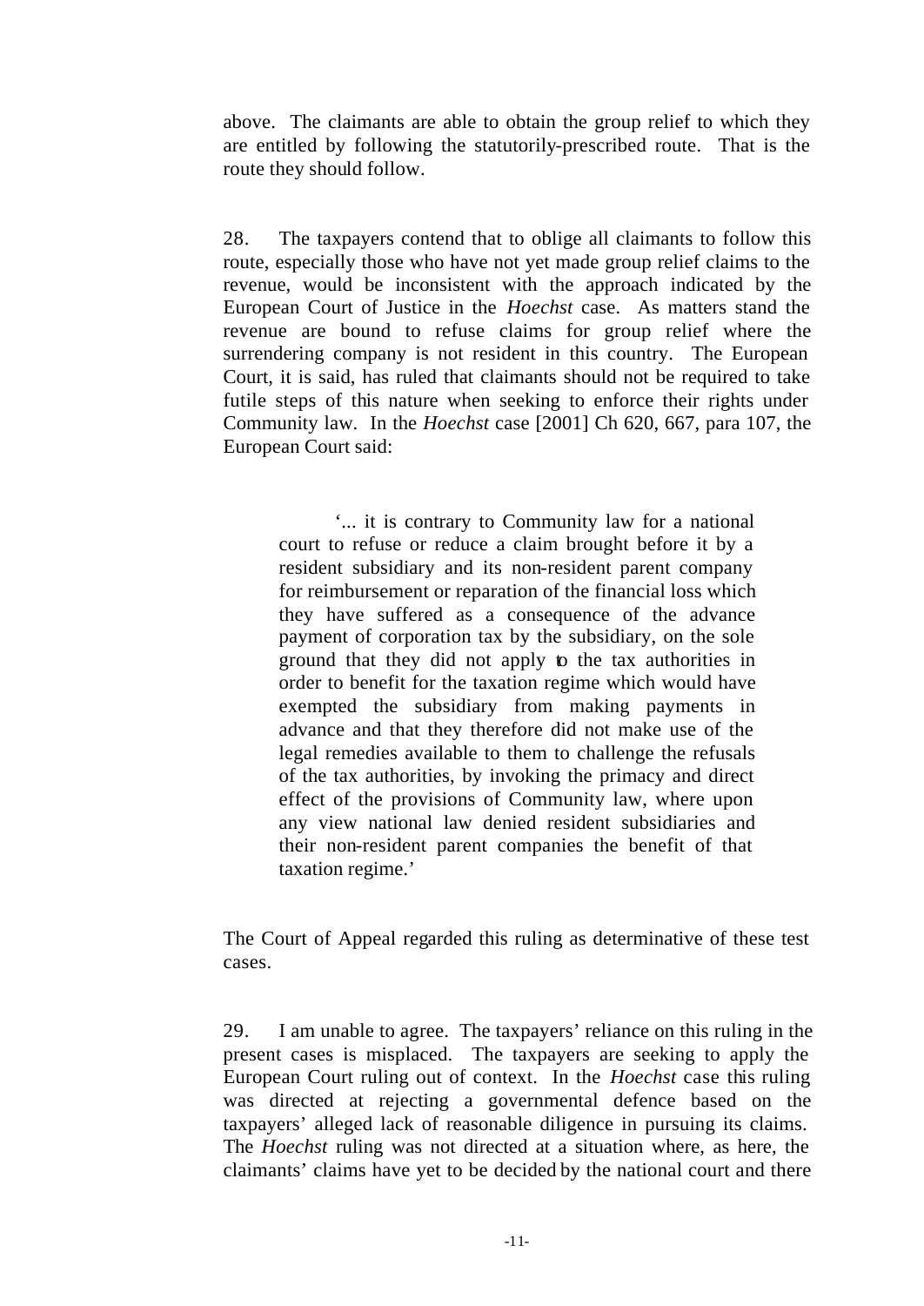above. The claimants are able to obtain the group relief to which they are entitled by following the statutorily-prescribed route. That is the route they should follow.

28. The taxpayers contend that to oblige all claimants to follow this route, especially those who have not yet made group relief claims to the revenue, would be inconsistent with the approach indicated by the European Court of Justice in the *Hoechst* case. As matters stand the revenue are bound to refuse claims for group relief where the surrendering company is not resident in this country. The European Court, it is said, has ruled that claimants should not be required to take futile steps of this nature when seeking to enforce their rights under Community law. In the *Hoechst* case [2001] Ch 620, 667, para 107, the European Court said:

> '... it is contrary to Community law for a national court to refuse or reduce a claim brought before it by a resident subsidiary and its non-resident parent company for reimbursement or reparation of the financial loss which they have suffered as a consequence of the advance payment of corporation tax by the subsidiary, on the sole ground that they did not apply to the tax authorities in order to benefit for the taxation regime which would have exempted the subsidiary from making payments in advance and that they therefore did not make use of the legal remedies available to them to challenge the refusals of the tax authorities, by invoking the primacy and direct effect of the provisions of Community law, where upon any view national law denied resident subsidiaries and their non-resident parent companies the benefit of that taxation regime.'

The Court of Appeal regarded this ruling as determinative of these test cases.

29. I am unable to agree. The taxpayers' reliance on this ruling in the present cases is misplaced. The taxpayers are seeking to apply the European Court ruling out of context. In the *Hoechst* case this ruling was directed at rejecting a governmental defence based on the taxpayers' alleged lack of reasonable diligence in pursuing its claims. The *Hoechst* ruling was not directed at a situation where, as here, the claimants' claims have yet to be decided by the national court and there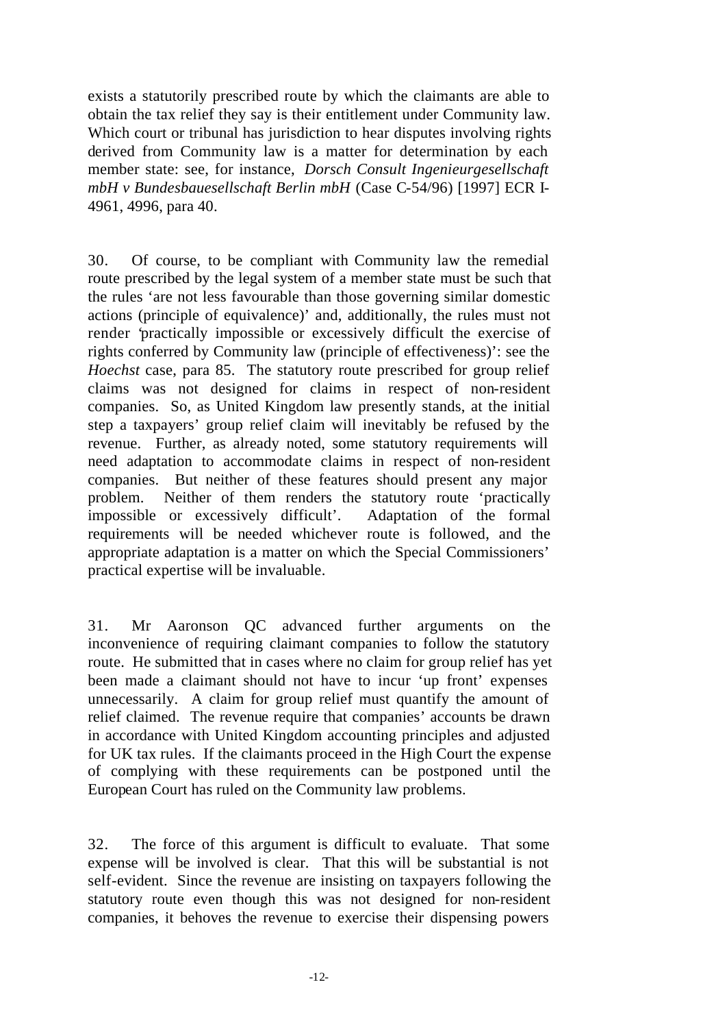exists a statutorily prescribed route by which the claimants are able to obtain the tax relief they say is their entitlement under Community law. Which court or tribunal has jurisdiction to hear disputes involving rights derived from Community law is a matter for determination by each member state: see, for instance, *Dorsch Consult Ingenieurgesellschaft mbH v Bundesbauesellschaft Berlin mbH* (Case C-54/96) [1997] ECR I-4961, 4996, para 40.

30. Of course, to be compliant with Community law the remedial route prescribed by the legal system of a member state must be such that the rules 'are not less favourable than those governing similar domestic actions (principle of equivalence)' and, additionally, the rules must not render 'practically impossible or excessively difficult the exercise of rights conferred by Community law (principle of effectiveness)': see the *Hoechst* case, para 85. The statutory route prescribed for group relief claims was not designed for claims in respect of non-resident companies. So, as United Kingdom law presently stands, at the initial step a taxpayers' group relief claim will inevitably be refused by the revenue. Further, as already noted, some statutory requirements will need adaptation to accommodate claims in respect of non-resident companies. But neither of these features should present any major problem. Neither of them renders the statutory route 'practically impossible or excessively difficult'. Adaptation of the formal requirements will be needed whichever route is followed, and the appropriate adaptation is a matter on which the Special Commissioners' practical expertise will be invaluable.

31. Mr Aaronson QC advanced further arguments on the inconvenience of requiring claimant companies to follow the statutory route. He submitted that in cases where no claim for group relief has yet been made a claimant should not have to incur 'up front' expenses unnecessarily. A claim for group relief must quantify the amount of relief claimed. The revenue require that companies' accounts be drawn in accordance with United Kingdom accounting principles and adjusted for UK tax rules. If the claimants proceed in the High Court the expense of complying with these requirements can be postponed until the European Court has ruled on the Community law problems.

32. The force of this argument is difficult to evaluate. That some expense will be involved is clear. That this will be substantial is not self-evident. Since the revenue are insisting on taxpayers following the statutory route even though this was not designed for non-resident companies, it behoves the revenue to exercise their dispensing powers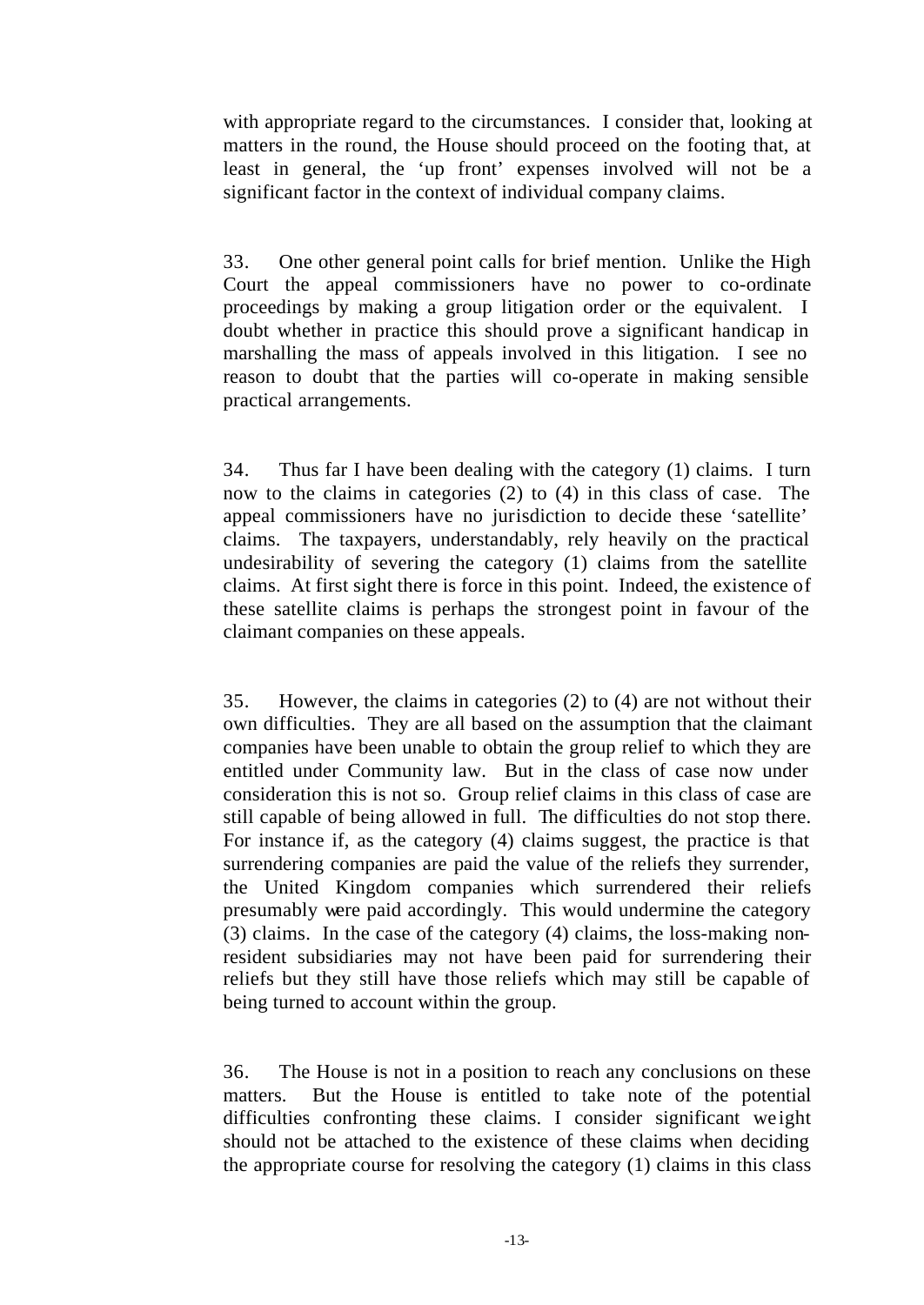with appropriate regard to the circumstances. I consider that, looking at matters in the round, the House should proceed on the footing that, at least in general, the 'up front' expenses involved will not be a significant factor in the context of individual company claims.

33. One other general point calls for brief mention. Unlike the High Court the appeal commissioners have no power to co-ordinate proceedings by making a group litigation order or the equivalent. I doubt whether in practice this should prove a significant handicap in marshalling the mass of appeals involved in this litigation. I see no reason to doubt that the parties will co-operate in making sensible practical arrangements.

34. Thus far I have been dealing with the category (1) claims. I turn now to the claims in categories (2) to (4) in this class of case. The appeal commissioners have no jurisdiction to decide these 'satellite' claims. The taxpayers, understandably, rely heavily on the practical undesirability of severing the category (1) claims from the satellite claims. At first sight there is force in this point. Indeed, the existence of these satellite claims is perhaps the strongest point in favour of the claimant companies on these appeals.

35. However, the claims in categories (2) to (4) are not without their own difficulties. They are all based on the assumption that the claimant companies have been unable to obtain the group relief to which they are entitled under Community law. But in the class of case now under consideration this is not so. Group relief claims in this class of case are still capable of being allowed in full. The difficulties do not stop there. For instance if, as the category (4) claims suggest, the practice is that surrendering companies are paid the value of the reliefs they surrender, the United Kingdom companies which surrendered their reliefs presumably were paid accordingly. This would undermine the category (3) claims. In the case of the category (4) claims, the loss-making non-resident subsidiaries may not have been paid for surrendering their reliefs but they still have those reliefs which may still be capable of being turned to account within the group.

36. The House is not in a position to reach any conclusions on these matters. But the House is entitled to take note of the potential difficulties confronting these claims. I consider significant weight should not be attached to the existence of these claims when deciding the appropriate course for resolving the category (1) claims in this class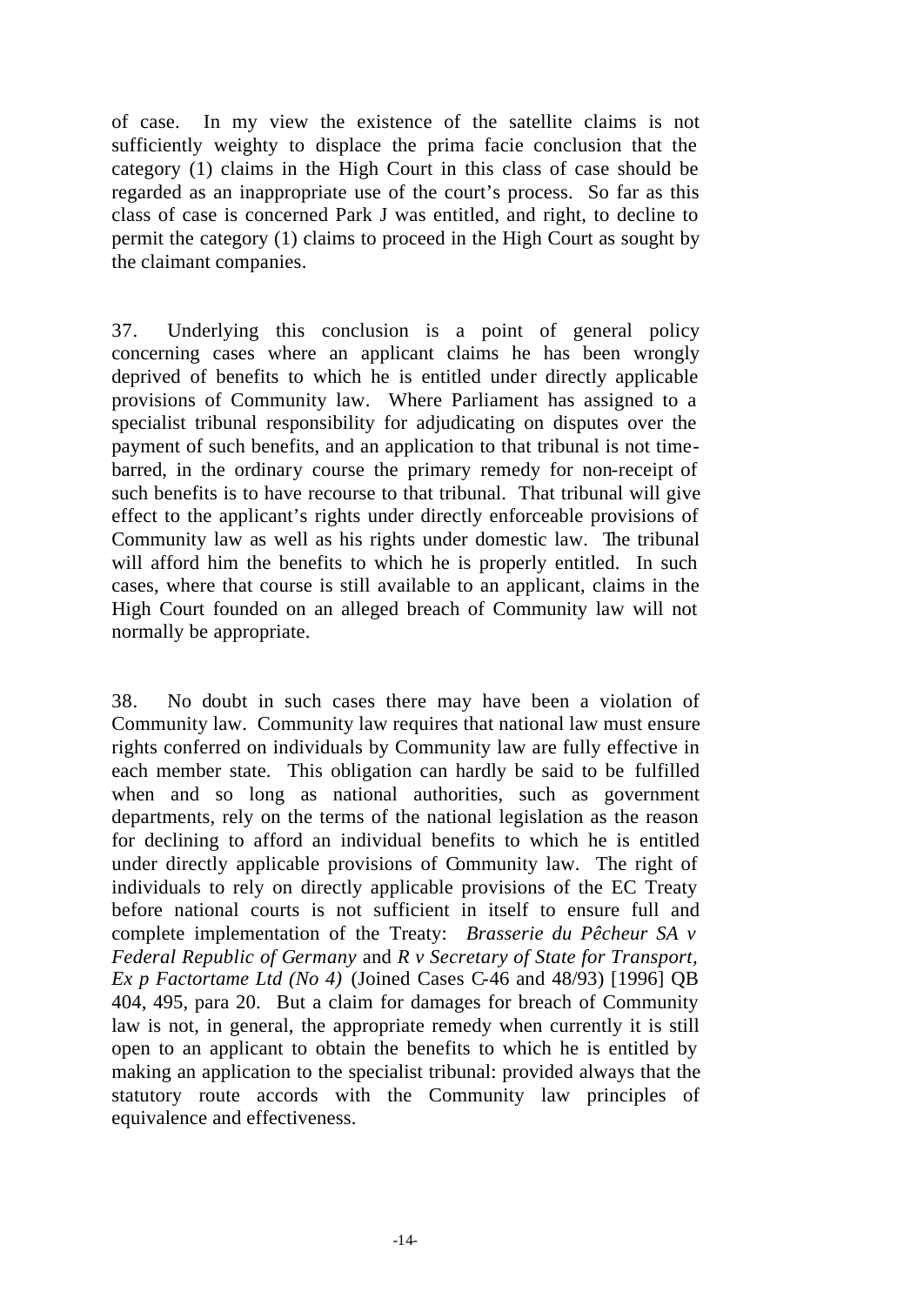of case. In my view the existence of the satellite claims is not sufficiently weighty to displace the prima facie conclusion that the category (1) claims in the High Court in this class of case should be regarded as an inappropriate use of the court's process. So far as this class of case is concerned Park J was entitled, and right, to decline to permit the category (1) claims to proceed in the High Court as sought by the claimant companies.

37. Underlying this conclusion is a point of general policy concerning cases where an applicant claims he has been wrongly deprived of benefits to which he is entitled under directly applicable provisions of Community law. Where Parliament has assigned to a specialist tribunal responsibility for adjudicating on disputes over the payment of such benefits, and an application to that tribunal is not time-barred, in the ordinary course the primary remedy for non-receipt of such benefits is to have recourse to that tribunal. That tribunal will give effect to the applicant's rights under directly enforceable provisions of Community law as well as his rights under domestic law. The tribunal will afford him the benefits to which he is properly entitled. In such cases, where that course is still available to an applicant, claims in the High Court founded on an alleged breach of Community law will not normally be appropriate.

38. No doubt in such cases there may have been a violation of Community law. Community law requires that national law must ensure rights conferred on individuals by Community law are fully effective in each member state. This obligation can hardly be said to be fulfilled when and so long as national authorities, such as government departments, rely on the terms of the national legislation as the reason for declining to afford an individual benefits to which he is entitled under directly applicable provisions of Community law. The right of individuals to rely on directly applicable provisions of the EC Treaty before national courts is not sufficient in itself to ensure full and complete implementation of the Treaty: *Brasserie du Pêcheur SA v Federal Republic of Germany* and *R v Secretary of State for Transport, Ex p Factortame Ltd (No 4)* (Joined Cases C-46 and 48/93) [1996] QB 404, 495, para 20. But a claim for damages for breach of Community law is not, in general, the appropriate remedy when currently it is still open to an applicant to obtain the benefits to which he is entitled by making an application to the specialist tribunal: provided always that the statutory route accords with the Community law principles of equivalence and effectiveness.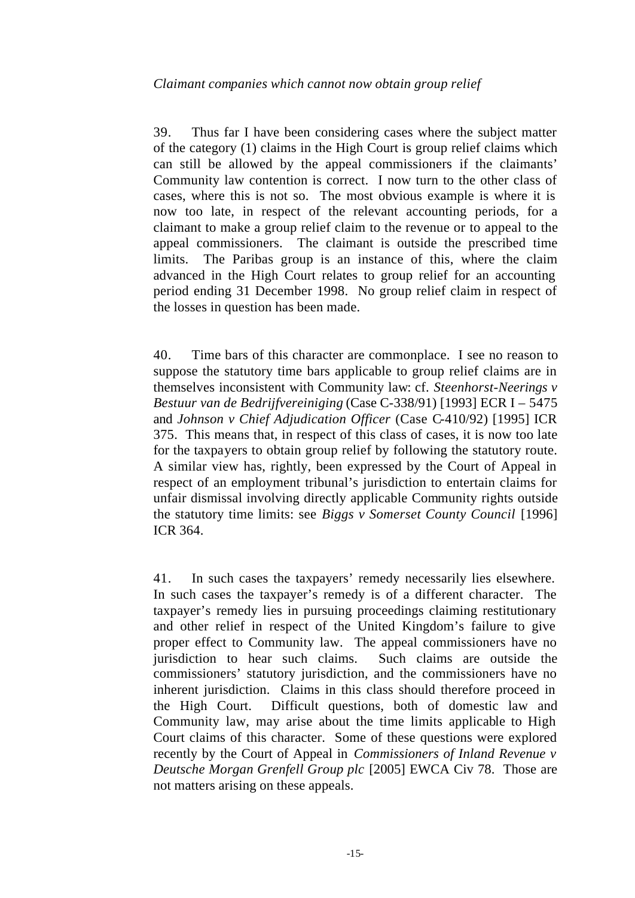*Claimant companies which cannot now obtain group relief*

39. Thus far I have been considering cases where the subject matter of the category (1) claims in the High Court is group relief claims which can still be allowed by the appeal commissioners if the claimants' Community law contention is correct. I now turn to the other class of cases, where this is not so. The most obvious example is where it is now too late, in respect of the relevant accounting periods, for a claimant to make a group relief claim to the revenue or to appeal to the appeal commissioners. The claimant is outside the prescribed time limits. The Paribas group is an instance of this, where the claim advanced in the High Court relates to group relief for an accounting period ending 31 December 1998. No group relief claim in respect of the losses in question has been made.

40. Time bars of this character are commonplace. I see no reason to suppose the statutory time bars applicable to group relief claims are in themselves inconsistent with Community law: cf. *Steenhorst-Neerings v Bestuur van de Bedrijfvereiniging* (Case C-338/91) [1993] ECR I – 5475 and *Johnson v Chief Adjudication Officer* (Case C-410/92) [1995] ICR 375. This means that, in respect of this class of cases, it is now too late for the taxpayers to obtain group relief by following the statutory route. A similar view has, rightly, been expressed by the Court of Appeal in respect of an employment tribunal's jurisdiction to entertain claims for unfair dismissal involving directly applicable Community rights outside the statutory time limits: see *Biggs v Somerset County Council* [1996] ICR 364.

41. In such cases the taxpayers' remedy necessarily lies elsewhere. In such cases the taxpayer's remedy is of a different character. The taxpayer's remedy lies in pursuing proceedings claiming restitutionary and other relief in respect of the United Kingdom's failure to give proper effect to Community law. The appeal commissioners have no jurisdiction to hear such claims. Such claims are outside the commissioners' statutory jurisdiction, and the commissioners have no inherent jurisdiction. Claims in this class should therefore proceed in the High Court. Difficult questions, both of domestic law and Community law, may arise about the time limits applicable to High Court claims of this character. Some of these questions were explored recently by the Court of Appeal in *Commissioners of Inland Revenue v Deutsche Morgan Grenfell Group plc* [2005] EWCA Civ 78. Those are not matters arising on these appeals.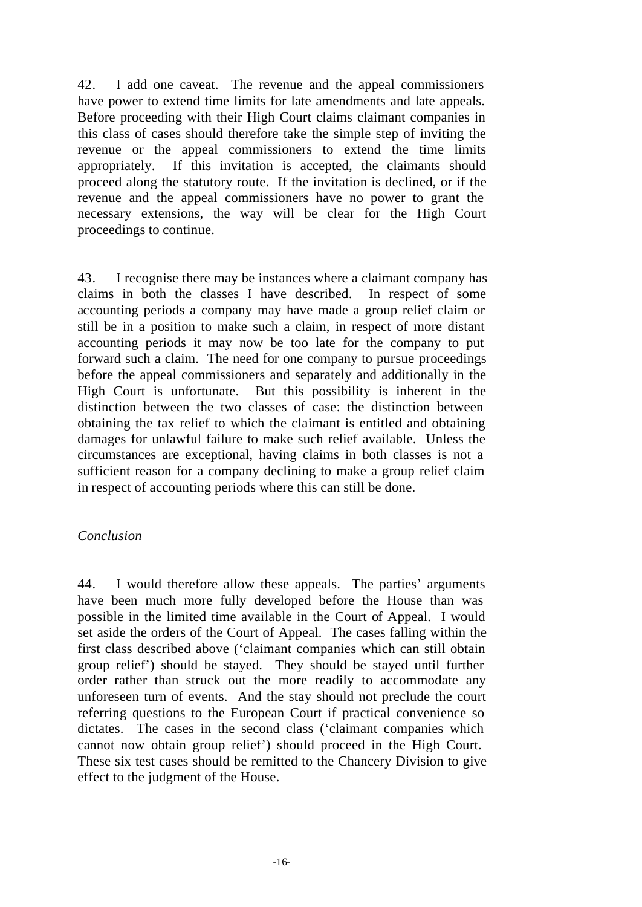42. I add one caveat. The revenue and the appeal commissioners have power to extend time limits for late amendments and late appeals. Before proceeding with their High Court claims claimant companies in this class of cases should therefore take the simple step of inviting the revenue or the appeal commissioners to extend the time limits appropriately. If this invitation is accepted, the claimants should proceed along the statutory route. If the invitation is declined, or if the revenue and the appeal commissioners have no power to grant the necessary extensions, the way will be clear for the High Court proceedings to continue.

43. I recognise there may be instances where a claimant company has claims in both the classes I have described. In respect of some accounting periods a company may have made a group relief claim or still be in a position to make such a claim, in respect of more distant accounting periods it may now be too late for the company to put forward such a claim. The need for one company to pursue proceedings before the appeal commissioners and separately and additionally in the High Court is unfortunate. But this possibility is inherent in the distinction between the two classes of case: the distinction between obtaining the tax relief to which the claimant is entitled and obtaining damages for unlawful failure to make such relief available. Unless the circumstances are exceptional, having claims in both classes is not a sufficient reason for a company declining to make a group relief claim in respect of accounting periods where this can still be done.

*Conclusion*

44. I would therefore allow these appeals. The parties' arguments have been much more fully developed before the House than was possible in the limited time available in the Court of Appeal. I would set aside the orders of the Court of Appeal. The cases falling within the first class described above ('claimant companies which can still obtain group relief') should be stayed. They should be stayed until further order rather than struck out the more readily to accommodate any unforeseen turn of events. And the stay should not preclude the court referring questions to the European Court if practical convenience so dictates. The cases in the second class ('claimant companies which cannot now obtain group relief') should proceed in the High Court. These six test cases should be remitted to the Chancery Division to give effect to the judgment of the House.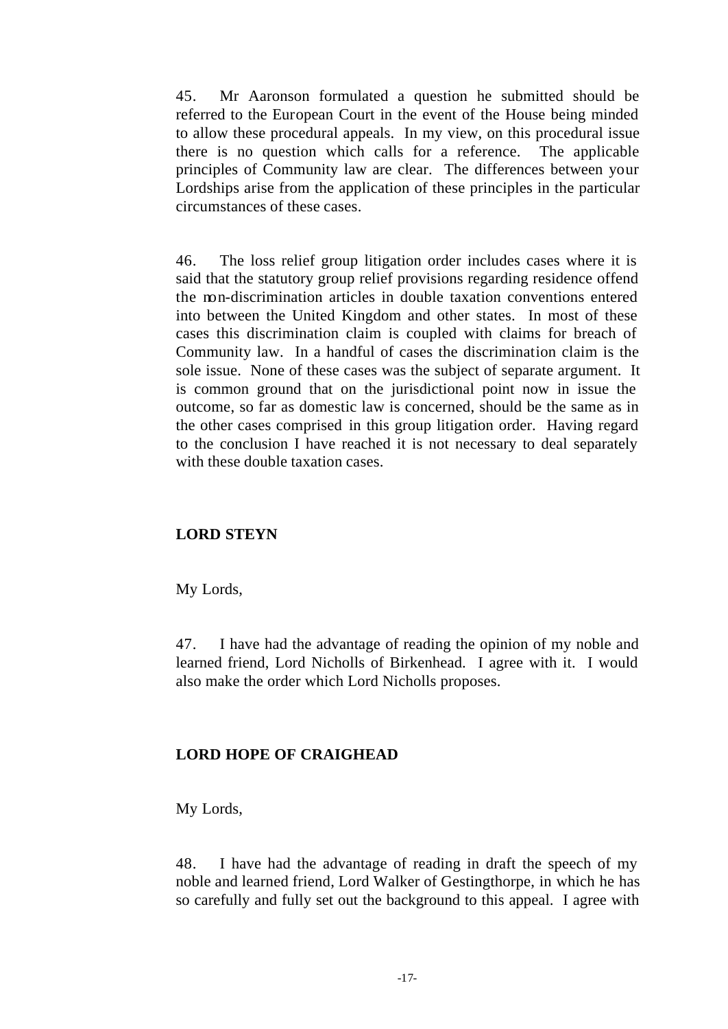45. Mr Aaronson formulated a question he submitted should be referred to the European Court in the event of the House being minded to allow these procedural appeals. In my view, on this procedural issue there is no question which calls for a reference. The applicable principles of Community law are clear. The differences between your Lordships arise from the application of these principles in the particular circumstances of these cases.

46. The loss relief group litigation order includes cases where it is said that the statutory group relief provisions regarding residence offend the non-discrimination articles in double taxation conventions entered into between the United Kingdom and other states. In most of these cases this discrimination claim is coupled with claims for breach of Community law. In a handful of cases the discrimination claim is the sole issue. None of these cases was the subject of separate argument. It is common ground that on the jurisdictional point now in issue the outcome, so far as domestic law is concerned, should be the same as in the other cases comprised in this group litigation order. Having regard to the conclusion I have reached it is not necessary to deal separately with these double taxation cases.

**LORD STEYN**

My Lords,

47. I have had the advantage of reading the opinion of my noble and learned friend, Lord Nicholls of Birkenhead. I agree with it. I would also make the order which Lord Nicholls proposes.

**LORD HOPE OF CRAIGHEAD**

My Lords,

48. I have had the advantage of reading in draft the speech of my noble and learned friend, Lord Walker of Gestingthorpe, in which he has so carefully and fully set out the background to this appeal. I agree with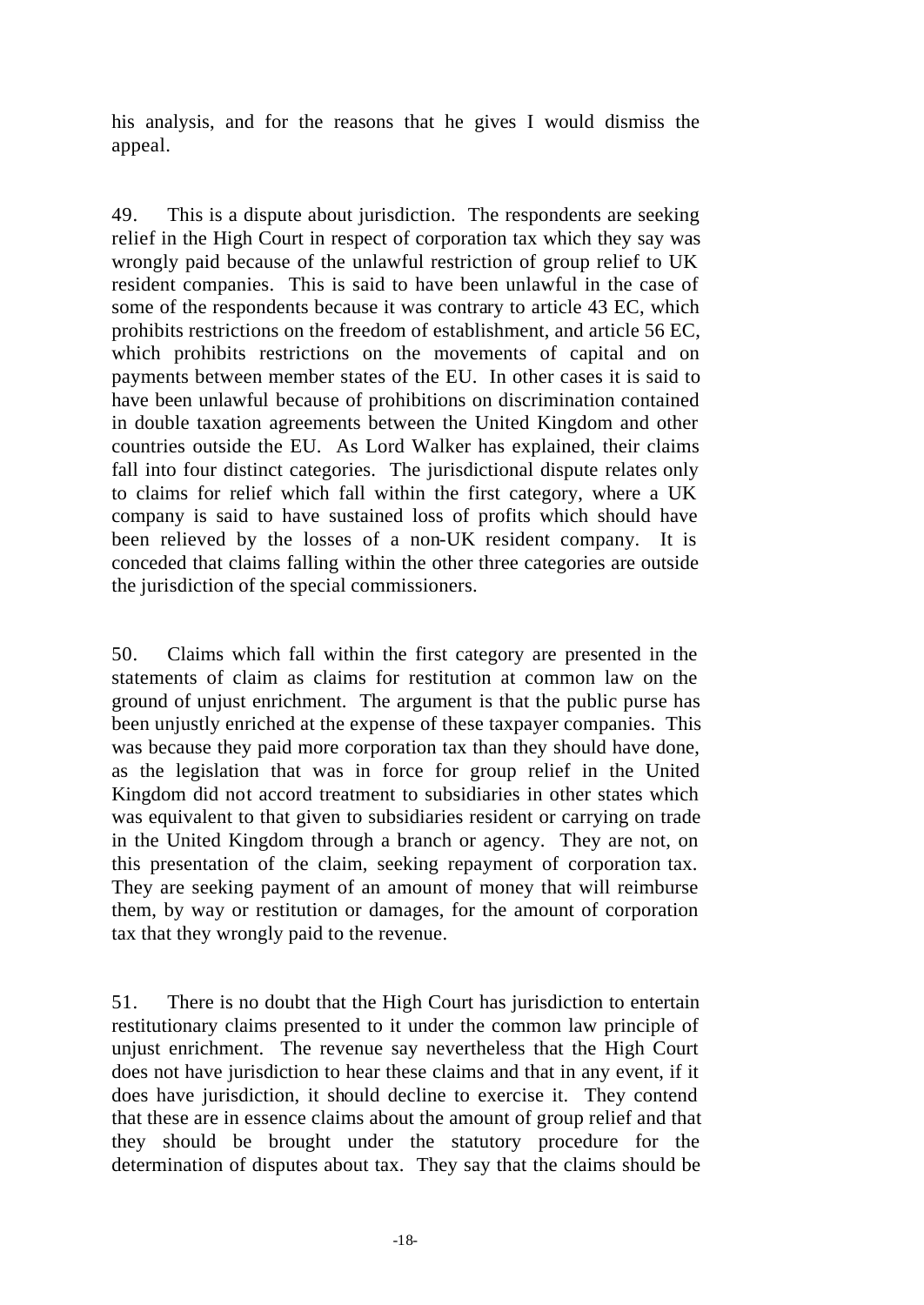his analysis, and for the reasons that he gives I would dismiss the appeal.

49. This is a dispute about jurisdiction. The respondents are seeking relief in the High Court in respect of corporation tax which they say was wrongly paid because of the unlawful restriction of group relief to UK resident companies. This is said to have been unlawful in the case of some of the respondents because it was contrary to article 43 EC, which prohibits restrictions on the freedom of establishment, and article 56 EC, which prohibits restrictions on the movements of capital and on payments between member states of the EU. In other cases it is said to have been unlawful because of prohibitions on discrimination contained in double taxation agreements between the United Kingdom and other countries outside the EU. As Lord Walker has explained, their claims fall into four distinct categories. The jurisdictional dispute relates only to claims for relief which fall within the first category, where a UK company is said to have sustained loss of profits which should have been relieved by the losses of a non-UK resident company. It is conceded that claims falling within the other three categories are outside the jurisdiction of the special commissioners.

50. Claims which fall within the first category are presented in the statements of claim as claims for restitution at common law on the ground of unjust enrichment. The argument is that the public purse has been unjustly enriched at the expense of these taxpayer companies. This was because they paid more corporation tax than they should have done, as the legislation that was in force for group relief in the United Kingdom did not accord treatment to subsidiaries in other states which was equivalent to that given to subsidiaries resident or carrying on trade in the United Kingdom through a branch or agency. They are not, on this presentation of the claim, seeking repayment of corporation tax. They are seeking payment of an amount of money that will reimburse them, by way or restitution or damages, for the amount of corporation tax that they wrongly paid to the revenue.

51. There is no doubt that the High Court has jurisdiction to entertain restitutionary claims presented to it under the common law principle of unjust enrichment. The revenue say nevertheless that the High Court does not have jurisdiction to hear these claims and that in any event, if it does have jurisdiction, it should decline to exercise it. They contend that these are in essence claims about the amount of group relief and that they should be brought under the statutory procedure for the determination of disputes about tax. They say that the claims should be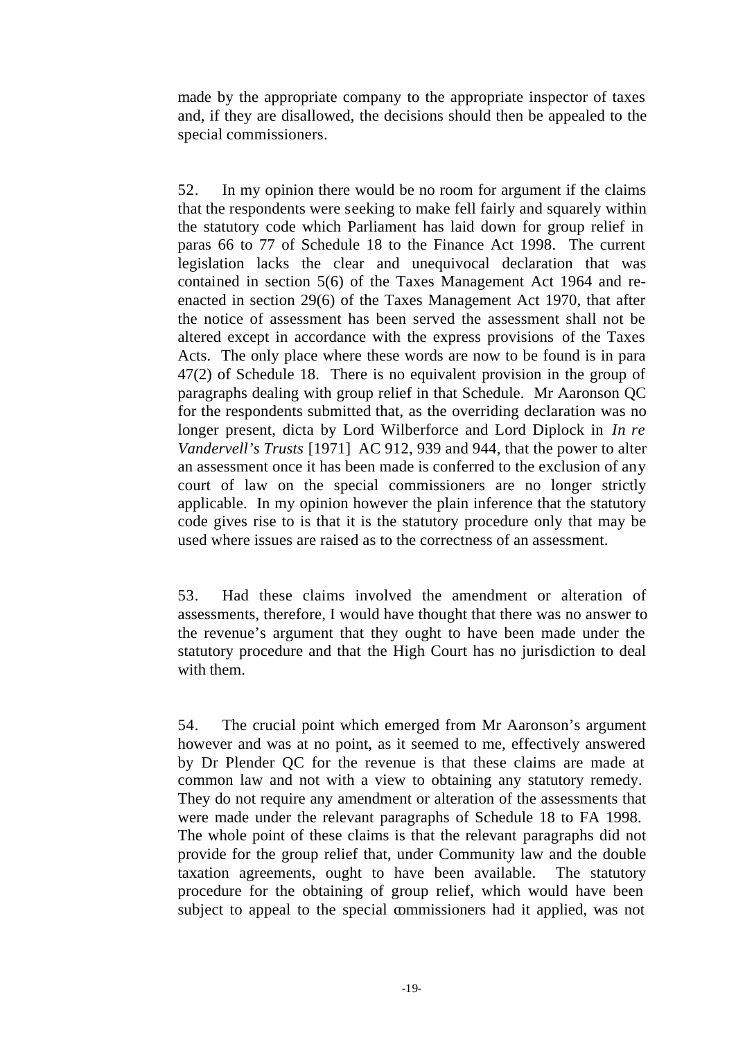made by the appropriate company to the appropriate inspector of taxes and, if they are disallowed, the decisions should then be appealed to the special commissioners.

52. In my opinion there would be no room for argument if the claims that the respondents were seeking to make fell fairly and squarely within the statutory code which Parliament has laid down for group relief in paras 66 to 77 of Schedule 18 to the Finance Act 1998. The current legislation lacks the clear and unequivocal declaration that was contained in section 5(6) of the Taxes Management Act 1964 and re-enacted in section 29(6) of the Taxes Management Act 1970, that after the notice of assessment has been served the assessment shall not be altered except in accordance with the express provisions of the Taxes Acts. The only place where these words are now to be found is in para 47(2) of Schedule 18. There is no equivalent provision in the group of paragraphs dealing with group relief in that Schedule. Mr Aaronson QC for the respondents submitted that, as the overriding declaration was no longer present, dicta by Lord Wilberforce and Lord Diplock in *In re Vandervell's Trusts* [1971] AC 912, 939 and 944, that the power to alter an assessment once it has been made is conferred to the exclusion of any court of law on the special commissioners are no longer strictly applicable. In my opinion however the plain inference that the statutory code gives rise to is that it is the statutory procedure only that may be used where issues are raised as to the correctness of an assessment.

53. Had these claims involved the amendment or alteration of assessments, therefore, I would have thought that there was no answer to the revenue's argument that they ought to have been made under the statutory procedure and that the High Court has no jurisdiction to deal with them.

54. The crucial point which emerged from Mr Aaronson's argument however and was at no point, as it seemed to me, effectively answered by Dr Plender QC for the revenue is that these claims are made at common law and not with a view to obtaining any statutory remedy. They do not require any amendment or alteration of the assessments that were made under the relevant paragraphs of Schedule 18 to FA 1998. The whole point of these claims is that the relevant paragraphs did not provide for the group relief that, under Community law and the double taxation agreements, ought to have been available. The statutory procedure for the obtaining of group relief, which would have been subject to appeal to the special commissioners had it applied, was not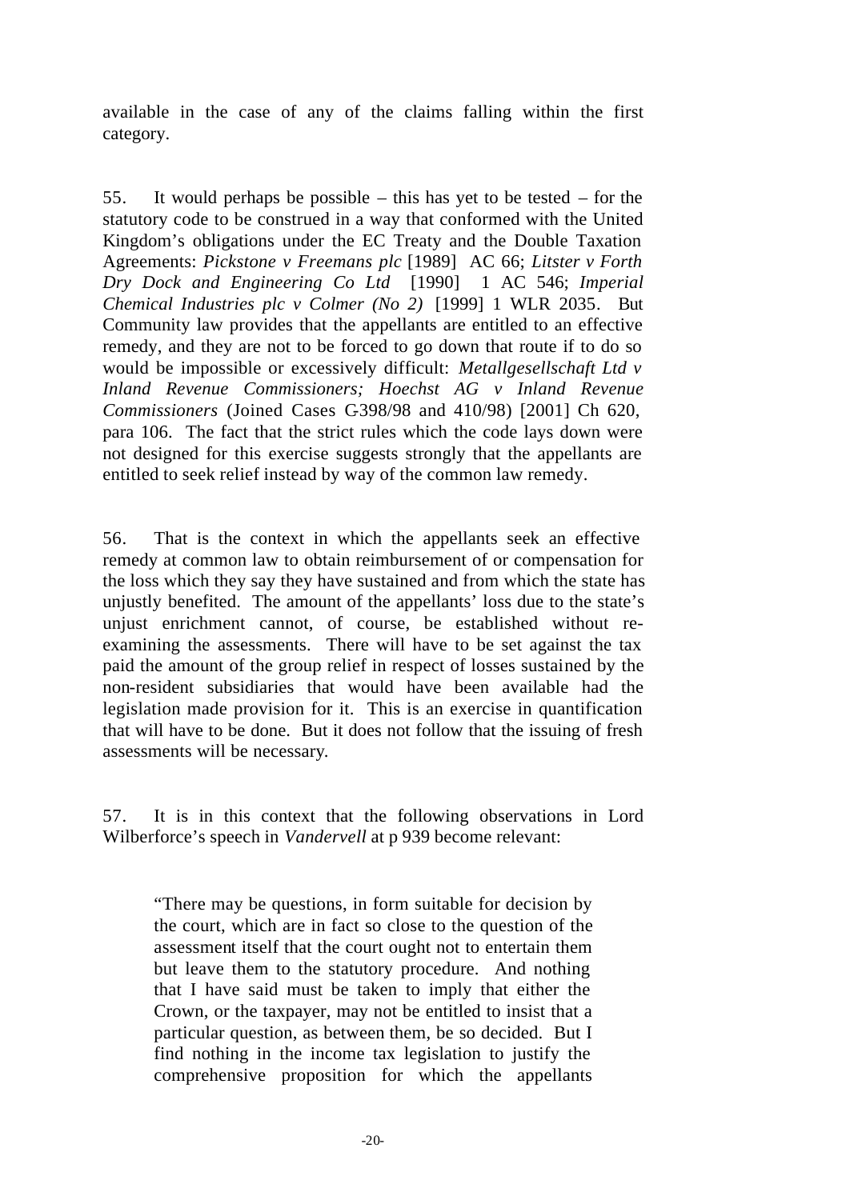available in the case of any of the claims falling within the first category.

55. It would perhaps be possible – this has yet to be tested – for the statutory code to be construed in a way that conformed with the United Kingdom's obligations under the EC Treaty and the Double Taxation Agreements: *Pickstone v Freemans plc* [1989] AC 66; *Litster v Forth Dry Dock and Engineering Co Ltd* [1990] 1 AC 546; *Imperial Chemical Industries plc v Colmer (No 2)* [1999] 1 WLR 2035. But Community law provides that the appellants are entitled to an effective remedy, and they are not to be forced to go down that route if to do so would be impossible or excessively difficult: *Metallgesellschaft Ltd v Inland Revenue Commissioners; Hoechst AG v Inland Revenue Commissioners* (Joined Cases C-398/98 and 410/98) [2001] Ch 620, para 106. The fact that the strict rules which the code lays down were not designed for this exercise suggests strongly that the appellants are entitled to seek relief instead by way of the common law remedy.

56. That is the context in which the appellants seek an effective remedy at common law to obtain reimbursement of or compensation for the loss which they say they have sustained and from which the state has unjustly benefited. The amount of the appellants' loss due to the state's unjust enrichment cannot, of course, be established without re-examining the assessments. There will have to be set against the tax paid the amount of the group relief in respect of losses sustained by the non-resident subsidiaries that would have been available had the legislation made provision for it. This is an exercise in quantification that will have to be done. But it does not follow that the issuing of fresh assessments will be necessary.

57. It is in this context that the following observations in Lord Wilberforce's speech in *Vandervell* at p 939 become relevant:

> "There may be questions, in form suitable for decision by the court, which are in fact so close to the question of the assessment itself that the court ought not to entertain them but leave them to the statutory procedure. And nothing that I have said must be taken to imply that either the Crown, or the taxpayer, may not be entitled to insist that a particular question, as between them, be so decided. But I find nothing in the income tax legislation to justify the comprehensive proposition for which the appellants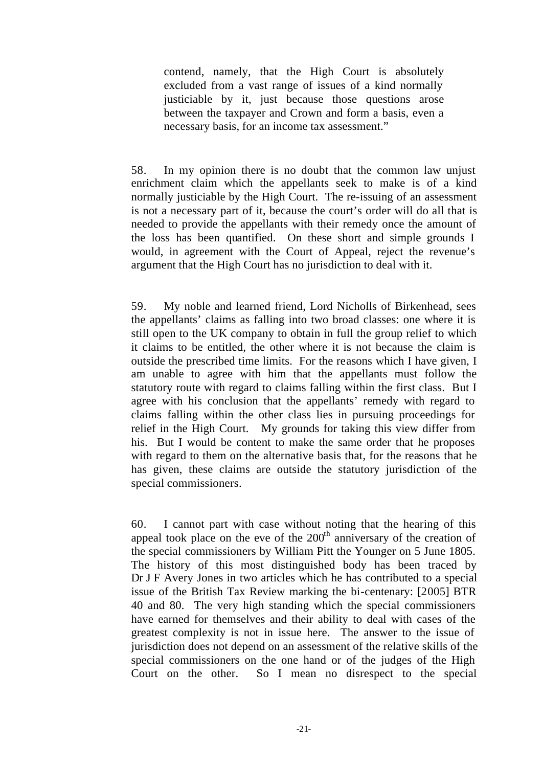> contend, namely, that the High Court is absolutely excluded from a vast range of issues of a kind normally justiciable by it, just because those questions arose between the taxpayer and Crown and form a basis, even a necessary basis, for an income tax assessment."

58. In my opinion there is no doubt that the common law unjust enrichment claim which the appellants seek to make is of a kind normally justiciable by the High Court. The re-issuing of an assessment is not a necessary part of it, because the court's order will do all that is needed to provide the appellants with their remedy once the amount of the loss has been quantified. On these short and simple grounds I would, in agreement with the Court of Appeal, reject the revenue's argument that the High Court has no jurisdiction to deal with it.

59. My noble and learned friend, Lord Nicholls of Birkenhead, sees the appellants' claims as falling into two broad classes: one where it is still open to the UK company to obtain in full the group relief to which it claims to be entitled, the other where it is not because the claim is outside the prescribed time limits. For the reasons which I have given, I am unable to agree with him that the appellants must follow the statutory route with regard to claims falling within the first class. But I agree with his conclusion that the appellants' remedy with regard to claims falling within the other class lies in pursuing proceedings for relief in the High Court. My grounds for taking this view differ from his. But I would be content to make the same order that he proposes with regard to them on the alternative basis that, for the reasons that he has given, these claims are outside the statutory jurisdiction of the special commissioners.

60. I cannot part with case without noting that the hearing of this appeal took place on the eve of the 200th anniversary of the creation of the special commissioners by William Pitt the Younger on 5 June 1805. The history of this most distinguished body has been traced by Dr J F Avery Jones in two articles which he has contributed to a special issue of the British Tax Review marking the bi-centenary: [2005] BTR 40 and 80. The very high standing which the special commissioners have earned for themselves and their ability to deal with cases of the greatest complexity is not in issue here. The answer to the issue of jurisdiction does not depend on an assessment of the relative skills of the special commissioners on the one hand or of the judges of the High Court on the other. So I mean no disrespect to the special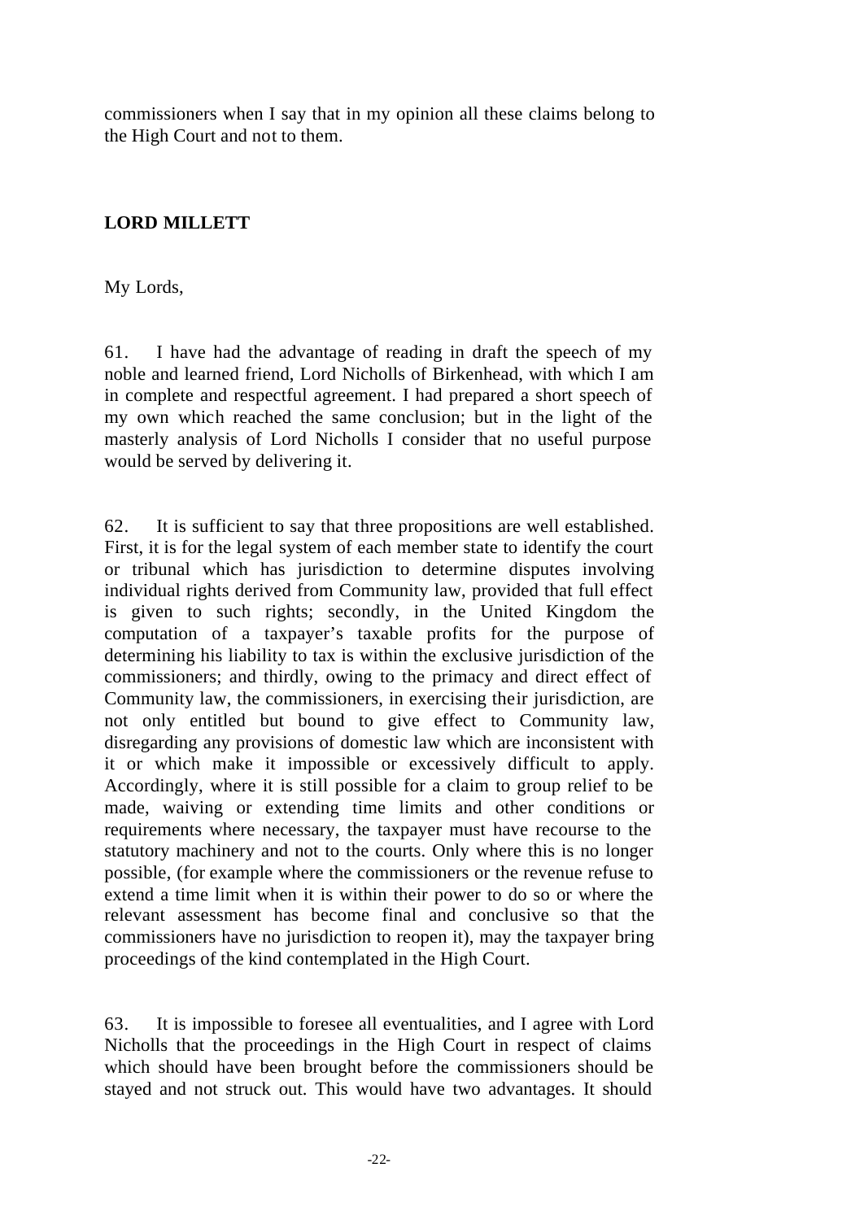commissioners when I say that in my opinion all these claims belong to the High Court and not to them.

**LORD MILLETT**

My Lords,

61. I have had the advantage of reading in draft the speech of my noble and learned friend, Lord Nicholls of Birkenhead, with which I am in complete and respectful agreement. I had prepared a short speech of my own which reached the same conclusion; but in the light of the masterly analysis of Lord Nicholls I consider that no useful purpose would be served by delivering it.

62. It is sufficient to say that three propositions are well established. First, it is for the legal system of each member state to identify the court or tribunal which has jurisdiction to determine disputes involving individual rights derived from Community law, provided that full effect is given to such rights; secondly, in the United Kingdom the computation of a taxpayer's taxable profits for the purpose of determining his liability to tax is within the exclusive jurisdiction of the commissioners; and thirdly, owing to the primacy and direct effect of Community law, the commissioners, in exercising their jurisdiction, are not only entitled but bound to give effect to Community law, disregarding any provisions of domestic law which are inconsistent with it or which make it impossible or excessively difficult to apply. Accordingly, where it is still possible for a claim to group relief to be made, waiving or extending time limits and other conditions or requirements where necessary, the taxpayer must have recourse to the statutory machinery and not to the courts. Only where this is no longer possible, (for example where the commissioners or the revenue refuse to extend a time limit when it is within their power to do so or where the relevant assessment has become final and conclusive so that the commissioners have no jurisdiction to reopen it), may the taxpayer bring proceedings of the kind contemplated in the High Court.

63. It is impossible to foresee all eventualities, and I agree with Lord Nicholls that the proceedings in the High Court in respect of claims which should have been brought before the commissioners should be stayed and not struck out. This would have two advantages. It should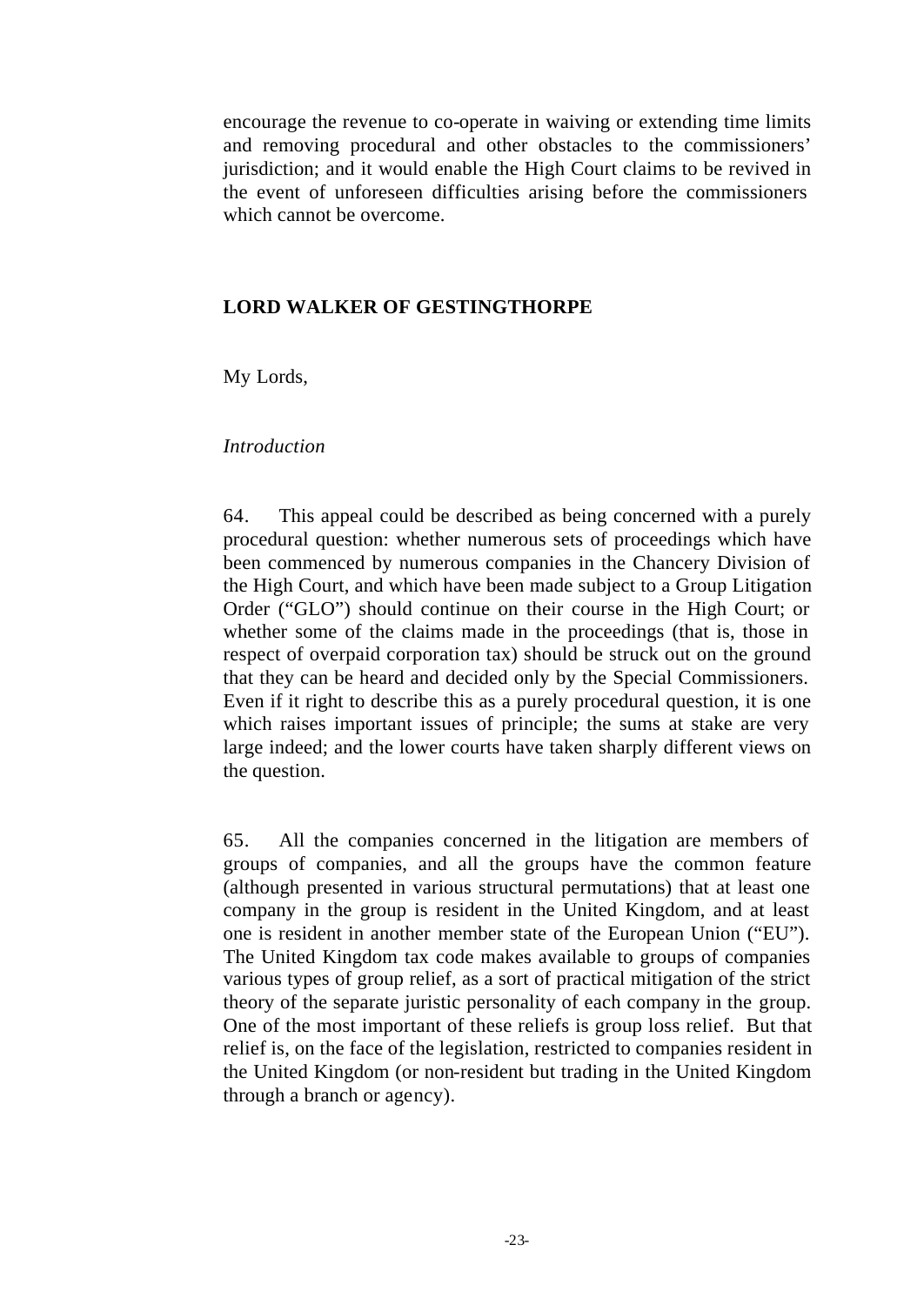encourage the revenue to co-operate in waiving or extending time limits and removing procedural and other obstacles to the commissioners' jurisdiction; and it would enable the High Court claims to be revived in the event of unforeseen difficulties arising before the commissioners which cannot be overcome.

**LORD WALKER OF GESTINGTHORPE**

My Lords,

*Introduction*

64. This appeal could be described as being concerned with a purely procedural question: whether numerous sets of proceedings which have been commenced by numerous companies in the Chancery Division of the High Court, and which have been made subject to a Group Litigation Order ("GLO") should continue on their course in the High Court; or whether some of the claims made in the proceedings (that is, those in respect of overpaid corporation tax) should be struck out on the ground that they can be heard and decided only by the Special Commissioners. Even if it right to describe this as a purely procedural question, it is one which raises important issues of principle; the sums at stake are very large indeed; and the lower courts have taken sharply different views on the question.

65. All the companies concerned in the litigation are members of groups of companies, and all the groups have the common feature (although presented in various structural permutations) that at least one company in the group is resident in the United Kingdom, and at least one is resident in another member state of the European Union ("EU"). The United Kingdom tax code makes available to groups of companies various types of group relief, as a sort of practical mitigation of the strict theory of the separate juristic personality of each company in the group. One of the most important of these reliefs is group loss relief. But that relief is, on the face of the legislation, restricted to companies resident in the United Kingdom (or non-resident but trading in the United Kingdom through a branch or agency).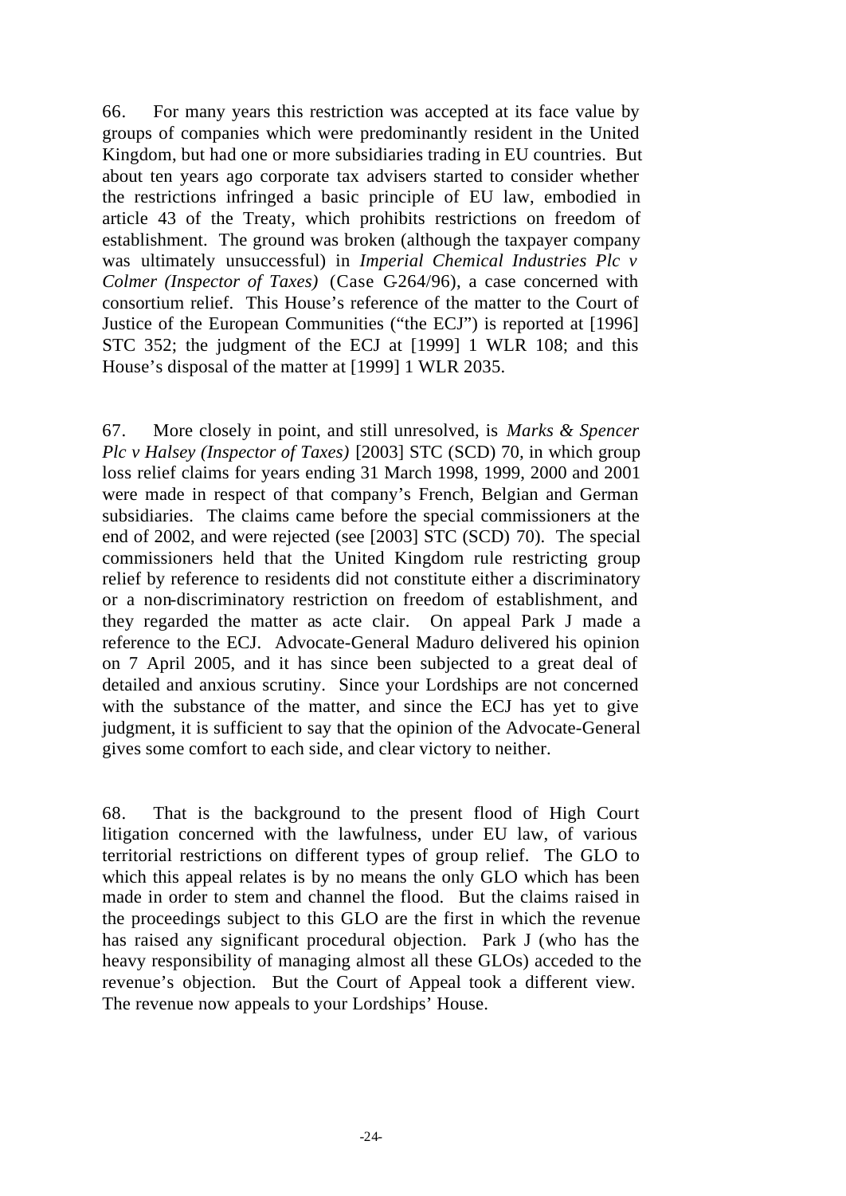66. For many years this restriction was accepted at its face value by groups of companies which were predominantly resident in the United Kingdom, but had one or more subsidiaries trading in EU countries. But about ten years ago corporate tax advisers started to consider whether the restrictions infringed a basic principle of EU law, embodied in article 43 of the Treaty, which prohibits restrictions on freedom of establishment. The ground was broken (although the taxpayer company was ultimately unsuccessful) in *Imperial Chemical Industries Plc v Colmer (Inspector of Taxes)* (Case C-264/96), a case concerned with consortium relief. This House's reference of the matter to the Court of Justice of the European Communities ("the ECJ") is reported at [1996] STC 352; the judgment of the ECJ at [1999] 1 WLR 108; and this House's disposal of the matter at [1999] 1 WLR 2035.

67. More closely in point, and still unresolved, is *Marks & Spencer Plc v Halsey (Inspector of Taxes)* [2003] STC (SCD) 70, in which group loss relief claims for years ending 31 March 1998, 1999, 2000 and 2001 were made in respect of that company's French, Belgian and German subsidiaries. The claims came before the special commissioners at the end of 2002, and were rejected (see [2003] STC (SCD) 70). The special commissioners held that the United Kingdom rule restricting group relief by reference to residents did not constitute either a discriminatory or a non-discriminatory restriction on freedom of establishment, and they regarded the matter as acte clair. On appeal Park J made a reference to the ECJ. Advocate-General Maduro delivered his opinion on 7 April 2005, and it has since been subjected to a great deal of detailed and anxious scrutiny. Since your Lordships are not concerned with the substance of the matter, and since the ECJ has yet to give judgment, it is sufficient to say that the opinion of the Advocate-General gives some comfort to each side, and clear victory to neither.

68. That is the background to the present flood of High Court litigation concerned with the lawfulness, under EU law, of various territorial restrictions on different types of group relief. The GLO to which this appeal relates is by no means the only GLO which has been made in order to stem and channel the flood. But the claims raised in the proceedings subject to this GLO are the first in which the revenue has raised any significant procedural objection. Park J (who has the heavy responsibility of managing almost all these GLOs) acceded to the revenue's objection. But the Court of Appeal took a different view. The revenue now appeals to your Lordships' House.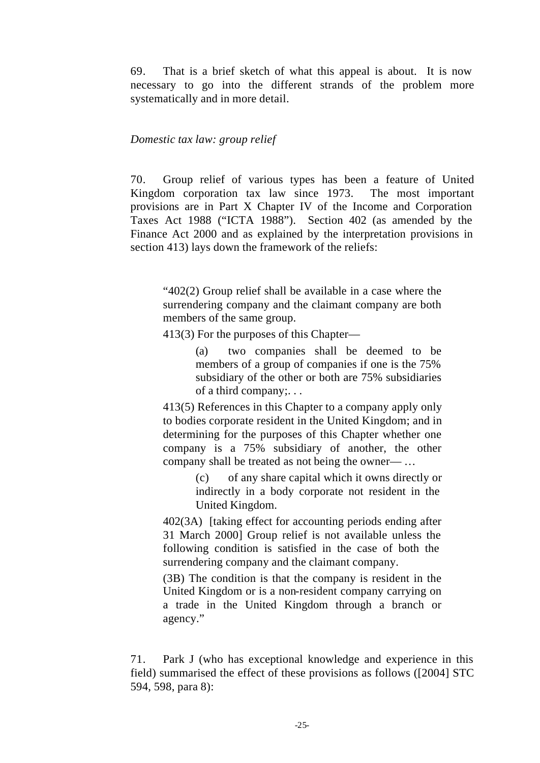69. That is a brief sketch of what this appeal is about. It is now necessary to go into the different strands of the problem more systematically and in more detail.

*Domestic tax law: group relief*

70. Group relief of various types has been a feature of United Kingdom corporation tax law since 1973. The most important provisions are in Part X Chapter IV of the Income and Corporation Taxes Act 1988 ("ICTA 1988"). Section 402 (as amended by the Finance Act 2000 and as explained by the interpretation provisions in section 413) lays down the framework of the reliefs:

> "402(2) Group relief shall be available in a case where the surrendering company and the claimant company are both members of the same group.
>
> 413(3) For the purposes of this Chapter—
>
> > (a) two companies shall be deemed to be members of a group of companies if one is the 75% subsidiary of the other or both are 75% subsidiaries of a third company;. . .
>
> 413(5) References in this Chapter to a company apply only to bodies corporate resident in the United Kingdom; and in determining for the purposes of this Chapter whether one company is a 75% subsidiary of another, the other company shall be treated as not being the owner— …
>
> > (c) of any share capital which it owns directly or indirectly in a body corporate not resident in the United Kingdom.
>
> 402(3A) [taking effect for accounting periods ending after 31 March 2000] Group relief is not available unless the following condition is satisfied in the case of both the surrendering company and the claimant company.
>
> (3B) The condition is that the company is resident in the United Kingdom or is a non-resident company carrying on a trade in the United Kingdom through a branch or agency."

71. Park J (who has exceptional knowledge and experience in this field) summarised the effect of these provisions as follows ([2004] STC 594, 598, para 8):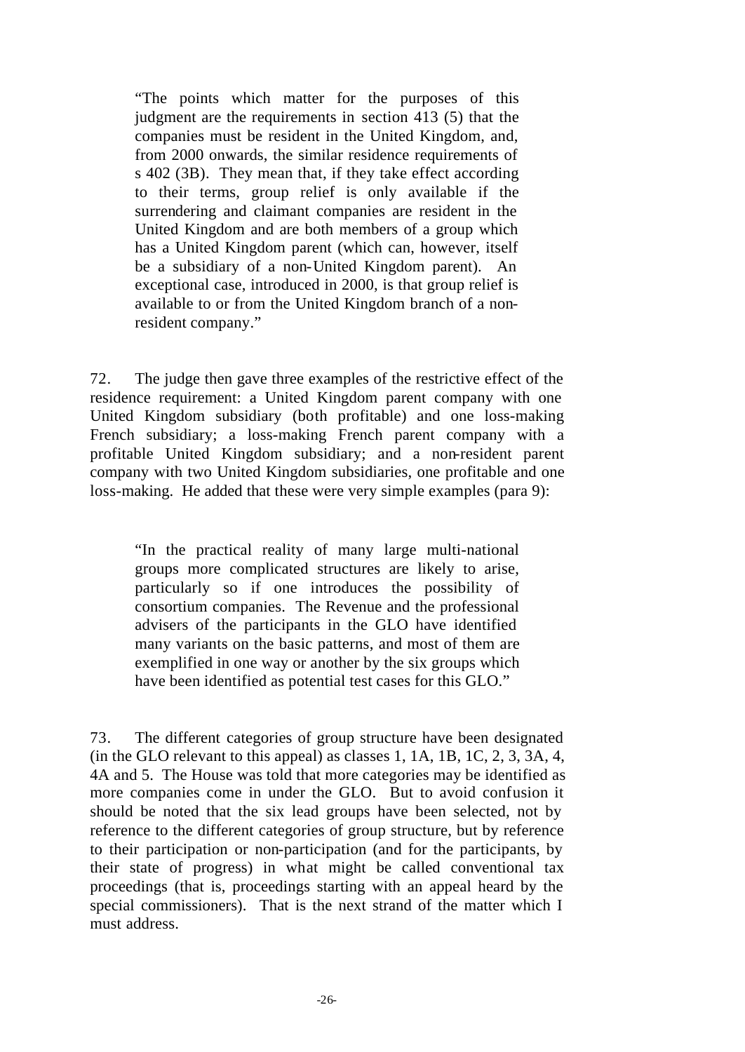> "The points which matter for the purposes of this judgment are the requirements in section 413 (5) that the companies must be resident in the United Kingdom, and, from 2000 onwards, the similar residence requirements of s 402 (3B). They mean that, if they take effect according to their terms, group relief is only available if the surrendering and claimant companies are resident in the United Kingdom and are both members of a group which has a United Kingdom parent (which can, however, itself be a subsidiary of a non-United Kingdom parent). An exceptional case, introduced in 2000, is that group relief is available to or from the United Kingdom branch of a non-resident company."

72. The judge then gave three examples of the restrictive effect of the residence requirement: a United Kingdom parent company with one United Kingdom subsidiary (both profitable) and one loss-making French subsidiary; a loss-making French parent company with a profitable United Kingdom subsidiary; and a non-resident parent company with two United Kingdom subsidiaries, one profitable and one loss-making. He added that these were very simple examples (para 9):

> "In the practical reality of many large multi-national groups more complicated structures are likely to arise, particularly so if one introduces the possibility of consortium companies. The Revenue and the professional advisers of the participants in the GLO have identified many variants on the basic patterns, and most of them are exemplified in one way or another by the six groups which have been identified as potential test cases for this GLO."

73. The different categories of group structure have been designated (in the GLO relevant to this appeal) as classes 1, 1A, 1B, 1C, 2, 3, 3A, 4, 4A and 5. The House was told that more categories may be identified as more companies come in under the GLO. But to avoid confusion it should be noted that the six lead groups have been selected, not by reference to the different categories of group structure, but by reference to their participation or non-participation (and for the participants, by their state of progress) in what might be called conventional tax proceedings (that is, proceedings starting with an appeal heard by the special commissioners). That is the next strand of the matter which I must address.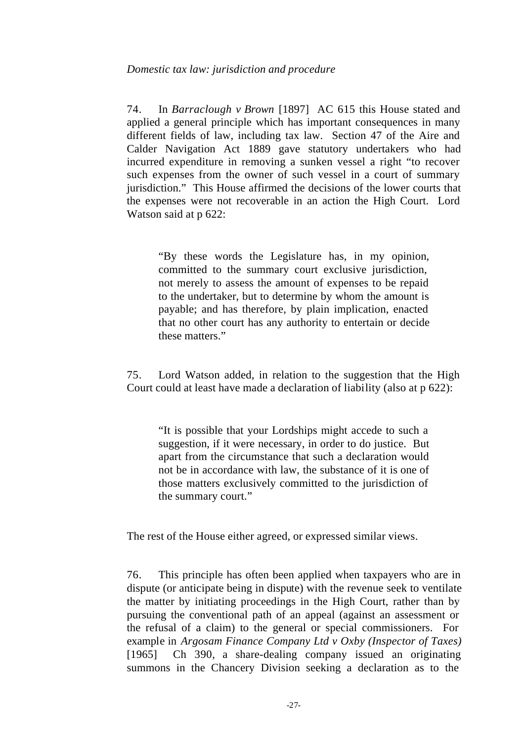*Domestic tax law: jurisdiction and procedure*

74. In *Barraclough v Brown* [1897] AC 615 this House stated and applied a general principle which has important consequences in many different fields of law, including tax law. Section 47 of the Aire and Calder Navigation Act 1889 gave statutory undertakers who had incurred expenditure in removing a sunken vessel a right "to recover such expenses from the owner of such vessel in a court of summary jurisdiction." This House affirmed the decisions of the lower courts that the expenses were not recoverable in an action the High Court. Lord Watson said at p 622:

> "By these words the Legislature has, in my opinion, committed to the summary court exclusive jurisdiction, not merely to assess the amount of expenses to be repaid to the undertaker, but to determine by whom the amount is payable; and has therefore, by plain implication, enacted that no other court has any authority to entertain or decide these matters."

75. Lord Watson added, in relation to the suggestion that the High Court could at least have made a declaration of liability (also at p 622):

> "It is possible that your Lordships might accede to such a suggestion, if it were necessary, in order to do justice. But apart from the circumstance that such a declaration would not be in accordance with law, the substance of it is one of those matters exclusively committed to the jurisdiction of the summary court."

The rest of the House either agreed, or expressed similar views.

76. This principle has often been applied when taxpayers who are in dispute (or anticipate being in dispute) with the revenue seek to ventilate the matter by initiating proceedings in the High Court, rather than by pursuing the conventional path of an appeal (against an assessment or the refusal of a claim) to the general or special commissioners. For example in *Argosam Finance Company Ltd v Oxby (Inspector of Taxes)* [1965] Ch 390, a share-dealing company issued an originating summons in the Chancery Division seeking a declaration as to the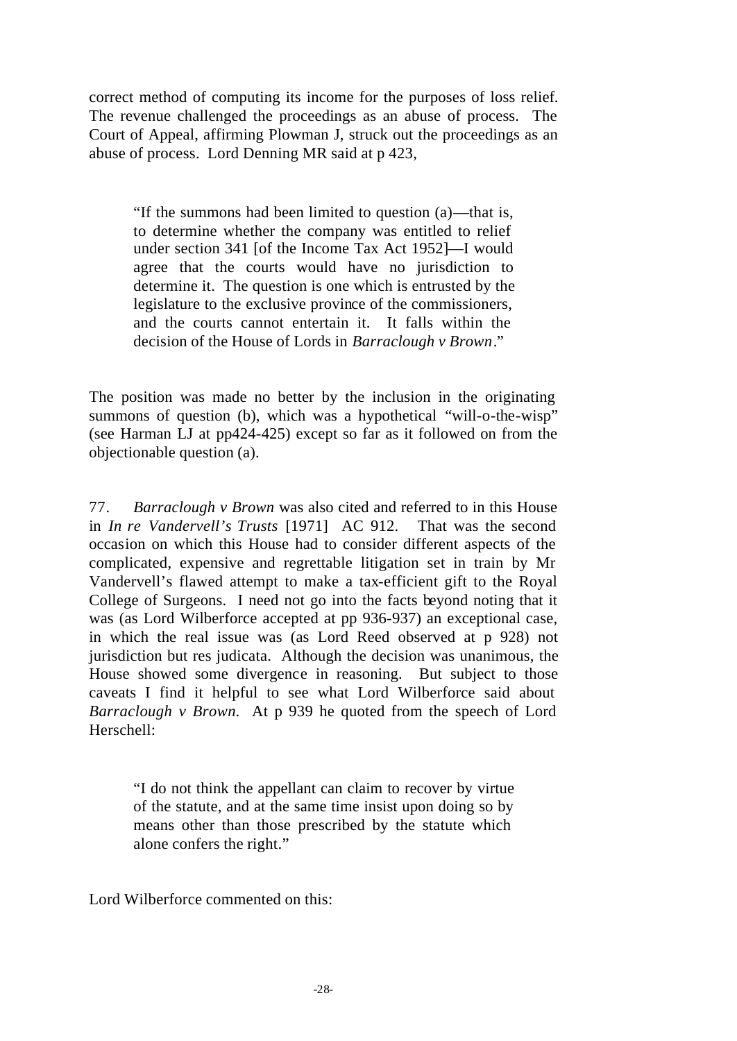correct method of computing its income for the purposes of loss relief. The revenue challenged the proceedings as an abuse of process. The Court of Appeal, affirming Plowman J, struck out the proceedings as an abuse of process. Lord Denning MR said at p 423,

> "If the summons had been limited to question (a)—that is, to determine whether the company was entitled to relief under section 341 [of the Income Tax Act 1952]—I would agree that the courts would have no jurisdiction to determine it. The question is one which is entrusted by the legislature to the exclusive province of the commissioners, and the courts cannot entertain it. It falls within the decision of the House of Lords in *Barraclough v Brown*."

The position was made no better by the inclusion in the originating summons of question (b), which was a hypothetical "will-o-the-wisp" (see Harman LJ at pp424-425) except so far as it followed on from the objectionable question (a).

77. *Barraclough v Brown* was also cited and referred to in this House in *In re Vandervell's Trusts* [1971] AC 912. That was the second occasion on which this House had to consider different aspects of the complicated, expensive and regrettable litigation set in train by Mr Vandervell's flawed attempt to make a tax-efficient gift to the Royal College of Surgeons. I need not go into the facts beyond noting that it was (as Lord Wilberforce accepted at pp 936-937) an exceptional case, in which the real issue was (as Lord Reed observed at p 928) not jurisdiction but res judicata. Although the decision was unanimous, the House showed some divergence in reasoning. But subject to those caveats I find it helpful to see what Lord Wilberforce said about *Barraclough v Brown.* At p 939 he quoted from the speech of Lord Herschell:

> "I do not think the appellant can claim to recover by virtue of the statute, and at the same time insist upon doing so by means other than those prescribed by the statute which alone confers the right."

Lord Wilberforce commented on this: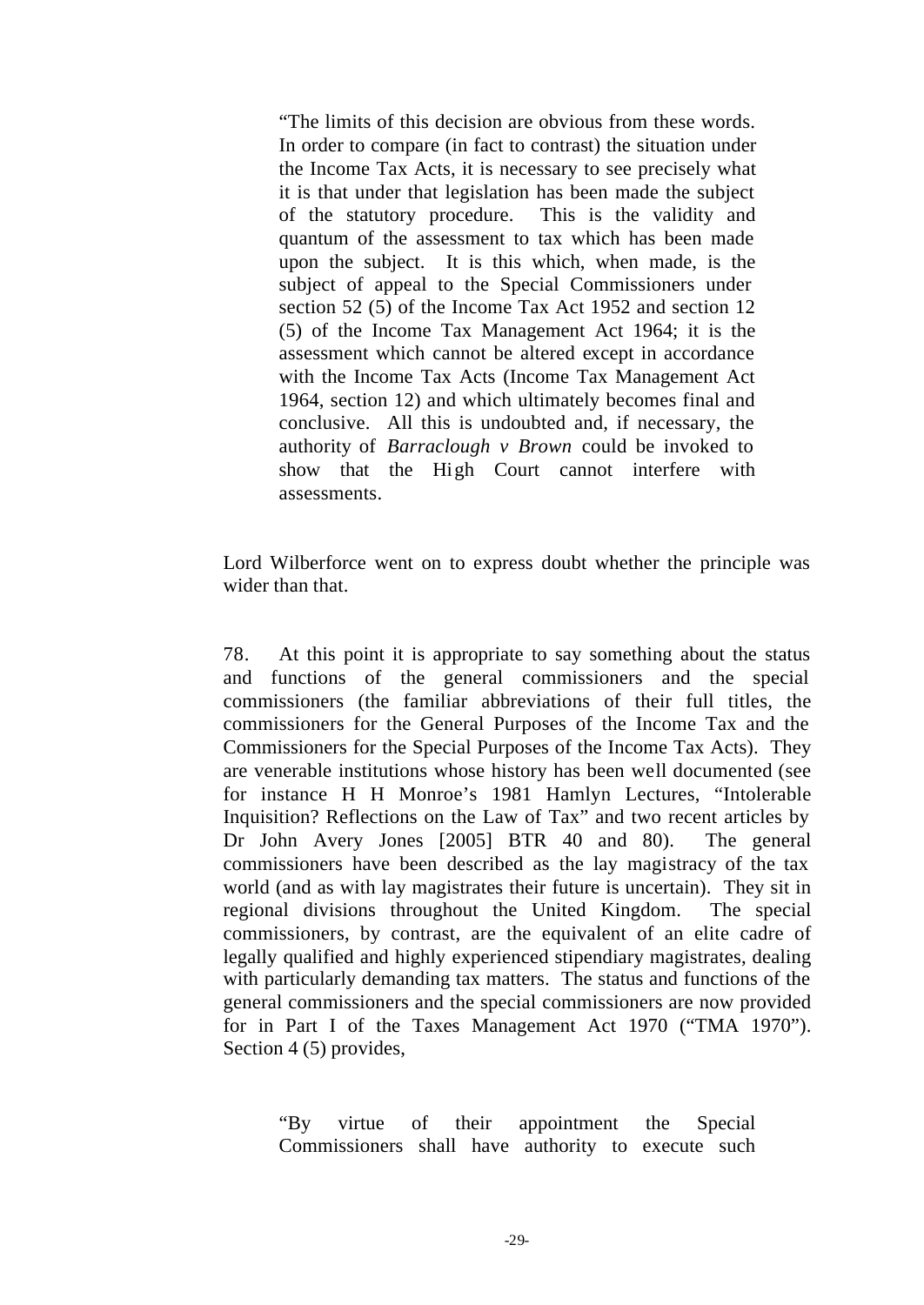> "The limits of this decision are obvious from these words. In order to compare (in fact to contrast) the situation under the Income Tax Acts, it is necessary to see precisely what it is that under that legislation has been made the subject of the statutory procedure. This is the validity and quantum of the assessment to tax which has been made upon the subject. It is this which, when made, is the subject of appeal to the Special Commissioners under section 52 (5) of the Income Tax Act 1952 and section 12 (5) of the Income Tax Management Act 1964; it is the assessment which cannot be altered except in accordance with the Income Tax Acts (Income Tax Management Act 1964, section 12) and which ultimately becomes final and conclusive. All this is undoubted and, if necessary, the authority of *Barraclough v Brown* could be invoked to show that the High Court cannot interfere with assessments.

Lord Wilberforce went on to express doubt whether the principle was wider than that.

78. At this point it is appropriate to say something about the status and functions of the general commissioners and the special commissioners (the familiar abbreviations of their full titles, the commissioners for the General Purposes of the Income Tax and the Commissioners for the Special Purposes of the Income Tax Acts). They are venerable institutions whose history has been well documented (see for instance H H Monroe's 1981 Hamlyn Lectures, "Intolerable Inquisition? Reflections on the Law of Tax" and two recent articles by Dr John Avery Jones [2005] BTR 40 and 80). The general commissioners have been described as the lay magistracy of the tax world (and as with lay magistrates their future is uncertain). They sit in regional divisions throughout the United Kingdom. The special commissioners, by contrast, are the equivalent of an elite cadre of legally qualified and highly experienced stipendiary magistrates, dealing with particularly demanding tax matters. The status and functions of the general commissioners and the special commissioners are now provided for in Part I of the Taxes Management Act 1970 ("TMA 1970"). Section 4 (5) provides,

> "By virtue of their appointment the Special Commissioners shall have authority to execute such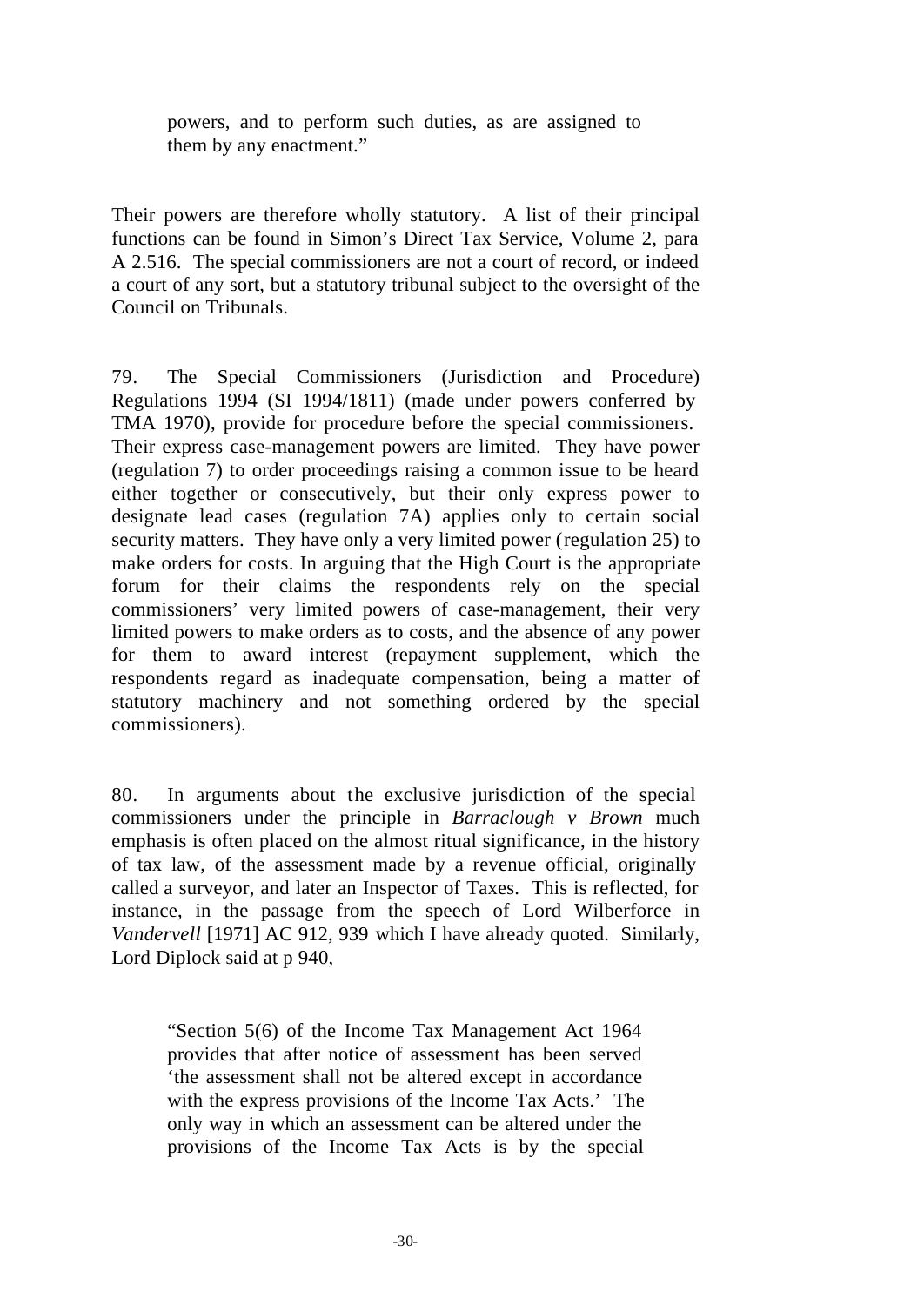> powers, and to perform such duties, as are assigned to them by any enactment."

Their powers are therefore wholly statutory. A list of their principal functions can be found in Simon's Direct Tax Service, Volume 2, para A 2.516. The special commissioners are not a court of record, or indeed a court of any sort, but a statutory tribunal subject to the oversight of the Council on Tribunals.

79. The Special Commissioners (Jurisdiction and Procedure) Regulations 1994 (SI 1994/1811) (made under powers conferred by TMA 1970), provide for procedure before the special commissioners. Their express case-management powers are limited. They have power (regulation 7) to order proceedings raising a common issue to be heard either together or consecutively, but their only express power to designate lead cases (regulation 7A) applies only to certain social security matters. They have only a very limited power (regulation 25) to make orders for costs. In arguing that the High Court is the appropriate forum for their claims the respondents rely on the special commissioners' very limited powers of case-management, their very limited powers to make orders as to costs, and the absence of any power for them to award interest (repayment supplement, which the respondents regard as inadequate compensation, being a matter of statutory machinery and not something ordered by the special commissioners).

80. In arguments about the exclusive jurisdiction of the special commissioners under the principle in *Barraclough v Brown* much emphasis is often placed on the almost ritual significance, in the history of tax law, of the assessment made by a revenue official, originally called a surveyor, and later an Inspector of Taxes. This is reflected, for instance, in the passage from the speech of Lord Wilberforce in *Vandervell* [1971] AC 912, 939 which I have already quoted. Similarly, Lord Diplock said at p 940,

> "Section 5(6) of the Income Tax Management Act 1964 provides that after notice of assessment has been served 'the assessment shall not be altered except in accordance with the express provisions of the Income Tax Acts.' The only way in which an assessment can be altered under the provisions of the Income Tax Acts is by the special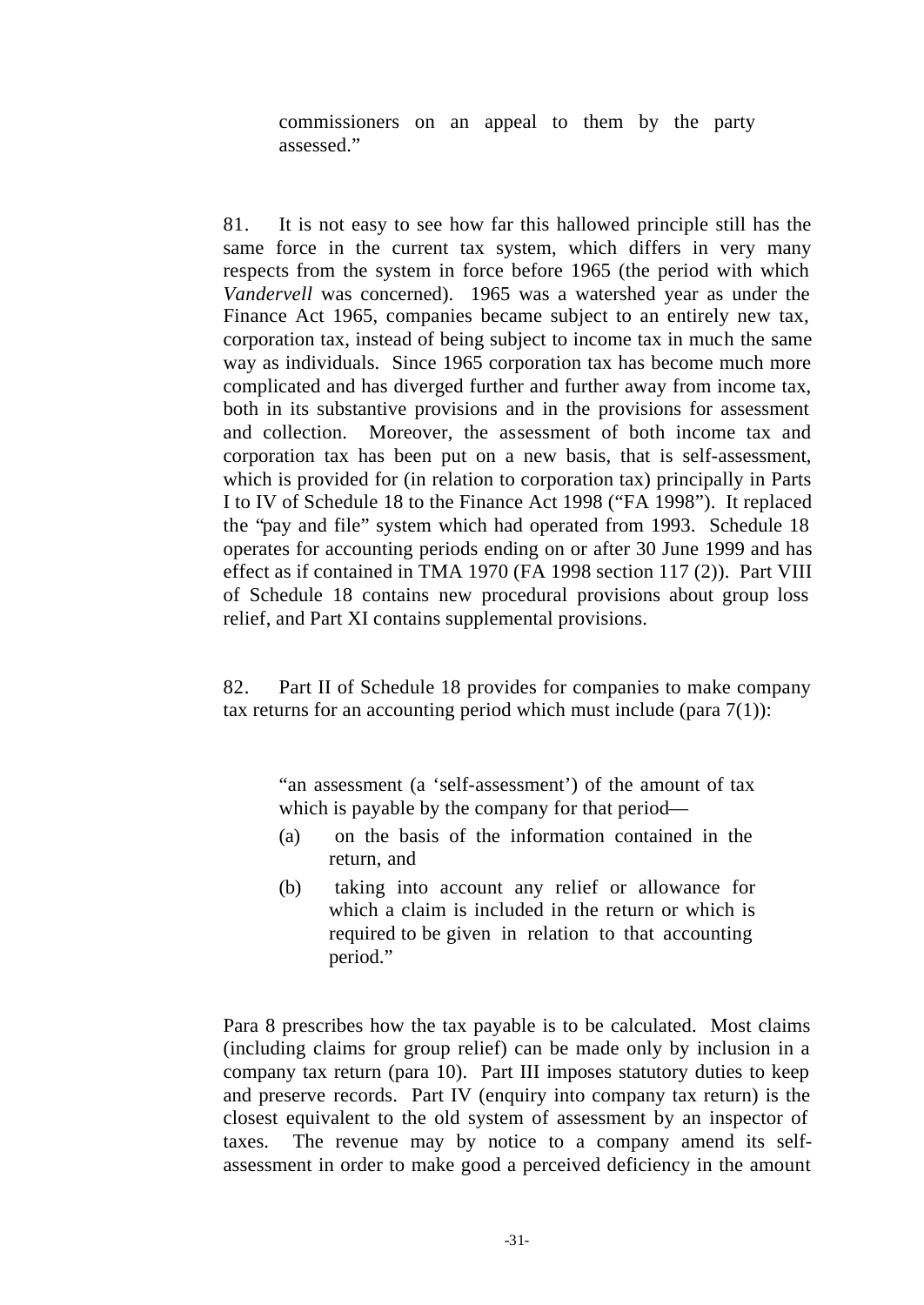> commissioners on an appeal to them by the party assessed."

81. It is not easy to see how far this hallowed principle still has the same force in the current tax system, which differs in very many respects from the system in force before 1965 (the period with which *Vandervell* was concerned). 1965 was a watershed year as under the Finance Act 1965, companies became subject to an entirely new tax, corporation tax, instead of being subject to income tax in much the same way as individuals. Since 1965 corporation tax has become much more complicated and has diverged further and further away from income tax, both in its substantive provisions and in the provisions for assessment and collection. Moreover, the assessment of both income tax and corporation tax has been put on a new basis, that is self-assessment, which is provided for (in relation to corporation tax) principally in Parts I to IV of Schedule 18 to the Finance Act 1998 ("FA 1998"). It replaced the "pay and file" system which had operated from 1993. Schedule 18 operates for accounting periods ending on or after 30 June 1999 and has effect as if contained in TMA 1970 (FA 1998 section 117 (2)). Part VIII of Schedule 18 contains new procedural provisions about group loss relief, and Part XI contains supplemental provisions.

82. Part II of Schedule 18 provides for companies to make company tax returns for an accounting period which must include (para 7(1)):

> "an assessment (a 'self-assessment') of the amount of tax which is payable by the company for that period—
>
> (a) on the basis of the information contained in the return, and
>
> (b) taking into account any relief or allowance for which a claim is included in the return or which is required to be given in relation to that accounting period."

Para 8 prescribes how the tax payable is to be calculated. Most claims (including claims for group relief) can be made only by inclusion in a company tax return (para 10). Part III imposes statutory duties to keep and preserve records. Part IV (enquiry into company tax return) is the closest equivalent to the old system of assessment by an inspector of taxes. The revenue may by notice to a company amend its self-assessment in order to make good a perceived deficiency in the amount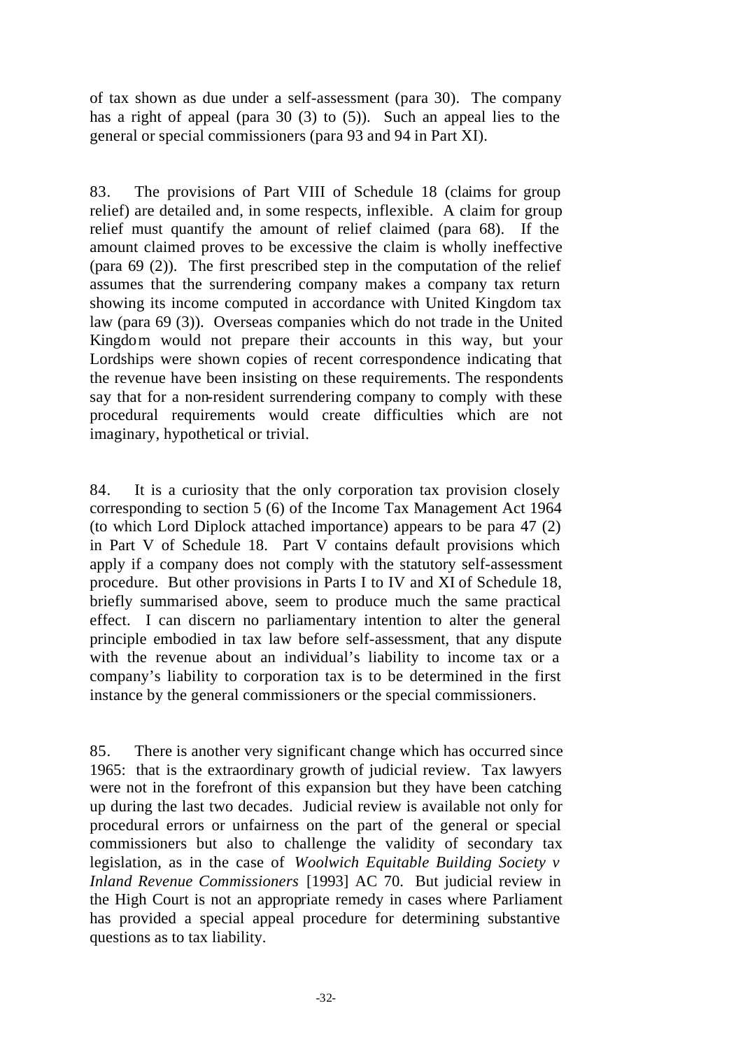of tax shown as due under a self-assessment (para 30). The company has a right of appeal (para 30 (3) to (5)). Such an appeal lies to the general or special commissioners (para 93 and 94 in Part XI).

83. The provisions of Part VIII of Schedule 18 (claims for group relief) are detailed and, in some respects, inflexible. A claim for group relief must quantify the amount of relief claimed (para 68). If the amount claimed proves to be excessive the claim is wholly ineffective (para 69 (2)). The first prescribed step in the computation of the relief assumes that the surrendering company makes a company tax return showing its income computed in accordance with United Kingdom tax law (para 69 (3)). Overseas companies which do not trade in the United Kingdom would not prepare their accounts in this way, but your Lordships were shown copies of recent correspondence indicating that the revenue have been insisting on these requirements. The respondents say that for a non-resident surrendering company to comply with these procedural requirements would create difficulties which are not imaginary, hypothetical or trivial.

84. It is a curiosity that the only corporation tax provision closely corresponding to section 5 (6) of the Income Tax Management Act 1964 (to which Lord Diplock attached importance) appears to be para 47 (2) in Part V of Schedule 18. Part V contains default provisions which apply if a company does not comply with the statutory self-assessment procedure. But other provisions in Parts I to IV and XI of Schedule 18, briefly summarised above, seem to produce much the same practical effect. I can discern no parliamentary intention to alter the general principle embodied in tax law before self-assessment, that any dispute with the revenue about an individual's liability to income tax or a company's liability to corporation tax is to be determined in the first instance by the general commissioners or the special commissioners.

85. There is another very significant change which has occurred since 1965: that is the extraordinary growth of judicial review. Tax lawyers were not in the forefront of this expansion but they have been catching up during the last two decades. Judicial review is available not only for procedural errors or unfairness on the part of the general or special commissioners but also to challenge the validity of secondary tax legislation, as in the case of *Woolwich Equitable Building Society v Inland Revenue Commissioners* [1993] AC 70. But judicial review in the High Court is not an appropriate remedy in cases where Parliament has provided a special appeal procedure for determining substantive questions as to tax liability.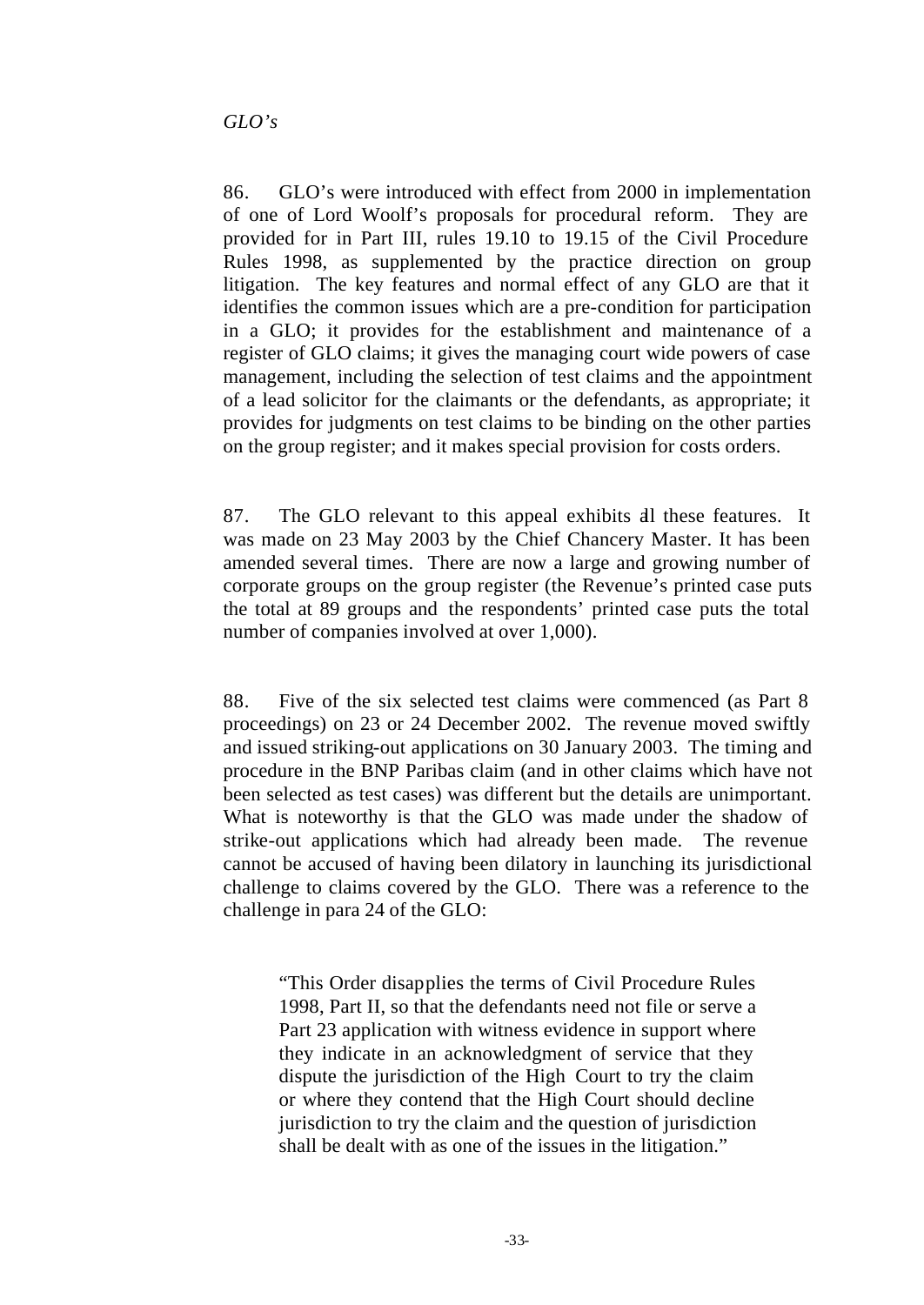*GLO's*

86. GLO's were introduced with effect from 2000 in implementation of one of Lord Woolf's proposals for procedural reform. They are provided for in Part III, rules 19.10 to 19.15 of the Civil Procedure Rules 1998, as supplemented by the practice direction on group litigation. The key features and normal effect of any GLO are that it identifies the common issues which are a pre-condition for participation in a GLO; it provides for the establishment and maintenance of a register of GLO claims; it gives the managing court wide powers of case management, including the selection of test claims and the appointment of a lead solicitor for the claimants or the defendants, as appropriate; it provides for judgments on test claims to be binding on the other parties on the group register; and it makes special provision for costs orders.

87. The GLO relevant to this appeal exhibits all these features. It was made on 23 May 2003 by the Chief Chancery Master. It has been amended several times. There are now a large and growing number of corporate groups on the group register (the Revenue's printed case puts the total at 89 groups and the respondents' printed case puts the total number of companies involved at over 1,000).

88. Five of the six selected test claims were commenced (as Part 8 proceedings) on 23 or 24 December 2002. The revenue moved swiftly and issued striking-out applications on 30 January 2003. The timing and procedure in the BNP Paribas claim (and in other claims which have not been selected as test cases) was different but the details are unimportant. What is noteworthy is that the GLO was made under the shadow of strike-out applications which had already been made. The revenue cannot be accused of having been dilatory in launching its jurisdictional challenge to claims covered by the GLO. There was a reference to the challenge in para 24 of the GLO:

> "This Order disapplies the terms of Civil Procedure Rules 1998, Part II, so that the defendants need not file or serve a Part 23 application with witness evidence in support where they indicate in an acknowledgment of service that they dispute the jurisdiction of the High Court to try the claim or where they contend that the High Court should decline jurisdiction to try the claim and the question of jurisdiction shall be dealt with as one of the issues in the litigation."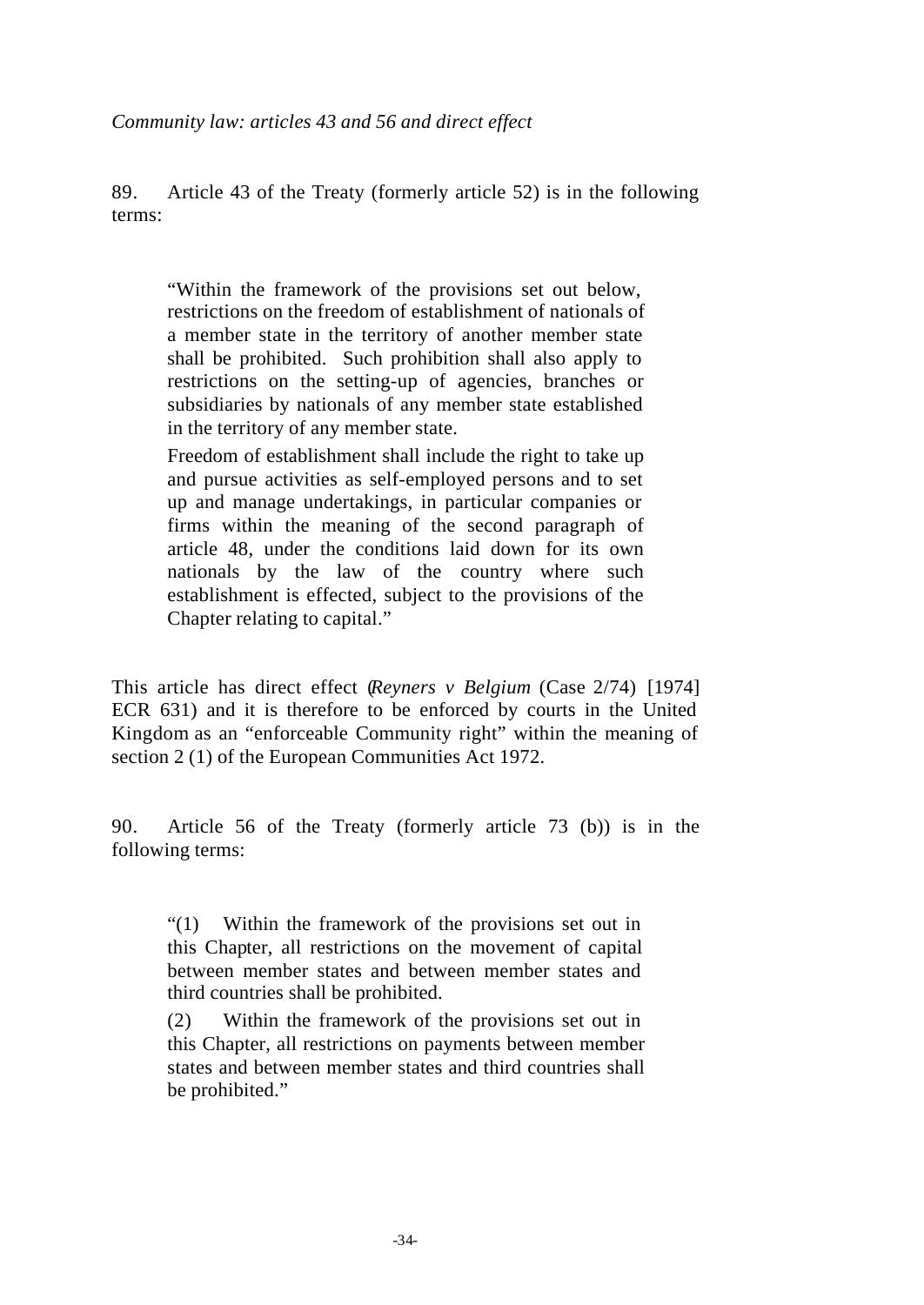*Community law: articles 43 and 56 and direct effect*

89. Article 43 of the Treaty (formerly article 52) is in the following terms:

> "Within the framework of the provisions set out below, restrictions on the freedom of establishment of nationals of a member state in the territory of another member state shall be prohibited. Such prohibition shall also apply to restrictions on the setting-up of agencies, branches or subsidiaries by nationals of any member state established in the territory of any member state.
>
> Freedom of establishment shall include the right to take up and pursue activities as self-employed persons and to set up and manage undertakings, in particular companies or firms within the meaning of the second paragraph of article 48, under the conditions laid down for its own nationals by the law of the country where such establishment is effected, subject to the provisions of the Chapter relating to capital."

This article has direct effect (*Reyners v Belgium* (Case 2/74) [1974] ECR 631) and it is therefore to be enforced by courts in the United Kingdom as an "enforceable Community right" within the meaning of section 2 (1) of the European Communities Act 1972.

90. Article 56 of the Treaty (formerly article 73 (b)) is in the following terms:

> "(1) Within the framework of the provisions set out in this Chapter, all restrictions on the movement of capital between member states and between member states and third countries shall be prohibited.
>
> (2) Within the framework of the provisions set out in this Chapter, all restrictions on payments between member states and between member states and third countries shall be prohibited."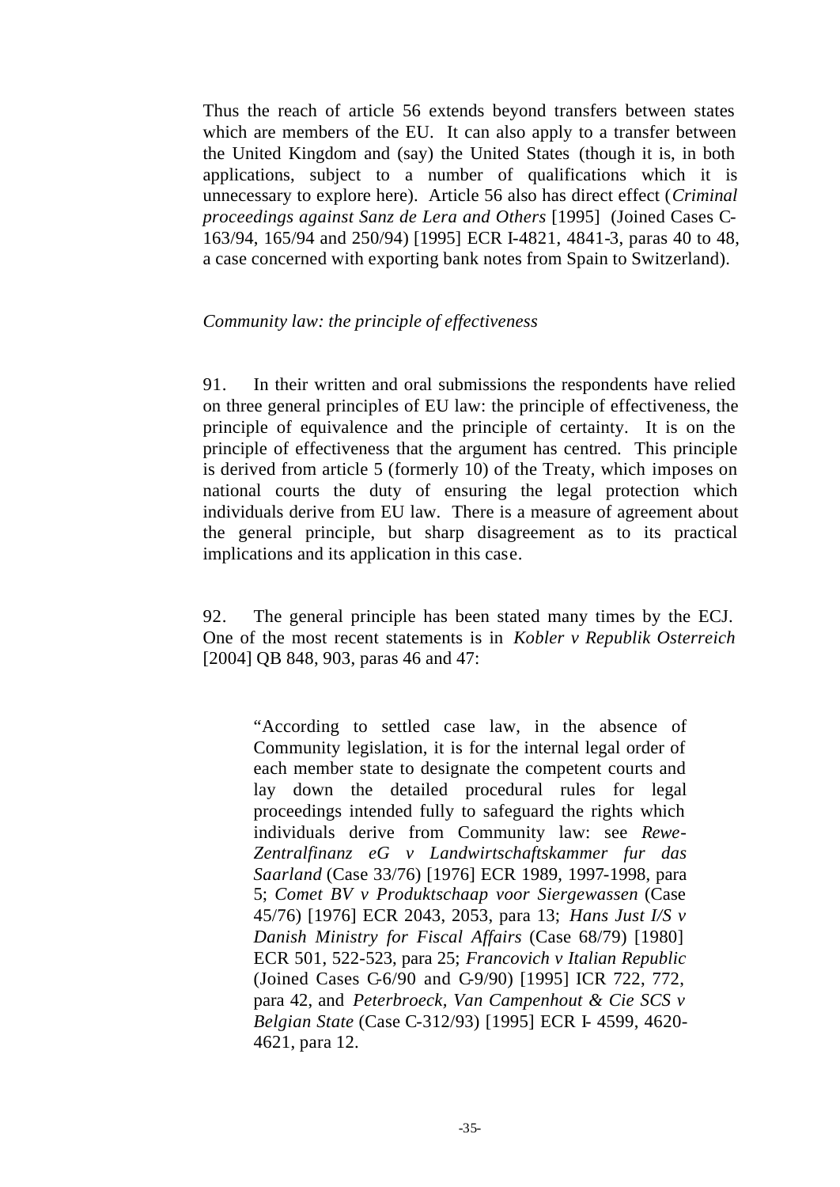Thus the reach of article 56 extends beyond transfers between states which are members of the EU. It can also apply to a transfer between the United Kingdom and (say) the United States (though it is, in both applications, subject to a number of qualifications which it is unnecessary to explore here). Article 56 also has direct effect (*Criminal proceedings against Sanz de Lera and Others* [1995] (Joined Cases C-163/94, 165/94 and 250/94) [1995] ECR I-4821, 4841-3, paras 40 to 48, a case concerned with exporting bank notes from Spain to Switzerland).

*Community law: the principle of effectiveness*

91. In their written and oral submissions the respondents have relied on three general principles of EU law: the principle of effectiveness, the principle of equivalence and the principle of certainty. It is on the principle of effectiveness that the argument has centred. This principle is derived from article 5 (formerly 10) of the Treaty, which imposes on national courts the duty of ensuring the legal protection which individuals derive from EU law. There is a measure of agreement about the general principle, but sharp disagreement as to its practical implications and its application in this case.

92. The general principle has been stated many times by the ECJ. One of the most recent statements is in *Kobler v Republik Osterreich* [2004] QB 848, 903, paras 46 and 47:

> "According to settled case law, in the absence of Community legislation, it is for the internal legal order of each member state to designate the competent courts and lay down the detailed procedural rules for legal proceedings intended fully to safeguard the rights which individuals derive from Community law: see *Rewe-Zentralfinanz eG v Landwirtschaftskammer fur das Saarland* (Case 33/76) [1976] ECR 1989, 1997-1998, para 5; *Comet BV v Produktschaap voor Siergewassen* (Case 45/76) [1976] ECR 2043, 2053, para 13; *Hans Just I/S v Danish Ministry for Fiscal Affairs* (Case 68/79) [1980] ECR 501, 522-523, para 25; *Francovich v Italian Republic* (Joined Cases C-6/90 and C-9/90) [1995] ICR 722, 772, para 42, and *Peterbroeck, Van Campenhout & Cie SCS v Belgian State* (Case C-312/93) [1995] ECR I- 4599, 4620-4621, para 12.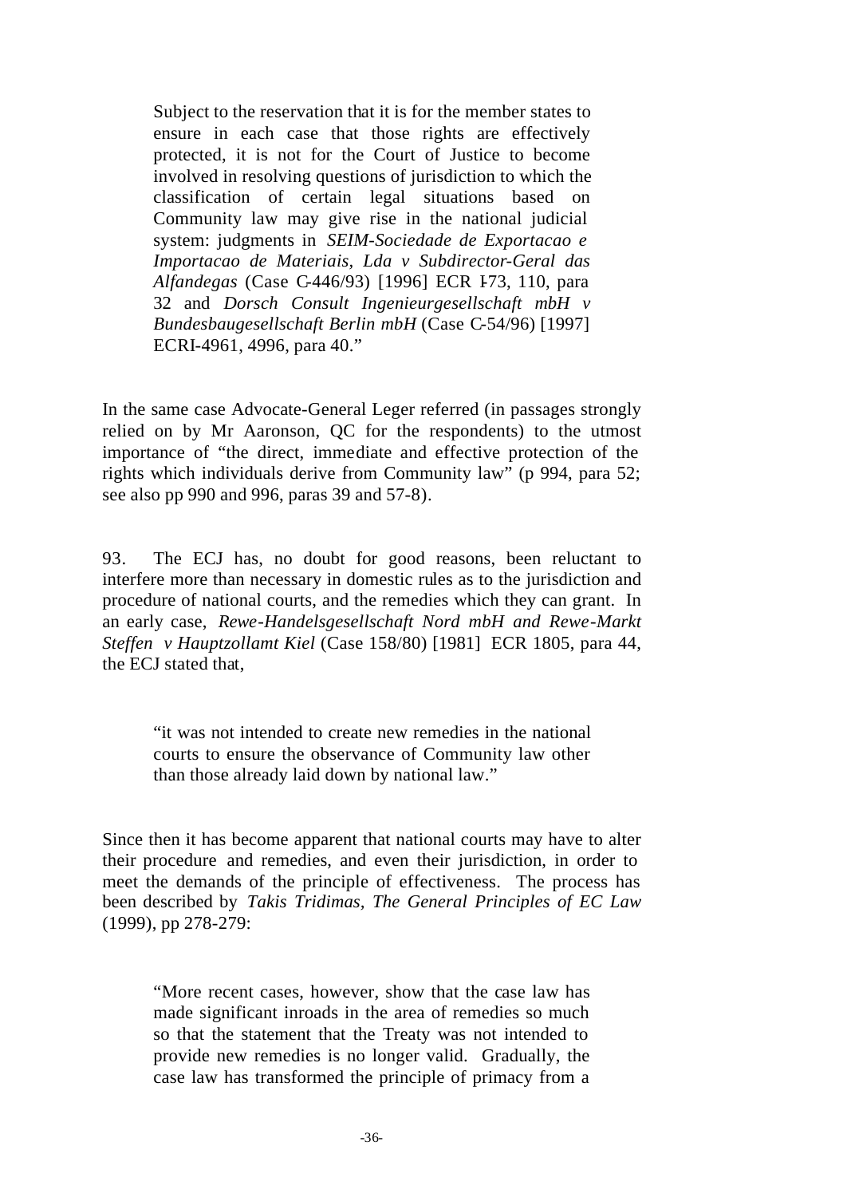> Subject to the reservation that it is for the member states to ensure in each case that those rights are effectively protected, it is not for the Court of Justice to become involved in resolving questions of jurisdiction to which the classification of certain legal situations based on Community law may give rise in the national judicial system: judgments in *SEIM-Sociedade de Exportacao e Importacao de Materiais, Lda v Subdirector-Geral das Alfandegas* (Case C-446/93) [1996] ECR I-73, 110, para 32 and *Dorsch Consult Ingenieurgesellschaft mbH v Bundesbaugesellschaft Berlin mbH* (Case C-54/96) [1997] ECRI-4961, 4996, para 40."

In the same case Advocate-General Leger referred (in passages strongly relied on by Mr Aaronson, QC for the respondents) to the utmost importance of "the direct, immediate and effective protection of the rights which individuals derive from Community law" (p 994, para 52; see also pp 990 and 996, paras 39 and 57-8).

93. The ECJ has, no doubt for good reasons, been reluctant to interfere more than necessary in domestic rules as to the jurisdiction and procedure of national courts, and the remedies which they can grant. In an early case, *Rewe-Handelsgesellschaft Nord mbH and Rewe-Markt Steffen v Hauptzollamt Kiel* (Case 158/80) [1981] ECR 1805, para 44, the ECJ stated that,

> "it was not intended to create new remedies in the national courts to ensure the observance of Community law other than those already laid down by national law."

Since then it has become apparent that national courts may have to alter their procedure and remedies, and even their jurisdiction, in order to meet the demands of the principle of effectiveness. The process has been described by *Takis Tridimas, The General Principles of EC Law* (1999), pp 278-279:

> "More recent cases, however, show that the case law has made significant inroads in the area of remedies so much so that the statement that the Treaty was not intended to provide new remedies is no longer valid. Gradually, the case law has transformed the principle of primacy from a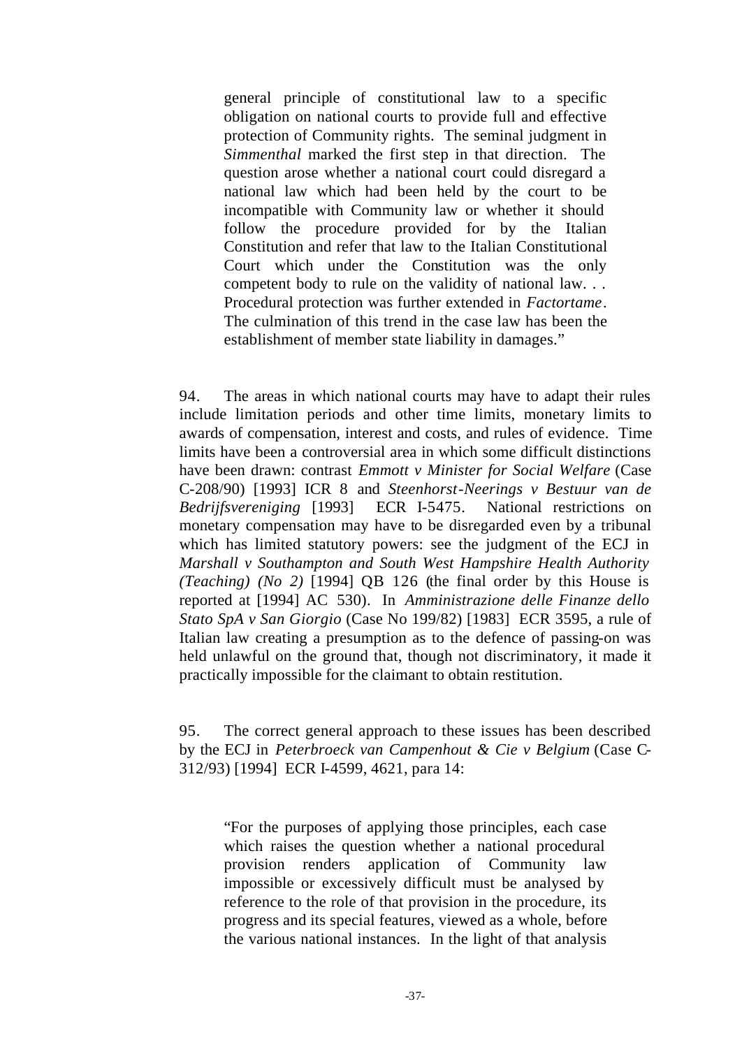> general principle of constitutional law to a specific obligation on national courts to provide full and effective protection of Community rights. The seminal judgment in *Simmenthal* marked the first step in that direction. The question arose whether a national court could disregard a national law which had been held by the court to be incompatible with Community law or whether it should follow the procedure provided for by the Italian Constitution and refer that law to the Italian Constitutional Court which under the Constitution was the only competent body to rule on the validity of national law. . . Procedural protection was further extended in *Factortame*. The culmination of this trend in the case law has been the establishment of member state liability in damages."

94. The areas in which national courts may have to adapt their rules include limitation periods and other time limits, monetary limits to awards of compensation, interest and costs, and rules of evidence. Time limits have been a controversial area in which some difficult distinctions have been drawn: contrast *Emmott v Minister for Social Welfare* (Case C-208/90) [1993] ICR 8 and *Steenhorst-Neerings v Bestuur van de Bedrijfsvereniging* [1993] ECR I-5475. National restrictions on monetary compensation may have to be disregarded even by a tribunal which has limited statutory powers: see the judgment of the ECJ in *Marshall v Southampton and South West Hampshire Health Authority (Teaching) (No 2)* [1994] QB 126 (the final order by this House is reported at [1994] AC 530). In *Amministrazione delle Finanze dello Stato SpA v San Giorgio* (Case No 199/82) [1983] ECR 3595, a rule of Italian law creating a presumption as to the defence of passing-on was held unlawful on the ground that, though not discriminatory, it made it practically impossible for the claimant to obtain restitution.

95. The correct general approach to these issues has been described by the ECJ in *Peterbroeck van Campenhout & Cie v Belgium* (Case C-312/93) [1994] ECR I-4599, 4621, para 14:

> "For the purposes of applying those principles, each case which raises the question whether a national procedural provision renders application of Community law impossible or excessively difficult must be analysed by reference to the role of that provision in the procedure, its progress and its special features, viewed as a whole, before the various national instances. In the light of that analysis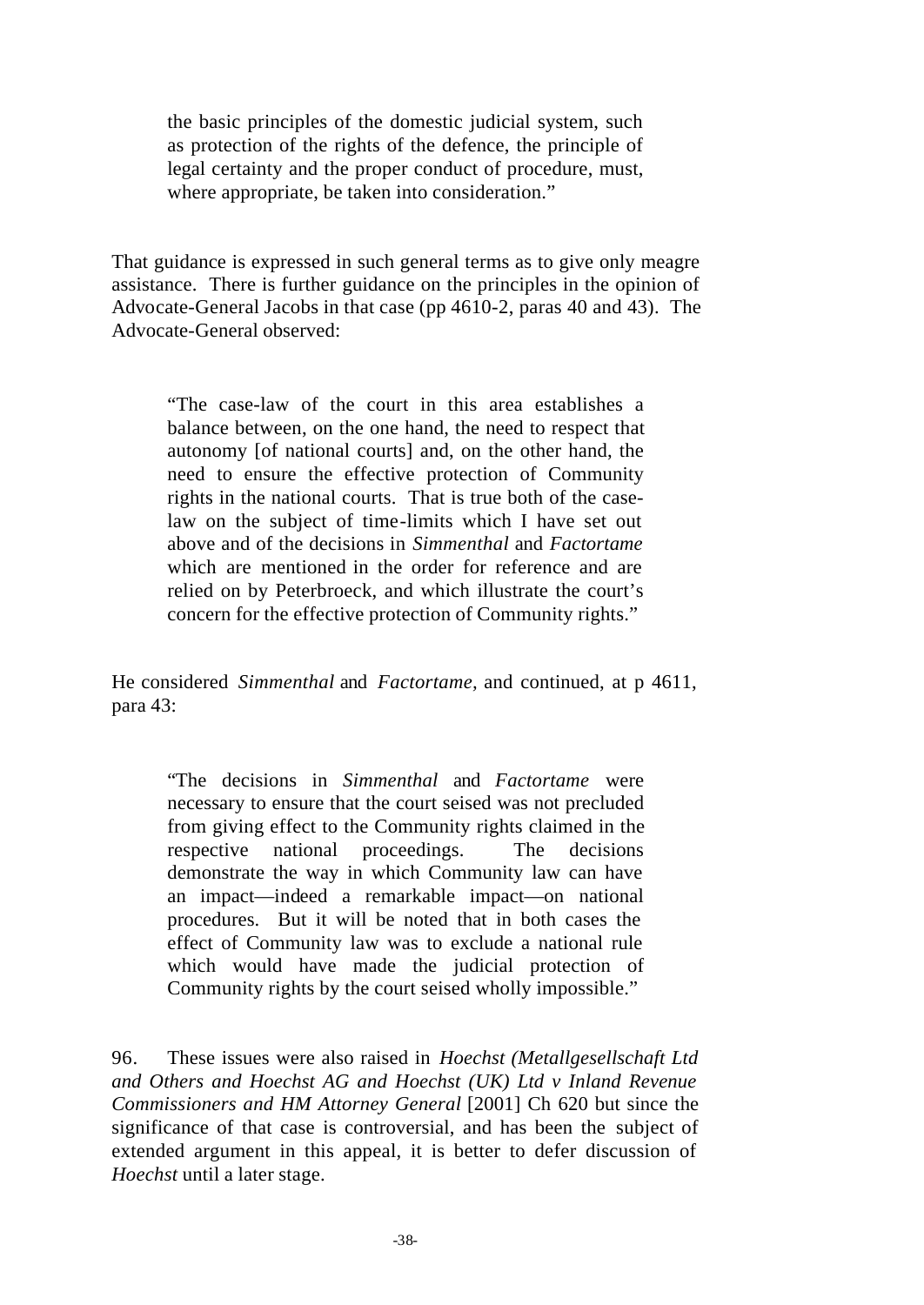> the basic principles of the domestic judicial system, such as protection of the rights of the defence, the principle of legal certainty and the proper conduct of procedure, must, where appropriate, be taken into consideration."

That guidance is expressed in such general terms as to give only meagre assistance. There is further guidance on the principles in the opinion of Advocate-General Jacobs in that case (pp 4610-2, paras 40 and 43). The Advocate-General observed:

> "The case-law of the court in this area establishes a balance between, on the one hand, the need to respect that autonomy [of national courts] and, on the other hand, the need to ensure the effective protection of Community rights in the national courts. That is true both of the case-law on the subject of time-limits which I have set out above and of the decisions in *Simmenthal* and *Factortame* which are mentioned in the order for reference and are relied on by Peterbroeck, and which illustrate the court's concern for the effective protection of Community rights."

He considered *Simmenthal* and *Factortame*, and continued, at p 4611, para 43:

> "The decisions in *Simmenthal* and *Factortame* were necessary to ensure that the court seised was not precluded from giving effect to the Community rights claimed in the respective national proceedings. The decisions demonstrate the way in which Community law can have an impact—indeed a remarkable impact—on national procedures. But it will be noted that in both cases the effect of Community law was to exclude a national rule which would have made the judicial protection of Community rights by the court seised wholly impossible."

96. These issues were also raised in *Hoechst (Metallgesellschaft Ltd and Others and Hoechst AG and Hoechst (UK) Ltd v Inland Revenue Commissioners and HM Attorney General* [2001] Ch 620 but since the significance of that case is controversial, and has been the subject of extended argument in this appeal, it is better to defer discussion of *Hoechst* until a later stage.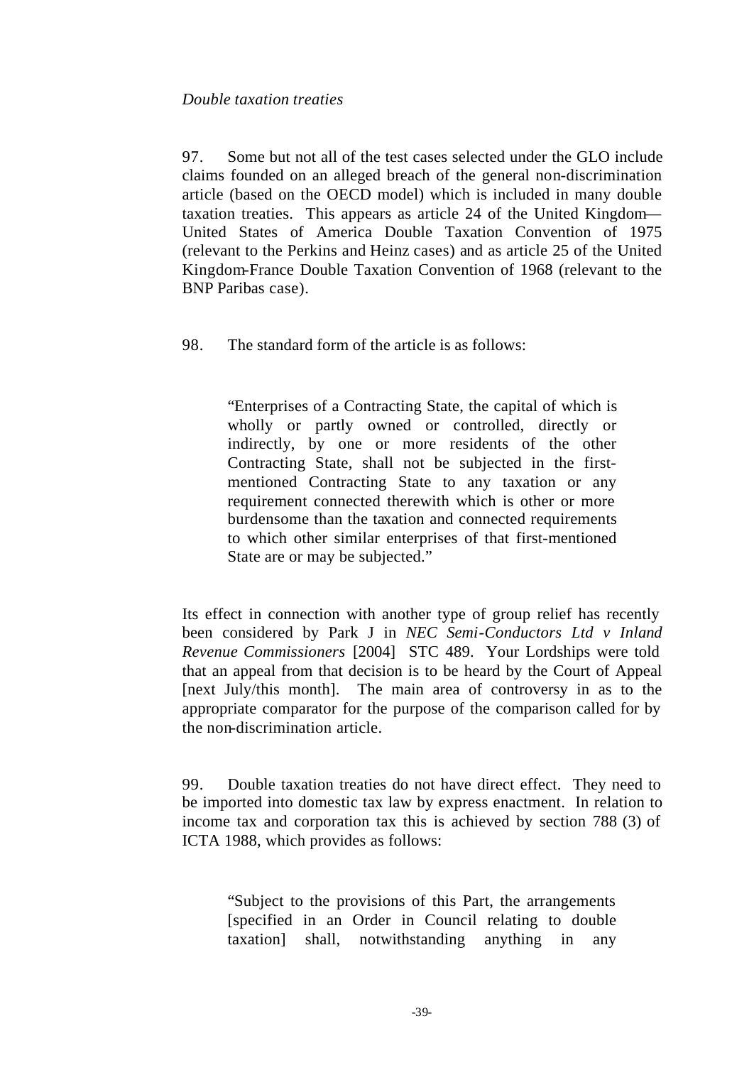*Double taxation treaties*

97. Some but not all of the test cases selected under the GLO include claims founded on an alleged breach of the general non-discrimination article (based on the OECD model) which is included in many double taxation treaties. This appears as article 24 of the United Kingdom—United States of America Double Taxation Convention of 1975 (relevant to the Perkins and Heinz cases) and as article 25 of the United Kingdom-France Double Taxation Convention of 1968 (relevant to the BNP Paribas case).

98. The standard form of the article is as follows:

> "Enterprises of a Contracting State, the capital of which is wholly or partly owned or controlled, directly or indirectly, by one or more residents of the other Contracting State, shall not be subjected in the first-mentioned Contracting State to any taxation or any requirement connected therewith which is other or more burdensome than the taxation and connected requirements to which other similar enterprises of that first-mentioned State are or may be subjected."

Its effect in connection with another type of group relief has recently been considered by Park J in *NEC Semi-Conductors Ltd v Inland Revenue Commissioners* [2004] STC 489. Your Lordships were told that an appeal from that decision is to be heard by the Court of Appeal [next July/this month]. The main area of controversy in as to the appropriate comparator for the purpose of the comparison called for by the non-discrimination article.

99. Double taxation treaties do not have direct effect. They need to be imported into domestic tax law by express enactment. In relation to income tax and corporation tax this is achieved by section 788 (3) of ICTA 1988, which provides as follows:

> "Subject to the provisions of this Part, the arrangements [specified in an Order in Council relating to double taxation] shall, notwithstanding anything in any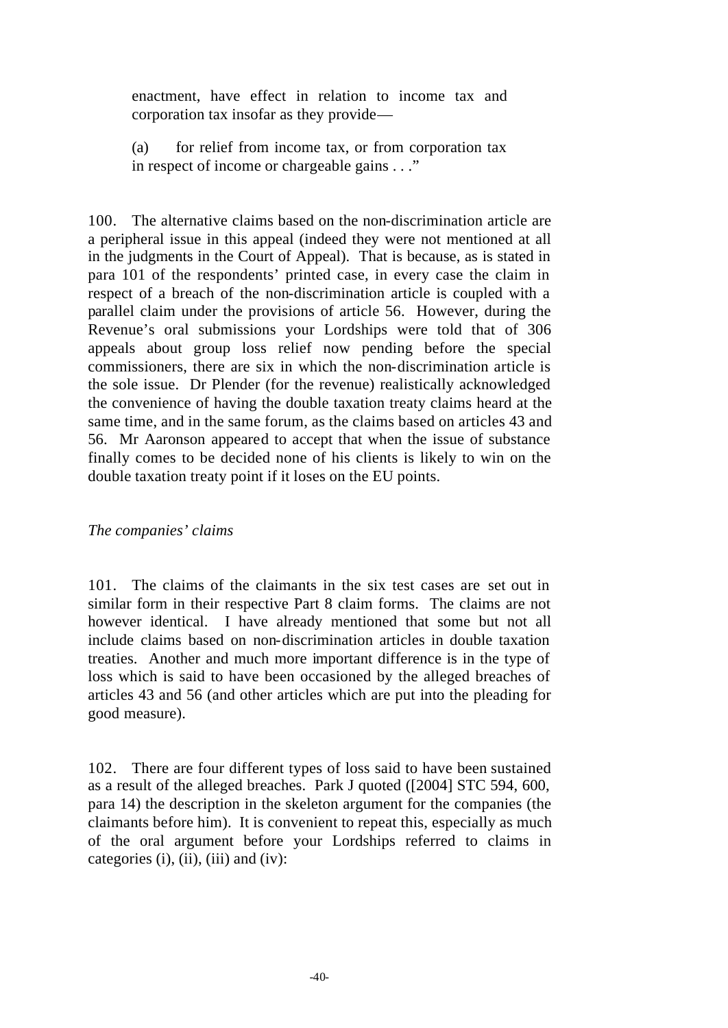> enactment, have effect in relation to income tax and corporation tax insofar as they provide—
>
> (a) for relief from income tax, or from corporation tax in respect of income or chargeable gains . . ."

100. The alternative claims based on the non-discrimination article are a peripheral issue in this appeal (indeed they were not mentioned at all in the judgments in the Court of Appeal). That is because, as is stated in para 101 of the respondents' printed case, in every case the claim in respect of a breach of the non-discrimination article is coupled with a parallel claim under the provisions of article 56. However, during the Revenue's oral submissions your Lordships were told that of 306 appeals about group loss relief now pending before the special commissioners, there are six in which the non-discrimination article is the sole issue. Dr Plender (for the revenue) realistically acknowledged the convenience of having the double taxation treaty claims heard at the same time, and in the same forum, as the claims based on articles 43 and 56. Mr Aaronson appeared to accept that when the issue of substance finally comes to be decided none of his clients is likely to win on the double taxation treaty point if it loses on the EU points.

*The companies' claims*

101. The claims of the claimants in the six test cases are set out in similar form in their respective Part 8 claim forms. The claims are not however identical. I have already mentioned that some but not all include claims based on non-discrimination articles in double taxation treaties. Another and much more important difference is in the type of loss which is said to have been occasioned by the alleged breaches of articles 43 and 56 (and other articles which are put into the pleading for good measure).

102. There are four different types of loss said to have been sustained as a result of the alleged breaches. Park J quoted ([2004] STC 594, 600, para 14) the description in the skeleton argument for the companies (the claimants before him). It is convenient to repeat this, especially as much of the oral argument before your Lordships referred to claims in categories (i), (ii), (iii) and (iv):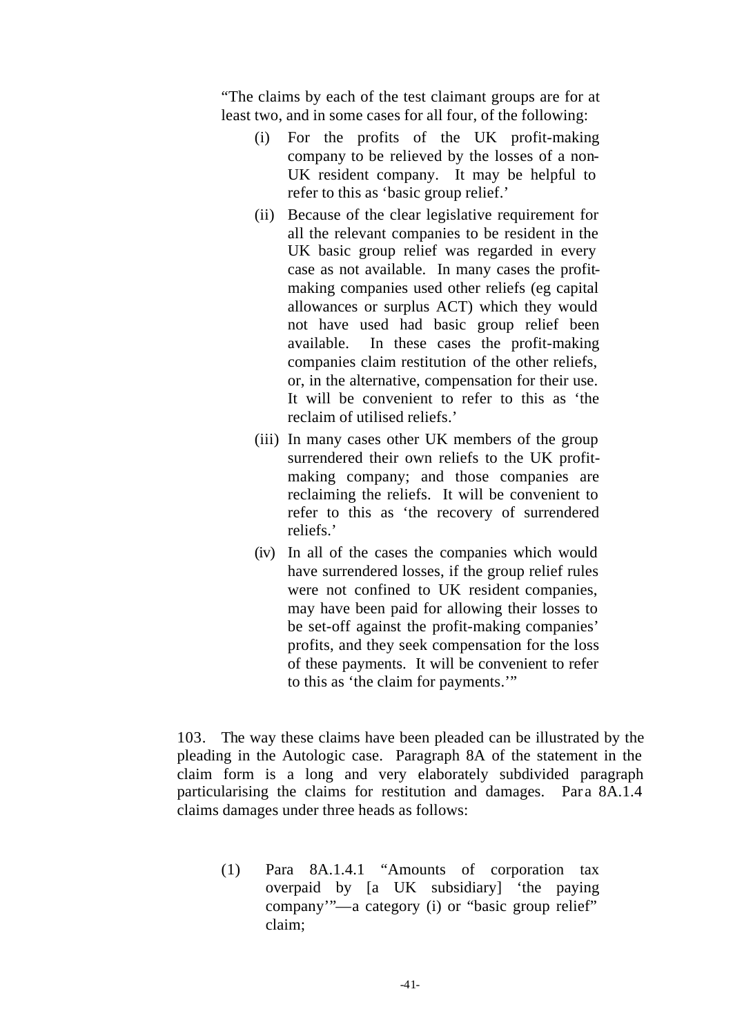> "The claims by each of the test claimant groups are for at least two, and in some cases for all four, of the following:
>
> (i) For the profits of the UK profit-making company to be relieved by the losses of a non-UK resident company. It may be helpful to refer to this as 'basic group relief.'
>
> (ii) Because of the clear legislative requirement for all the relevant companies to be resident in the UK basic group relief was regarded in every case as not available. In many cases the profit-making companies used other reliefs (eg capital allowances or surplus ACT) which they would not have used had basic group relief been available. In these cases the profit-making companies claim restitution of the other reliefs, or, in the alternative, compensation for their use. It will be convenient to refer to this as 'the reclaim of utilised reliefs.'
>
> (iii) In many cases other UK members of the group surrendered their own reliefs to the UK profit-making company; and those companies are reclaiming the reliefs. It will be convenient to refer to this as 'the recovery of surrendered reliefs.'
>
> (iv) In all of the cases the companies which would have surrendered losses, if the group relief rules were not confined to UK resident companies, may have been paid for allowing their losses to be set-off against the profit-making companies' profits, and they seek compensation for the loss of these payments. It will be convenient to refer to this as 'the claim for payments.'"

103. The way these claims have been pleaded can be illustrated by the pleading in the Autologic case. Paragraph 8A of the statement in the claim form is a long and very elaborately subdivided paragraph particularising the claims for restitution and damages. Para 8A.1.4 claims damages under three heads as follows:

(1) Para 8A.1.4.1 "Amounts of corporation tax overpaid by [a UK subsidiary] 'the paying company'"—a category (i) or "basic group relief" claim;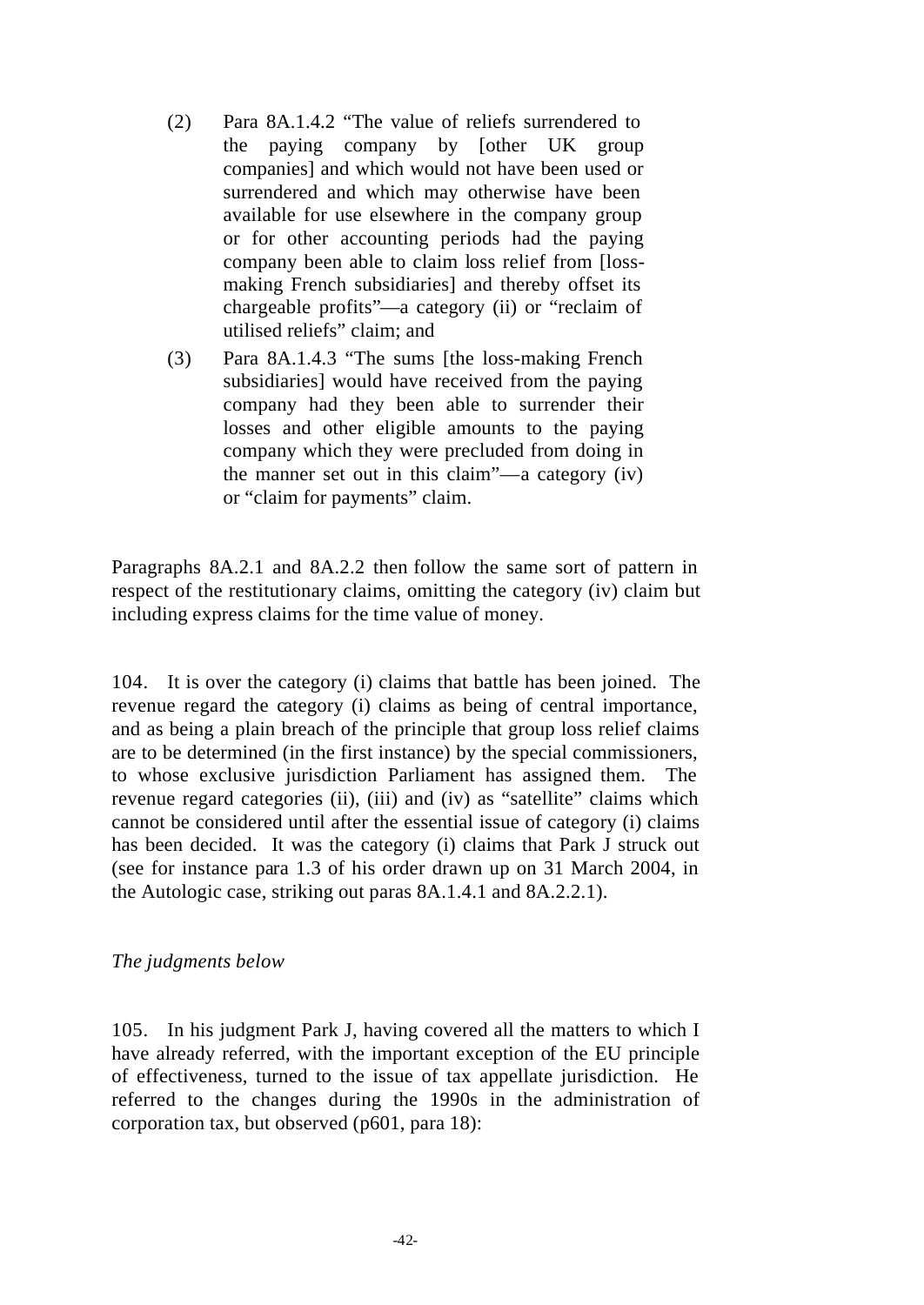(2) Para 8A.1.4.2 "The value of reliefs surrendered to the paying company by [other UK group companies] and which would not have been used or surrendered and which may otherwise have been available for use elsewhere in the company group or for other accounting periods had the paying company been able to claim loss relief from [loss-making French subsidiaries] and thereby offset its chargeable profits"—a category (ii) or "reclaim of utilised reliefs" claim; and

(3) Para 8A.1.4.3 "The sums [the loss-making French subsidiaries] would have received from the paying company had they been able to surrender their losses and other eligible amounts to the paying company which they were precluded from doing in the manner set out in this claim"—a category (iv) or "claim for payments" claim.

Paragraphs 8A.2.1 and 8A.2.2 then follow the same sort of pattern in respect of the restitutionary claims, omitting the category (iv) claim but including express claims for the time value of money.

104. It is over the category (i) claims that battle has been joined. The revenue regard the category (i) claims as being of central importance, and as being a plain breach of the principle that group loss relief claims are to be determined (in the first instance) by the special commissioners, to whose exclusive jurisdiction Parliament has assigned them. The revenue regard categories (ii), (iii) and (iv) as "satellite" claims which cannot be considered until after the essential issue of category (i) claims has been decided. It was the category (i) claims that Park J struck out (see for instance para 1.3 of his order drawn up on 31 March 2004, in the Autologic case, striking out paras 8A.1.4.1 and 8A.2.2.1).

*The judgments below*

105. In his judgment Park J, having covered all the matters to which I have already referred, with the important exception of the EU principle of effectiveness, turned to the issue of tax appellate jurisdiction. He referred to the changes during the 1990s in the administration of corporation tax, but observed (p601, para 18):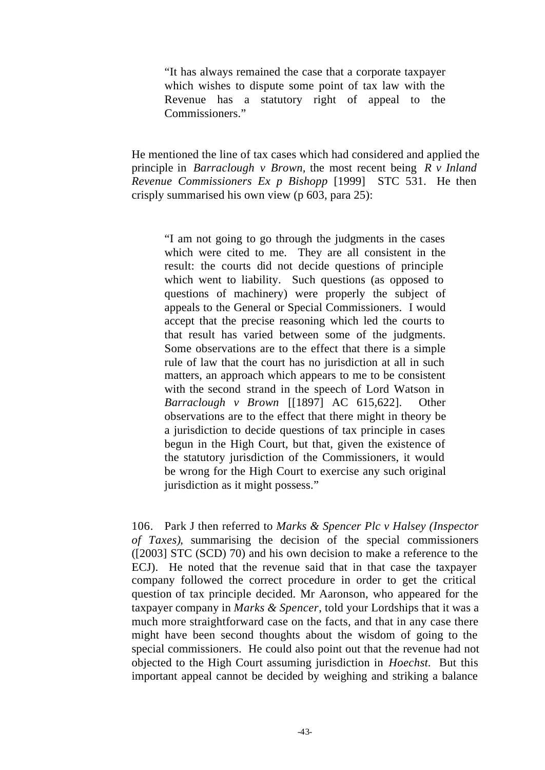> "It has always remained the case that a corporate taxpayer which wishes to dispute some point of tax law with the Revenue has a statutory right of appeal to the Commissioners."

He mentioned the line of tax cases which had considered and applied the principle in *Barraclough v Brown*, the most recent being *R v Inland Revenue Commissioners Ex p Bishopp* [1999] STC 531. He then crisply summarised his own view (p 603, para 25):

> "I am not going to go through the judgments in the cases which were cited to me. They are all consistent in the result: the courts did not decide questions of principle which went to liability. Such questions (as opposed to questions of machinery) were properly the subject of appeals to the General or Special Commissioners. I would accept that the precise reasoning which led the courts to that result has varied between some of the judgments. Some observations are to the effect that there is a simple rule of law that the court has no jurisdiction at all in such matters, an approach which appears to me to be consistent with the second strand in the speech of Lord Watson in *Barraclough v Brown* [[1897] AC 615,622]. Other observations are to the effect that there might in theory be a jurisdiction to decide questions of tax principle in cases begun in the High Court, but that, given the existence of the statutory jurisdiction of the Commissioners, it would be wrong for the High Court to exercise any such original jurisdiction as it might possess."

106. Park J then referred to *Marks & Spencer Plc v Halsey (Inspector of Taxes)*, summarising the decision of the special commissioners ([2003] STC (SCD) 70) and his own decision to make a reference to the ECJ). He noted that the revenue said that in that case the taxpayer company followed the correct procedure in order to get the critical question of tax principle decided. Mr Aaronson, who appeared for the taxpayer company in *Marks & Spencer*, told your Lordships that it was a much more straightforward case on the facts, and that in any case there might have been second thoughts about the wisdom of going to the special commissioners. He could also point out that the revenue had not objected to the High Court assuming jurisdiction in *Hoechst*. But this important appeal cannot be decided by weighing and striking a balance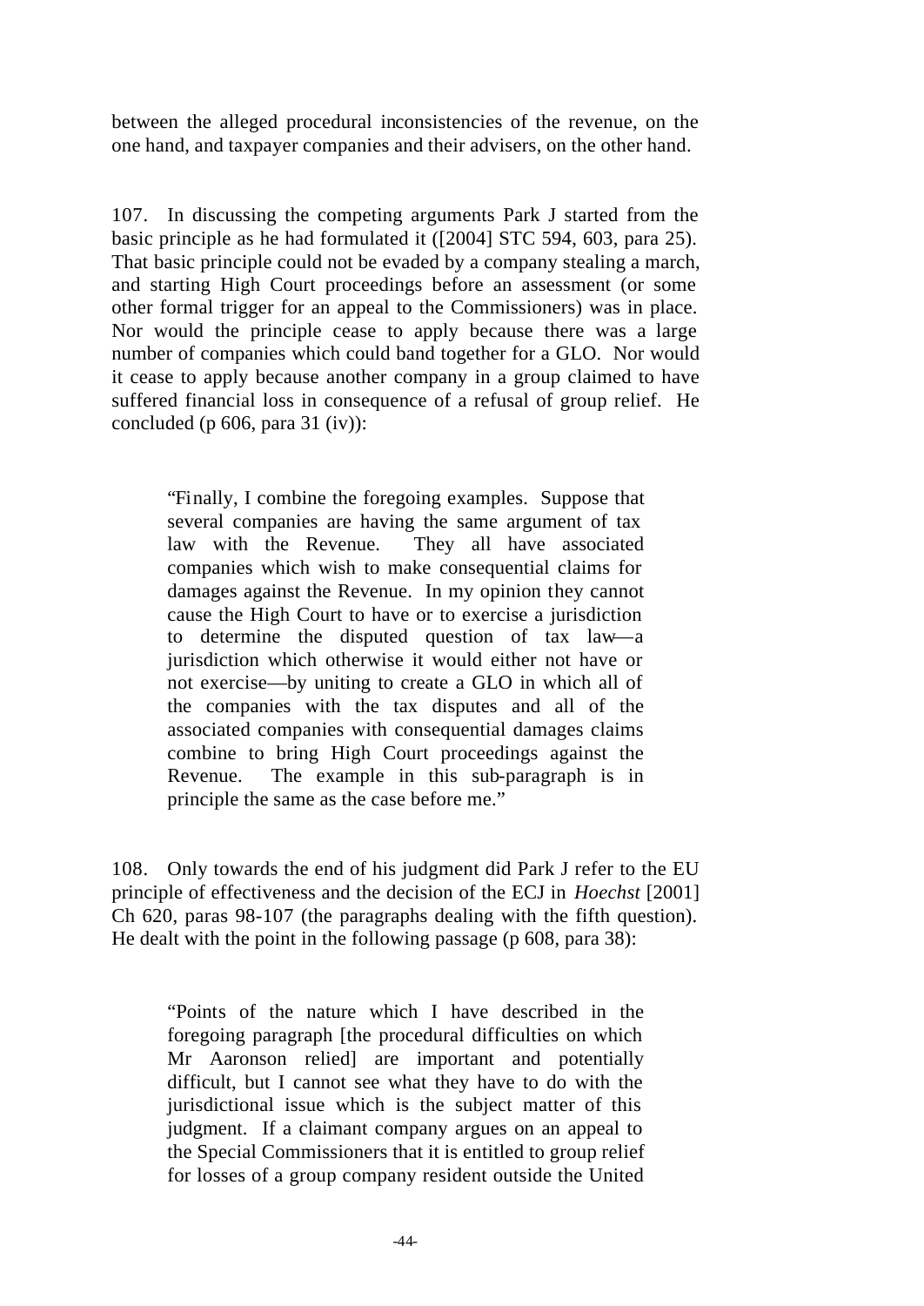between the alleged procedural inconsistencies of the revenue, on the one hand, and taxpayer companies and their advisers, on the other hand.

107. In discussing the competing arguments Park J started from the basic principle as he had formulated it ([2004] STC 594, 603, para 25). That basic principle could not be evaded by a company stealing a march, and starting High Court proceedings before an assessment (or some other formal trigger for an appeal to the Commissioners) was in place. Nor would the principle cease to apply because there was a large number of companies which could band together for a GLO. Nor would it cease to apply because another company in a group claimed to have suffered financial loss in consequence of a refusal of group relief. He concluded (p 606, para 31 (iv)):

> "Finally, I combine the foregoing examples. Suppose that several companies are having the same argument of tax law with the Revenue. They all have associated companies which wish to make consequential claims for damages against the Revenue. In my opinion they cannot cause the High Court to have or to exercise a jurisdiction to determine the disputed question of tax law—a jurisdiction which otherwise it would either not have or not exercise—by uniting to create a GLO in which all of the companies with the tax disputes and all of the associated companies with consequential damages claims combine to bring High Court proceedings against the Revenue. The example in this sub-paragraph is in principle the same as the case before me."

108. Only towards the end of his judgment did Park J refer to the EU principle of effectiveness and the decision of the ECJ in *Hoechst* [2001] Ch 620, paras 98-107 (the paragraphs dealing with the fifth question). He dealt with the point in the following passage (p 608, para 38):

> "Points of the nature which I have described in the foregoing paragraph [the procedural difficulties on which Mr Aaronson relied] are important and potentially difficult, but I cannot see what they have to do with the jurisdictional issue which is the subject matter of this judgment. If a claimant company argues on an appeal to the Special Commissioners that it is entitled to group relief for losses of a group company resident outside the United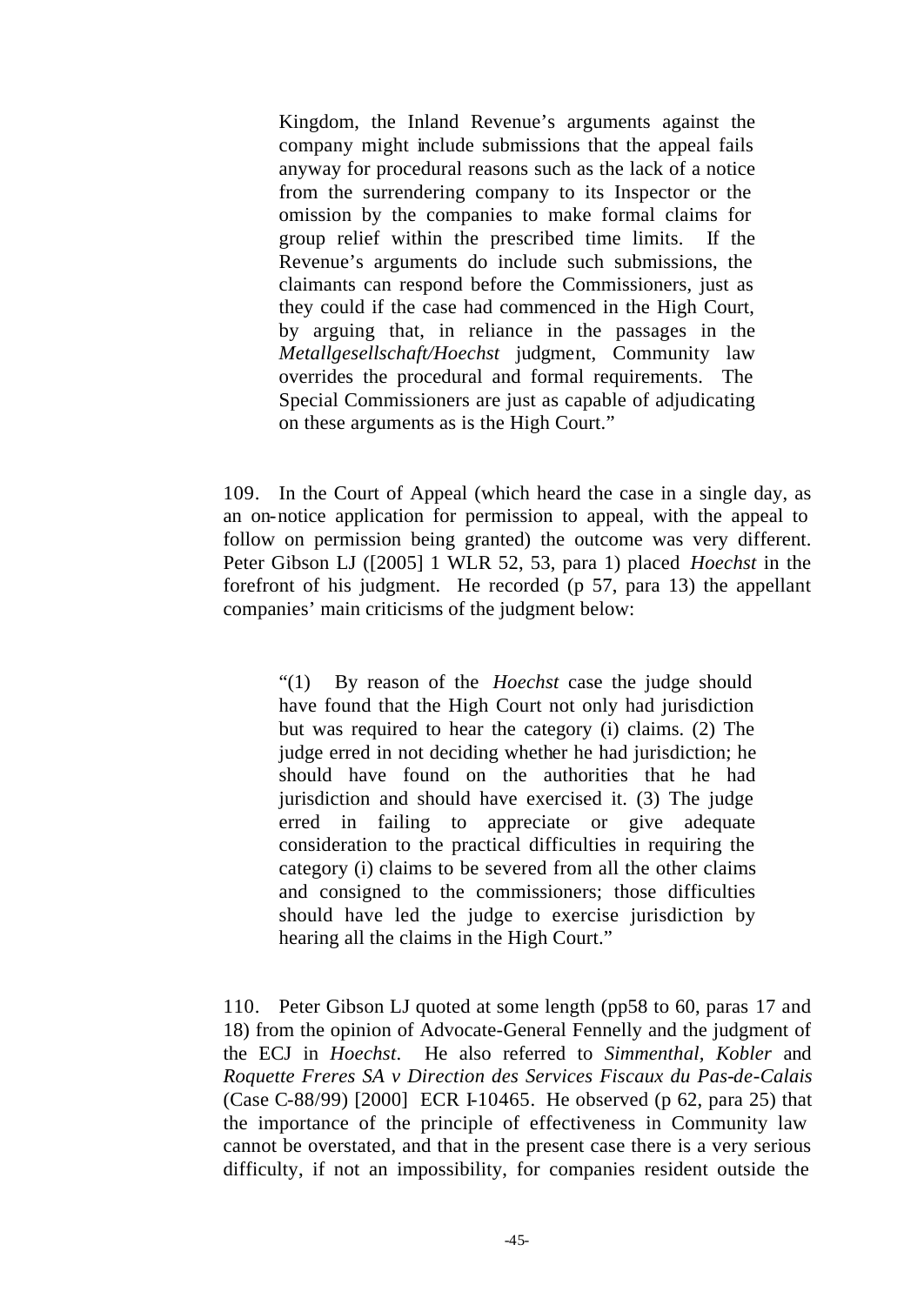> Kingdom, the Inland Revenue's arguments against the company might include submissions that the appeal fails anyway for procedural reasons such as the lack of a notice from the surrendering company to its Inspector or the omission by the companies to make formal claims for group relief within the prescribed time limits. If the Revenue's arguments do include such submissions, the claimants can respond before the Commissioners, just as they could if the case had commenced in the High Court, by arguing that, in reliance in the passages in the *Metallgesellschaft/Hoechst* judgment, Community law overrides the procedural and formal requirements. The Special Commissioners are just as capable of adjudicating on these arguments as is the High Court."

109. In the Court of Appeal (which heard the case in a single day, as an on-notice application for permission to appeal, with the appeal to follow on permission being granted) the outcome was very different. Peter Gibson LJ ([2005] 1 WLR 52, 53, para 1) placed *Hoechst* in the forefront of his judgment. He recorded (p 57, para 13) the appellant companies' main criticisms of the judgment below:

> "(1) By reason of the *Hoechst* case the judge should have found that the High Court not only had jurisdiction but was required to hear the category (i) claims. (2) The judge erred in not deciding whether he had jurisdiction; he should have found on the authorities that he had jurisdiction and should have exercised it. (3) The judge erred in failing to appreciate or give adequate consideration to the practical difficulties in requiring the category (i) claims to be severed from all the other claims and consigned to the commissioners; those difficulties should have led the judge to exercise jurisdiction by hearing all the claims in the High Court."

110. Peter Gibson LJ quoted at some length (pp58 to 60, paras 17 and 18) from the opinion of Advocate-General Fennelly and the judgment of the ECJ in *Hoechst*. He also referred to *Simmenthal*, *Kobler* and *Roquette Freres SA v Direction des Services Fiscaux du Pas-de-Calais* (Case C-88/99) [2000] ECR I-10465. He observed (p 62, para 25) that the importance of the principle of effectiveness in Community law cannot be overstated, and that in the present case there is a very serious difficulty, if not an impossibility, for companies resident outside the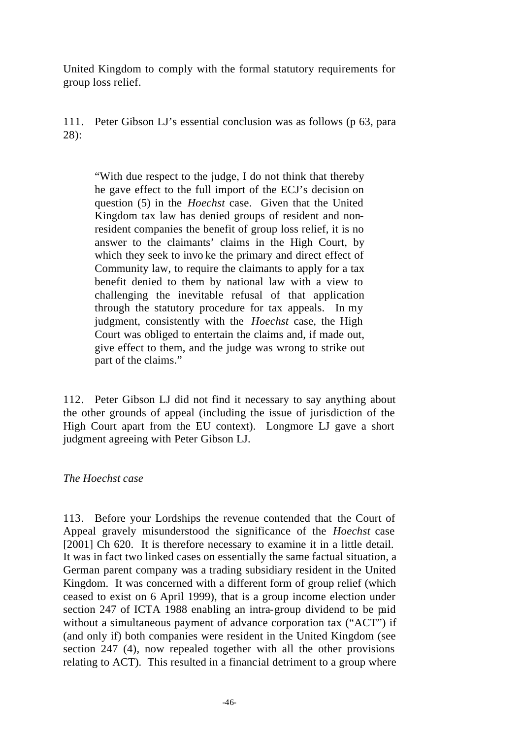United Kingdom to comply with the formal statutory requirements for group loss relief.

111. Peter Gibson LJ's essential conclusion was as follows (p 63, para 28):

> "With due respect to the judge, I do not think that thereby he gave effect to the full import of the ECJ's decision on question (5) in the *Hoechst* case. Given that the United Kingdom tax law has denied groups of resident and non-resident companies the benefit of group loss relief, it is no answer to the claimants' claims in the High Court, by which they seek to invoke the primary and direct effect of Community law, to require the claimants to apply for a tax benefit denied to them by national law with a view to challenging the inevitable refusal of that application through the statutory procedure for tax appeals. In my judgment, consistently with the *Hoechst* case, the High Court was obliged to entertain the claims and, if made out, give effect to them, and the judge was wrong to strike out part of the claims."

112. Peter Gibson LJ did not find it necessary to say anything about the other grounds of appeal (including the issue of jurisdiction of the High Court apart from the EU context). Longmore LJ gave a short judgment agreeing with Peter Gibson LJ.

*The Hoechst case*

113. Before your Lordships the revenue contended that the Court of Appeal gravely misunderstood the significance of the *Hoechst* case [2001] Ch 620. It is therefore necessary to examine it in a little detail. It was in fact two linked cases on essentially the same factual situation, a German parent company was a trading subsidiary resident in the United Kingdom. It was concerned with a different form of group relief (which ceased to exist on 6 April 1999), that is a group income election under section 247 of ICTA 1988 enabling an intra-group dividend to be paid without a simultaneous payment of advance corporation tax ("ACT") if (and only if) both companies were resident in the United Kingdom (see section 247 (4), now repealed together with all the other provisions relating to ACT). This resulted in a financial detriment to a group where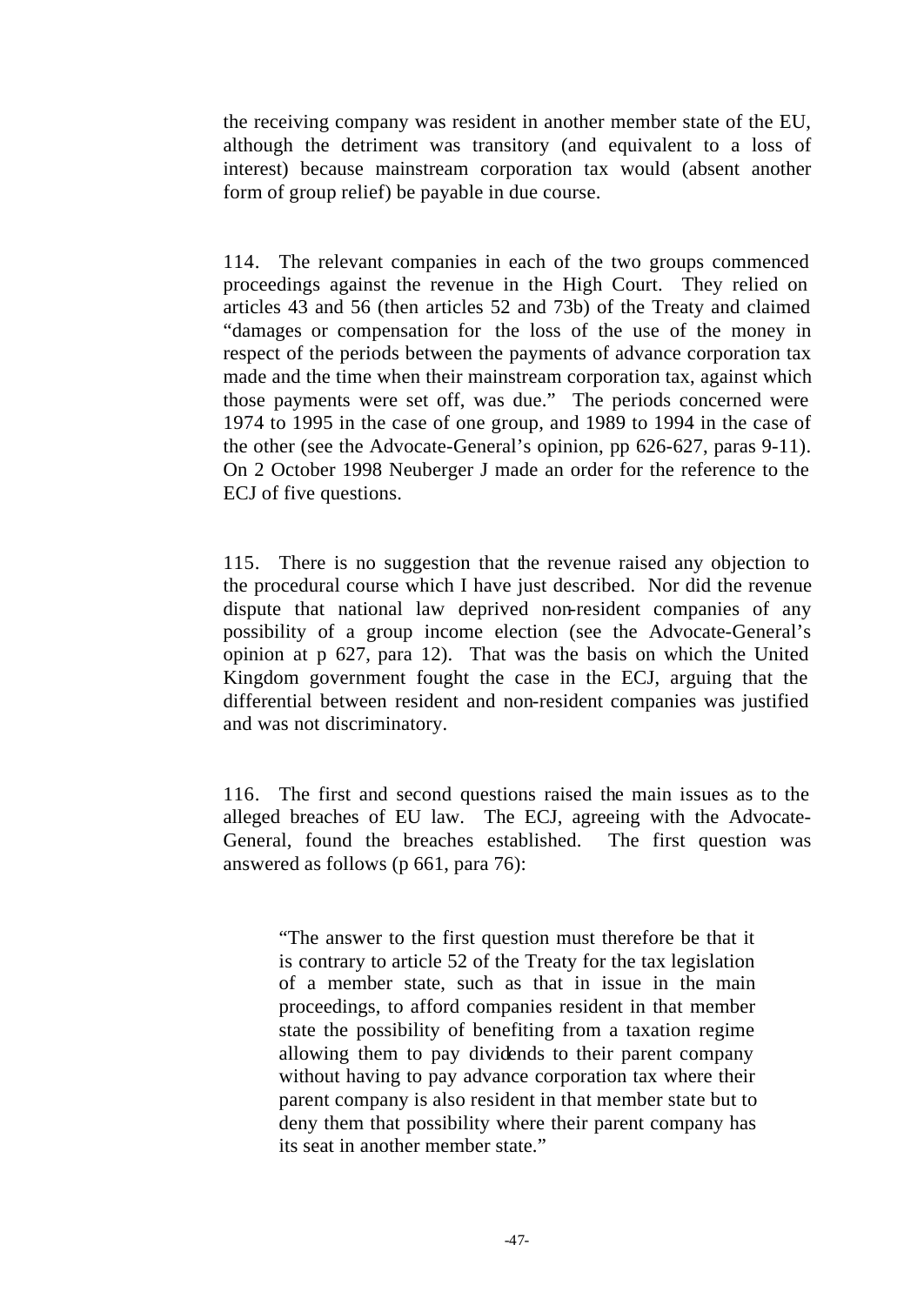the receiving company was resident in another member state of the EU, although the detriment was transitory (and equivalent to a loss of interest) because mainstream corporation tax would (absent another form of group relief) be payable in due course.

114. The relevant companies in each of the two groups commenced proceedings against the revenue in the High Court. They relied on articles 43 and 56 (then articles 52 and 73b) of the Treaty and claimed "damages or compensation for the loss of the use of the money in respect of the periods between the payments of advance corporation tax made and the time when their mainstream corporation tax, against which those payments were set off, was due." The periods concerned were 1974 to 1995 in the case of one group, and 1989 to 1994 in the case of the other (see the Advocate-General's opinion, pp 626-627, paras 9-11). On 2 October 1998 Neuberger J made an order for the reference to the ECJ of five questions.

115. There is no suggestion that the revenue raised any objection to the procedural course which I have just described. Nor did the revenue dispute that national law deprived non-resident companies of any possibility of a group income election (see the Advocate-General's opinion at p 627, para 12). That was the basis on which the United Kingdom government fought the case in the ECJ, arguing that the differential between resident and non-resident companies was justified and was not discriminatory.

116. The first and second questions raised the main issues as to the alleged breaches of EU law. The ECJ, agreeing with the Advocate-General, found the breaches established. The first question was answered as follows (p 661, para 76):

> "The answer to the first question must therefore be that it is contrary to article 52 of the Treaty for the tax legislation of a member state, such as that in issue in the main proceedings, to afford companies resident in that member state the possibility of benefiting from a taxation regime allowing them to pay dividends to their parent company without having to pay advance corporation tax where their parent company is also resident in that member state but to deny them that possibility where their parent company has its seat in another member state."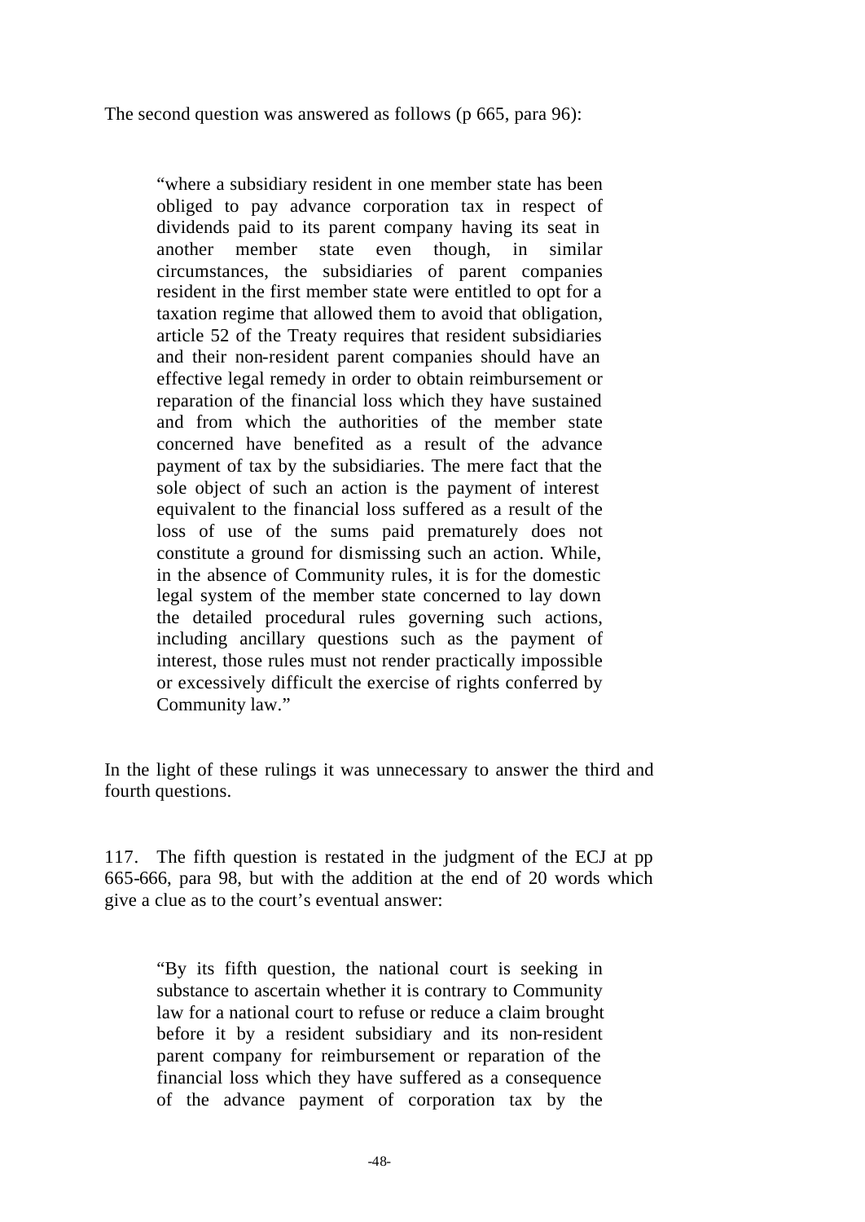The second question was answered as follows (p 665, para 96):

> "where a subsidiary resident in one member state has been obliged to pay advance corporation tax in respect of dividends paid to its parent company having its seat in another member state even though, in similar circumstances, the subsidiaries of parent companies resident in the first member state were entitled to opt for a taxation regime that allowed them to avoid that obligation, article 52 of the Treaty requires that resident subsidiaries and their non-resident parent companies should have an effective legal remedy in order to obtain reimbursement or reparation of the financial loss which they have sustained and from which the authorities of the member state concerned have benefited as a result of the advance payment of tax by the subsidiaries. The mere fact that the sole object of such an action is the payment of interest equivalent to the financial loss suffered as a result of the loss of use of the sums paid prematurely does not constitute a ground for dismissing such an action. While, in the absence of Community rules, it is for the domestic legal system of the member state concerned to lay down the detailed procedural rules governing such actions, including ancillary questions such as the payment of interest, those rules must not render practically impossible or excessively difficult the exercise of rights conferred by Community law."

In the light of these rulings it was unnecessary to answer the third and fourth questions.

117. The fifth question is restated in the judgment of the ECJ at pp 665-666, para 98, but with the addition at the end of 20 words which give a clue as to the court's eventual answer:

> "By its fifth question, the national court is seeking in substance to ascertain whether it is contrary to Community law for a national court to refuse or reduce a claim brought before it by a resident subsidiary and its non-resident parent company for reimbursement or reparation of the financial loss which they have suffered as a consequence of the advance payment of corporation tax by the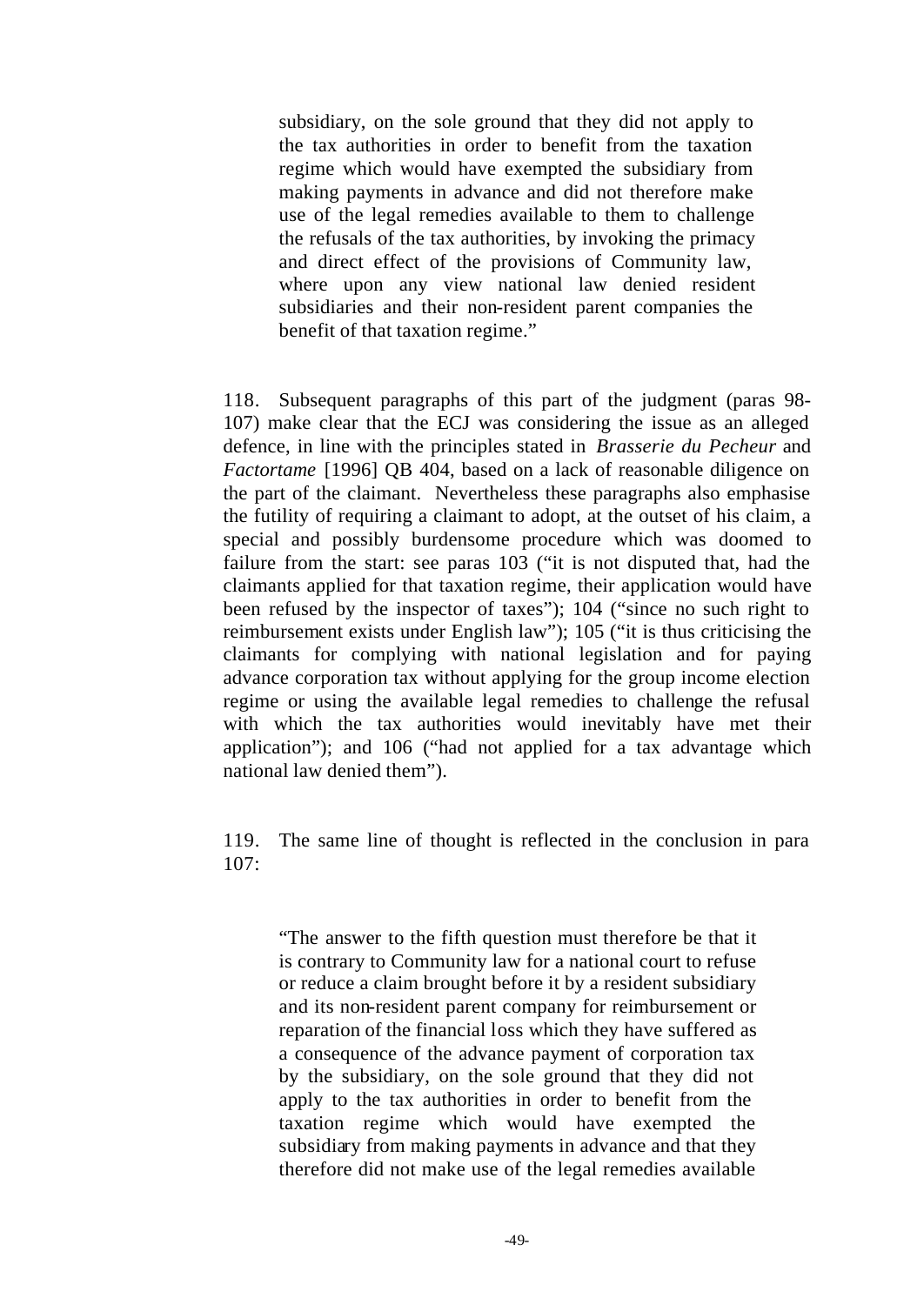> subsidiary, on the sole ground that they did not apply to the tax authorities in order to benefit from the taxation regime which would have exempted the subsidiary from making payments in advance and did not therefore make use of the legal remedies available to them to challenge the refusals of the tax authorities, by invoking the primacy and direct effect of the provisions of Community law, where upon any view national law denied resident subsidiaries and their non-resident parent companies the benefit of that taxation regime."

118. Subsequent paragraphs of this part of the judgment (paras 98-107) make clear that the ECJ was considering the issue as an alleged defence, in line with the principles stated in *Brasserie du Pecheur* and *Factortame* [1996] QB 404, based on a lack of reasonable diligence on the part of the claimant. Nevertheless these paragraphs also emphasise the futility of requiring a claimant to adopt, at the outset of his claim, a special and possibly burdensome procedure which was doomed to failure from the start: see paras 103 ("it is not disputed that, had the claimants applied for that taxation regime, their application would have been refused by the inspector of taxes"); 104 ("since no such right to reimbursement exists under English law"); 105 ("it is thus criticising the claimants for complying with national legislation and for paying advance corporation tax without applying for the group income election regime or using the available legal remedies to challenge the refusal with which the tax authorities would inevitably have met their application"); and 106 ("had not applied for a tax advantage which national law denied them").

119. The same line of thought is reflected in the conclusion in para 107:

> "The answer to the fifth question must therefore be that it is contrary to Community law for a national court to refuse or reduce a claim brought before it by a resident subsidiary and its non-resident parent company for reimbursement or reparation of the financial loss which they have suffered as a consequence of the advance payment of corporation tax by the subsidiary, on the sole ground that they did not apply to the tax authorities in order to benefit from the taxation regime which would have exempted the subsidiary from making payments in advance and that they therefore did not make use of the legal remedies available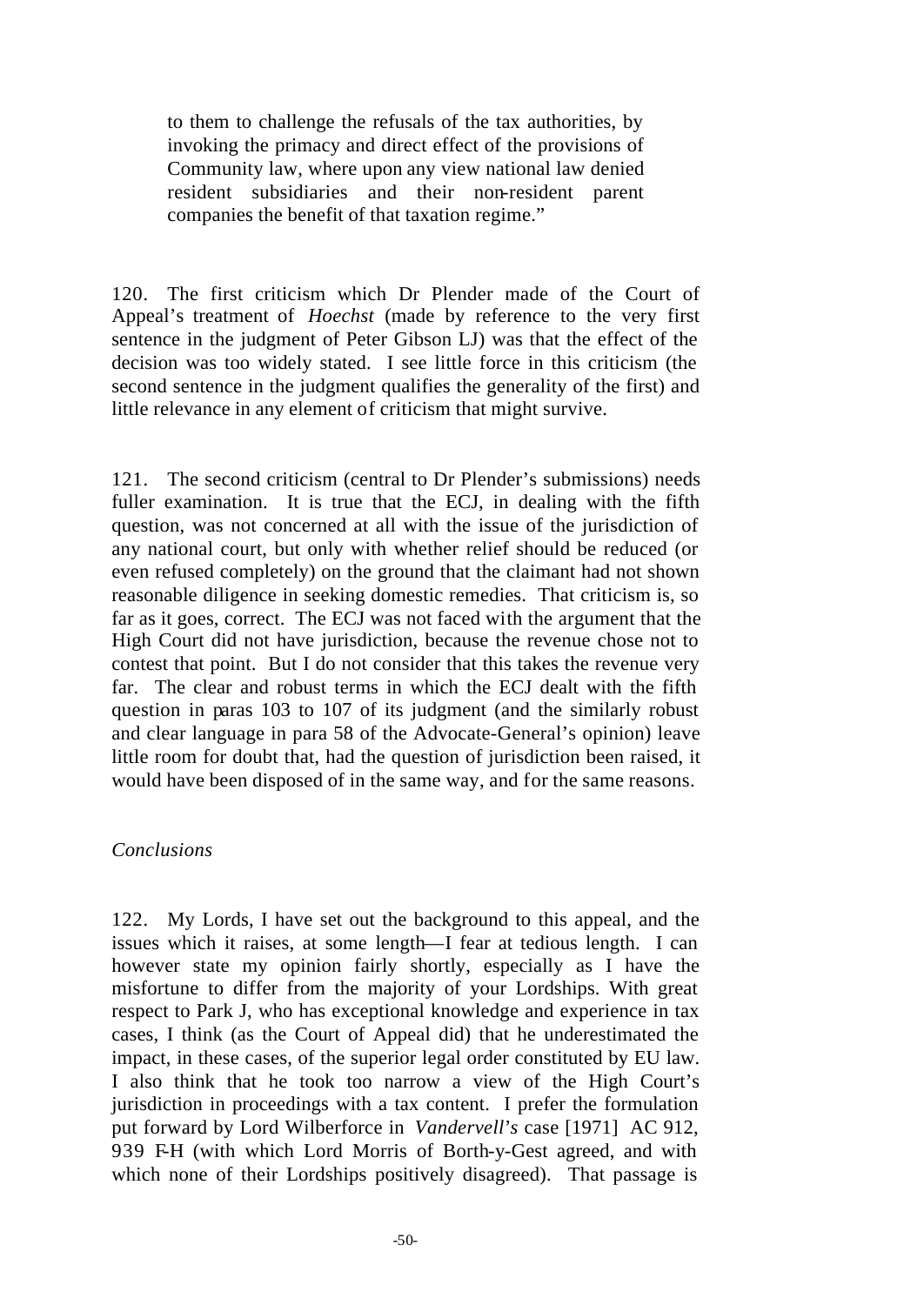> to them to challenge the refusals of the tax authorities, by invoking the primacy and direct effect of the provisions of Community law, where upon any view national law denied resident subsidiaries and their non-resident parent companies the benefit of that taxation regime."

120. The first criticism which Dr Plender made of the Court of Appeal's treatment of *Hoechst* (made by reference to the very first sentence in the judgment of Peter Gibson LJ) was that the effect of the decision was too widely stated. I see little force in this criticism (the second sentence in the judgment qualifies the generality of the first) and little relevance in any element of criticism that might survive.

121. The second criticism (central to Dr Plender's submissions) needs fuller examination. It is true that the ECJ, in dealing with the fifth question, was not concerned at all with the issue of the jurisdiction of any national court, but only with whether relief should be reduced (or even refused completely) on the ground that the claimant had not shown reasonable diligence in seeking domestic remedies. That criticism is, so far as it goes, correct. The ECJ was not faced with the argument that the High Court did not have jurisdiction, because the revenue chose not to contest that point. But I do not consider that this takes the revenue very far. The clear and robust terms in which the ECJ dealt with the fifth question in paras 103 to 107 of its judgment (and the similarly robust and clear language in para 58 of the Advocate-General's opinion) leave little room for doubt that, had the question of jurisdiction been raised, it would have been disposed of in the same way, and for the same reasons.

*Conclusions*

122. My Lords, I have set out the background to this appeal, and the issues which it raises, at some length—I fear at tedious length. I can however state my opinion fairly shortly, especially as I have the misfortune to differ from the majority of your Lordships. With great respect to Park J, who has exceptional knowledge and experience in tax cases, I think (as the Court of Appeal did) that he underestimated the impact, in these cases, of the superior legal order constituted by EU law. I also think that he took too narrow a view of the High Court's jurisdiction in proceedings with a tax content. I prefer the formulation put forward by Lord Wilberforce in *Vandervell's* case [1971] AC 912, 939 F-H (with which Lord Morris of Borth-y-Gest agreed, and with which none of their Lordships positively disagreed). That passage is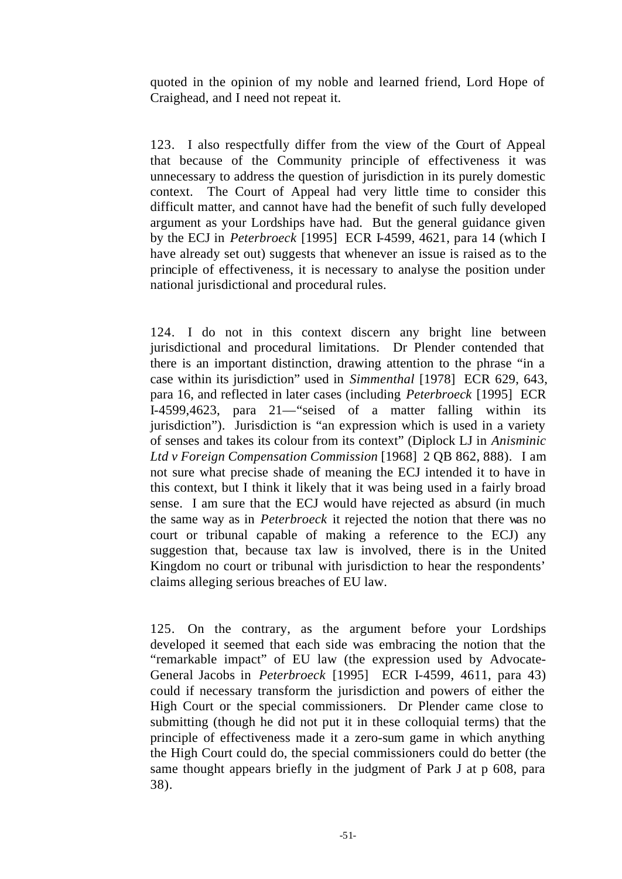quoted in the opinion of my noble and learned friend, Lord Hope of Craighead, and I need not repeat it.

123. I also respectfully differ from the view of the Court of Appeal that because of the Community principle of effectiveness it was unnecessary to address the question of jurisdiction in its purely domestic context. The Court of Appeal had very little time to consider this difficult matter, and cannot have had the benefit of such fully developed argument as your Lordships have had. But the general guidance given by the ECJ in *Peterbroeck* [1995] ECR I-4599, 4621, para 14 (which I have already set out) suggests that whenever an issue is raised as to the principle of effectiveness, it is necessary to analyse the position under national jurisdictional and procedural rules.

124. I do not in this context discern any bright line between jurisdictional and procedural limitations. Dr Plender contended that there is an important distinction, drawing attention to the phrase "in a case within its jurisdiction" used in *Simmenthal* [1978] ECR 629, 643, para 16, and reflected in later cases (including *Peterbroeck* [1995] ECR I-4599,4623, para 21—"seised of a matter falling within its jurisdiction"). Jurisdiction is "an expression which is used in a variety of senses and takes its colour from its context" (Diplock LJ in *Anisminic Ltd v Foreign Compensation Commission* [1968] 2 QB 862, 888). I am not sure what precise shade of meaning the ECJ intended it to have in this context, but I think it likely that it was being used in a fairly broad sense. I am sure that the ECJ would have rejected as absurd (in much the same way as in *Peterbroeck* it rejected the notion that there was no court or tribunal capable of making a reference to the ECJ) any suggestion that, because tax law is involved, there is in the United Kingdom no court or tribunal with jurisdiction to hear the respondents' claims alleging serious breaches of EU law.

125. On the contrary, as the argument before your Lordships developed it seemed that each side was embracing the notion that the "remarkable impact" of EU law (the expression used by Advocate-General Jacobs in *Peterbroeck* [1995] ECR I-4599, 4611, para 43) could if necessary transform the jurisdiction and powers of either the High Court or the special commissioners. Dr Plender came close to submitting (though he did not put it in these colloquial terms) that the principle of effectiveness made it a zero-sum game in which anything the High Court could do, the special commissioners could do better (the same thought appears briefly in the judgment of Park J at p 608, para 38).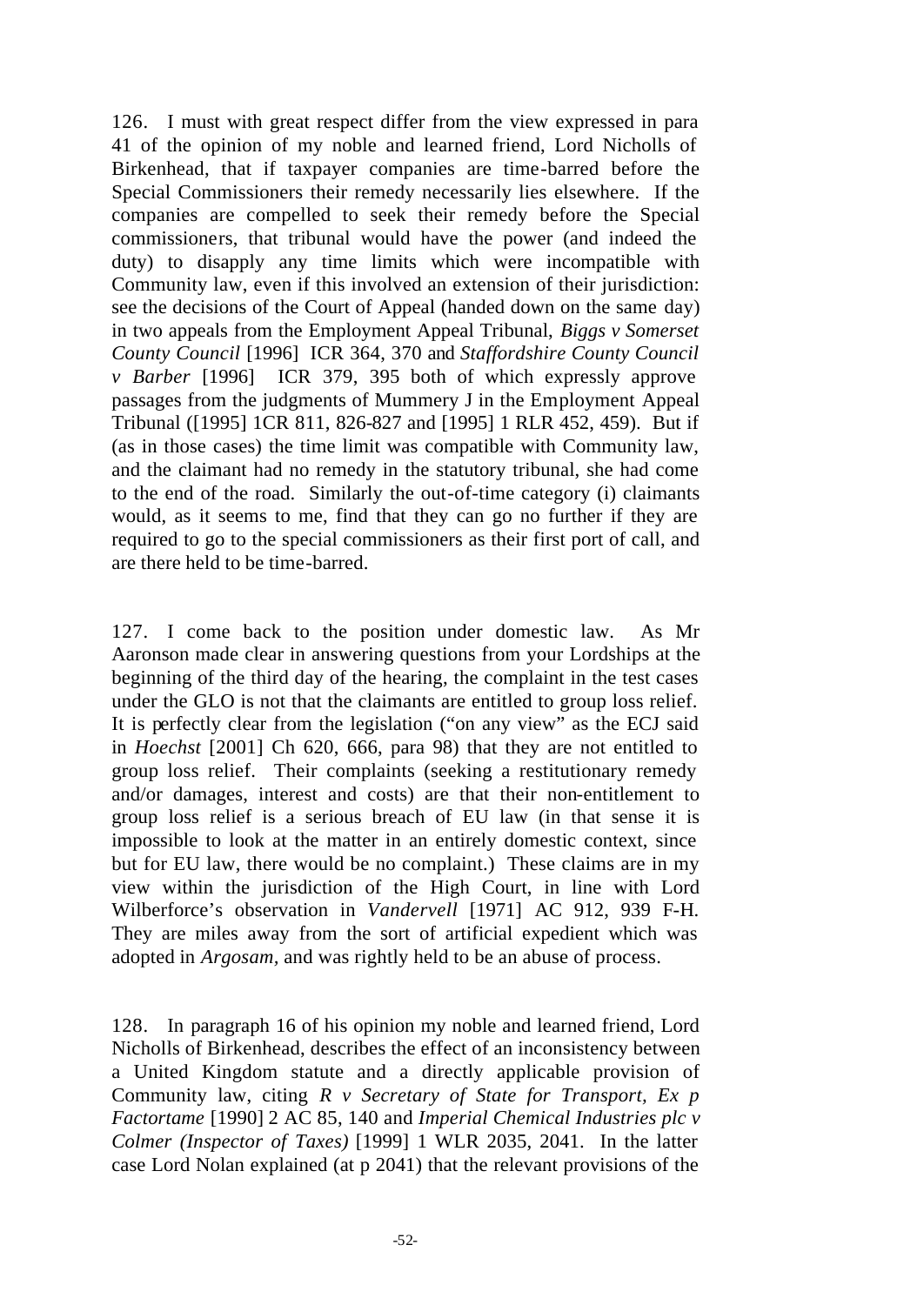126. I must with great respect differ from the view expressed in para 41 of the opinion of my noble and learned friend, Lord Nicholls of Birkenhead, that if taxpayer companies are time-barred before the Special Commissioners their remedy necessarily lies elsewhere. If the companies are compelled to seek their remedy before the Special commissioners, that tribunal would have the power (and indeed the duty) to disapply any time limits which were incompatible with Community law, even if this involved an extension of their jurisdiction: see the decisions of the Court of Appeal (handed down on the same day) in two appeals from the Employment Appeal Tribunal, *Biggs v Somerset County Council* [1996] ICR 364, 370 and *Staffordshire County Council v Barber* [1996] ICR 379, 395 both of which expressly approve passages from the judgments of Mummery J in the Employment Appeal Tribunal ([1995] 1CR 811, 826-827 and [1995] 1 RLR 452, 459). But if (as in those cases) the time limit was compatible with Community law, and the claimant had no remedy in the statutory tribunal, she had come to the end of the road. Similarly the out-of-time category (i) claimants would, as it seems to me, find that they can go no further if they are required to go to the special commissioners as their first port of call, and are there held to be time-barred.

127. I come back to the position under domestic law. As Mr Aaronson made clear in answering questions from your Lordships at the beginning of the third day of the hearing, the complaint in the test cases under the GLO is not that the claimants are entitled to group loss relief. It is perfectly clear from the legislation ("on any view" as the ECJ said in *Hoechst* [2001] Ch 620, 666, para 98) that they are not entitled to group loss relief. Their complaints (seeking a restitutionary remedy and/or damages, interest and costs) are that their non-entitlement to group loss relief is a serious breach of EU law (in that sense it is impossible to look at the matter in an entirely domestic context, since but for EU law, there would be no complaint.) These claims are in my view within the jurisdiction of the High Court, in line with Lord Wilberforce's observation in *Vandervell* [1971] AC 912, 939 F-H. They are miles away from the sort of artificial expedient which was adopted in *Argosam*, and was rightly held to be an abuse of process.

128. In paragraph 16 of his opinion my noble and learned friend, Lord Nicholls of Birkenhead, describes the effect of an inconsistency between a United Kingdom statute and a directly applicable provision of Community law, citing *R v Secretary of State for Transport, Ex p Factortame* [1990] 2 AC 85, 140 and *Imperial Chemical Industries plc v Colmer (Inspector of Taxes)* [1999] 1 WLR 2035, 2041. In the latter case Lord Nolan explained (at p 2041) that the relevant provisions of the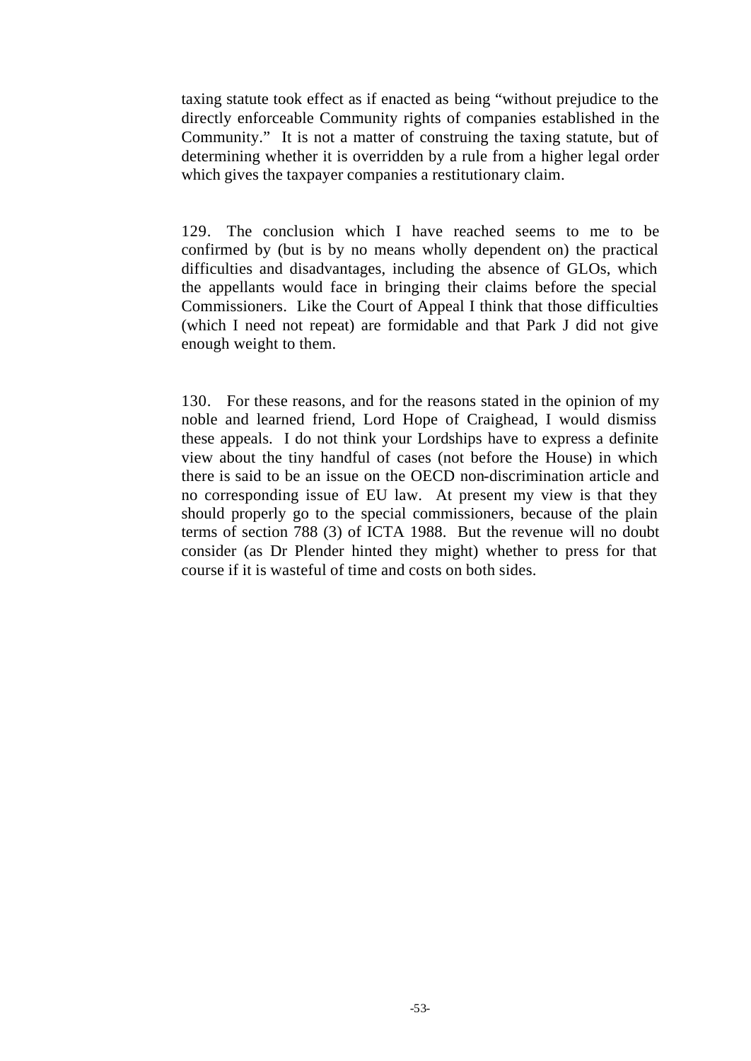taxing statute took effect as if enacted as being "without prejudice to the directly enforceable Community rights of companies established in the Community." It is not a matter of construing the taxing statute, but of determining whether it is overridden by a rule from a higher legal order which gives the taxpayer companies a restitutionary claim.

129. The conclusion which I have reached seems to me to be confirmed by (but is by no means wholly dependent on) the practical difficulties and disadvantages, including the absence of GLOs, which the appellants would face in bringing their claims before the special Commissioners. Like the Court of Appeal I think that those difficulties (which I need not repeat) are formidable and that Park J did not give enough weight to them.

130. For these reasons, and for the reasons stated in the opinion of my noble and learned friend, Lord Hope of Craighead, I would dismiss these appeals. I do not think your Lordships have to express a definite view about the tiny handful of cases (not before the House) in which there is said to be an issue on the OECD non-discrimination article and no corresponding issue of EU law. At present my view is that they should properly go to the special commissioners, because of the plain terms of section 788 (3) of ICTA 1988. But the revenue will no doubt consider (as Dr Plender hinted they might) whether to press for that course if it is wasteful of time and costs on both sides.